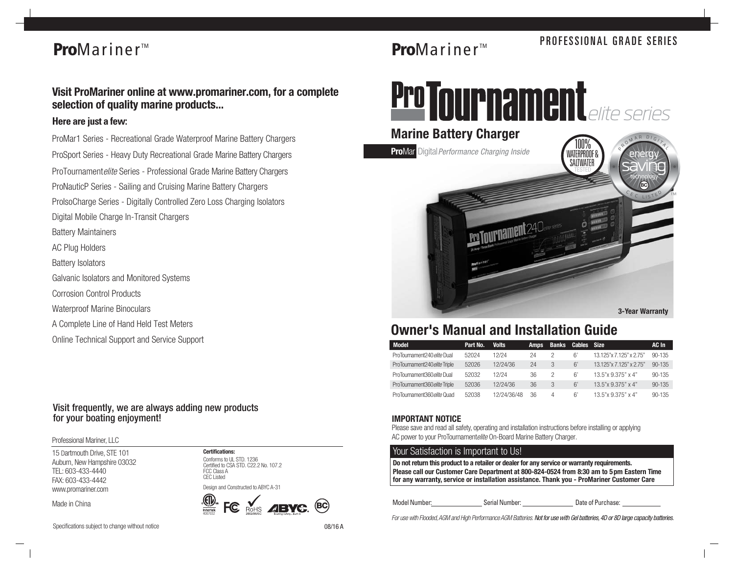**Pro**Mariner™

## Visit ProMariner online at www.promariner.com, for a complete selection of quality marine products...

### Here are just a few:

ProMar1 Series - Recreational Grade Waterproof Marine Battery Chargers

ProSport Series - Heavy Duty Recreational Grade Marine Battery Chargers

ProTournament*elite* Series - Professional Grade Marine Battery Chargers

ProNauticP Series - Sailing and Cruising Marine Battery Chargers

ProIsoCharge Series - Digitally Controlled Zero Loss Charging Isolators

Digital Mobile Charge In-Transit Chargers

Battery Maintainers

AC Plug Holders

Battery Isolators

Galvanic Isolators and Monitored Systems

Corrosion Control Products

Waterproof Marine Binoculars

A Complete Line of Hand Held Test Meters

Online Technical Support and Service Support

Visit frequently, we are always adding new products for your boating enjoyment!

Professional Mariner, LLC

15 Dartmouth Drive, STE 101
Auburn, New Hampshire 03032
TEL: 603-433-4440
FAX: 603-433-4442
www.promariner.com

Made in China

**Certifications:**
Conforms to UL STD. 1236
Certified to CSA STD. C22.2 No. 107.2
FCC Class A
CEC Listed

Design and Constructed to ABYC A-31

Intertek 4007032

Specifications subject to change without notice

08/16 A

**Pro**Mariner™

PROFESSIONAL GRADE SERIES

# ProTournament *elite series*

## Marine Battery Charger

**Pro**Mar Digital *Performance Charging Inside*

100% WATERPROOF & SALTWATER TESTED

PROMAR DIGITAL energy saving technology CEC LISTED™

3-Year Warranty

# Owner's Manual and Installation Guide

| Model | Part No. | Volts | Amps | Banks | Cables | Size | AC In |
|---|---|---|---|---|---|---|---|
| ProTournament240*elite* Dual | 52024 | 12/24 | 24 | 2 | 6' | 13.125"x 7.125" x 2.75" | 90-135 |
| ProTournament240*elite* Triple | 52026 | 12/24/36 | 24 | 3 | 6' | 13.125"x 7.125" x 2.75" | 90-135 |
| ProTournament360*elite* Dual | 52032 | 12/24 | 36 | 2 | 6' | 13.5"x 9.375" x 4" | 90-135 |
| ProTournament360*elite* Triple | 52036 | 12/24/36 | 36 | 3 | 6' | 13.5"x 9.375" x 4" | 90-135 |
| ProTournament360*elite* Quad | 52038 | 12/24/36/48 | 36 | 4 | 6' | 13.5"x 9.375" x 4" | 90-135 |

### IMPORTANT NOTICE

Please save and read all safety, operating and installation instructions before installing or applying AC power to your ProTournament*elite* On-Board Marine Battery Charger.

### Your Satisfaction is Important to Us!

**Do not return this product to a retailer or dealer for any service or warranty requirements. Please call our Customer Care Department at 800-824-0524 from 8:30 am to 5 pm Eastern Time for any warranty, service or installation assistance. Thank you - ProMariner Customer Care**

Model Number:________ Serial Number:________ Date of Purchase:________

*For use with Flooded, AGM and High Performance AGM Batteries.* ***Not for use with Gel batteries, 4D or 8D large capacity batteries.***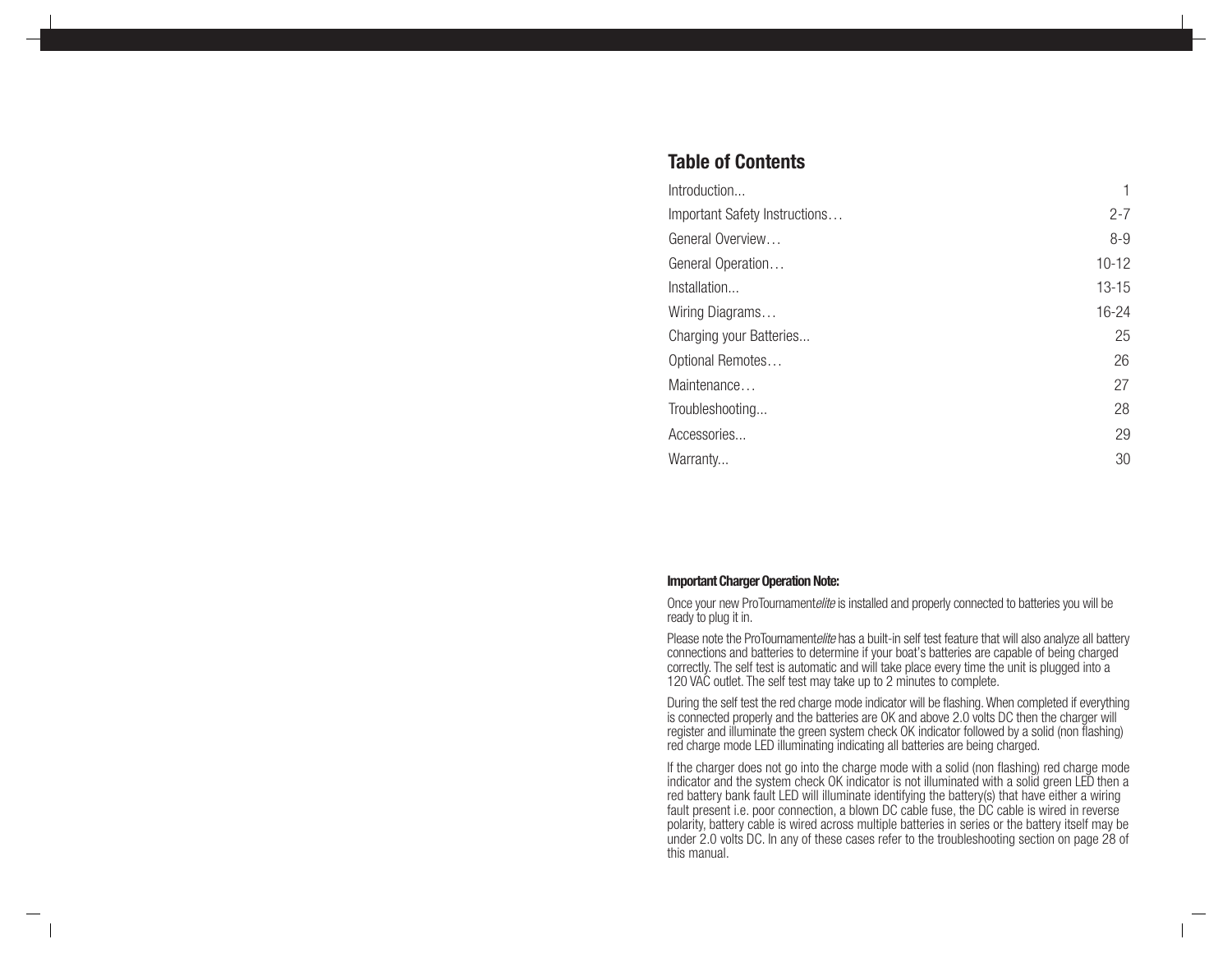## Table of Contents

| | |
|---|---|
| Introduction... | 1 |
| Important Safety Instructions… | 2-7 |
| General Overview… | 8-9 |
| General Operation… | 10-12 |
| Installation... | 13-15 |
| Wiring Diagrams… | 16-24 |
| Charging your Batteries... | 25 |
| Optional Remotes… | 26 |
| Maintenance… | 27 |
| Troubleshooting... | 28 |
| Accessories... | 29 |
| Warranty... | 30 |

**Important Charger Operation Note:**

Once your new ProTournament*elite* is installed and properly connected to batteries you will be ready to plug it in.

Please note the ProTournament*elite* has a built-in self test feature that will also analyze all battery connections and batteries to determine if your boat's batteries are capable of being charged correctly. The self test is automatic and will take place every time the unit is plugged into a 120 VAC outlet. The self test may take up to 2 minutes to complete.

During the self test the red charge mode indicator will be flashing. When completed if everything is connected properly and the batteries are OK and above 2.0 volts DC then the charger will register and illuminate the green system check OK indicator followed by a solid (non flashing) red charge mode LED illuminating indicating all batteries are being charged.

If the charger does not go into the charge mode with a solid (non flashing) red charge mode indicator and the system check OK indicator is not illuminated with a solid green LED then a red battery bank fault LED will illuminate identifying the battery(s) that have either a wiring fault present i.e. poor connection, a blown DC cable fuse, the DC cable is wired in reverse polarity, battery cable is wired across multiple batteries in series or the battery itself may be under 2.0 volts DC. In any of these cases refer to the troubleshooting section on page 28 of this manual.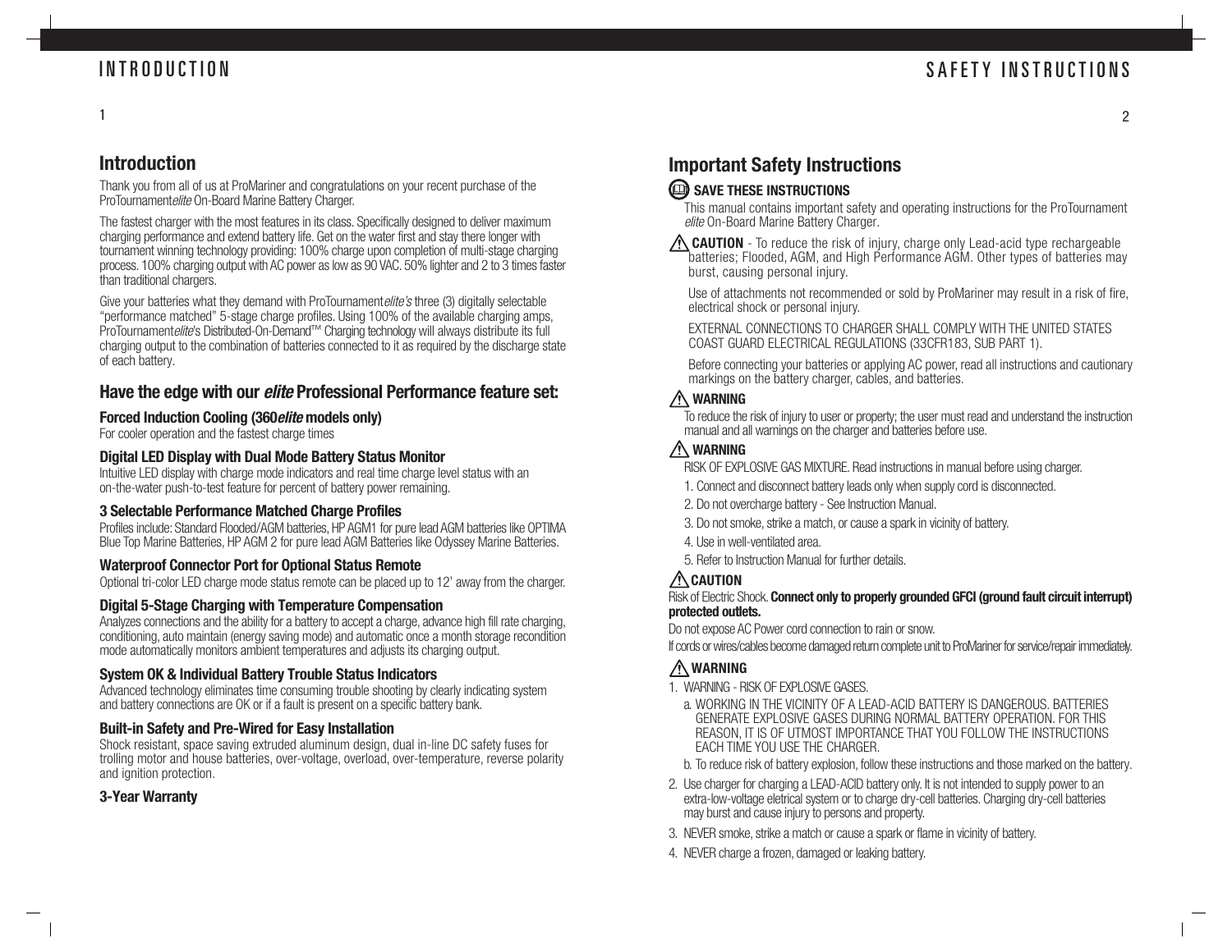# Introduction

Thank you from all of us at ProMariner and congratulations on your recent purchase of the ProTournament*elite* On-Board Marine Battery Charger.

The fastest charger with the most features in its class. Specifically designed to deliver maximum charging performance and extend battery life. Get on the water first and stay there longer with tournament winning technology providing: 100% charge upon completion of multi-stage charging process. 100% charging output with AC power as low as 90 VAC. 50% lighter and 2 to 3 times faster than traditional chargers.

Give your batteries what they demand with ProTournament*elite's* three (3) digitally selectable "performance matched" 5-stage charge profiles. Using 100% of the available charging amps, ProTournament*elite*'s Distributed-On-Demand™ Charging technology will always distribute its full charging output to the combination of batteries connected to it as required by the discharge state of each battery.

## Have the edge with our *elite* Professional Performance feature set:

### Forced Induction Cooling (360*elite* models only)

For cooler operation and the fastest charge times

### Digital LED Display with Dual Mode Battery Status Monitor

Intuitive LED display with charge mode indicators and real time charge level status with an on-the-water push-to-test feature for percent of battery power remaining.

### 3 Selectable Performance Matched Charge Profiles

Profiles include: Standard Flooded/AGM batteries, HP AGM1 for pure lead AGM batteries like OPTIMA Blue Top Marine Batteries, HP AGM 2 for pure lead AGM Batteries like Odyssey Marine Batteries.

### Waterproof Connector Port for Optional Status Remote

Optional tri-color LED charge mode status remote can be placed up to 12' away from the charger.

### Digital 5-Stage Charging with Temperature Compensation

Analyzes connections and the ability for a battery to accept a charge, advance high fill rate charging, conditioning, auto maintain (energy saving mode) and automatic once a month storage recondition mode automatically monitors ambient temperatures and adjusts its charging output.

### System OK & Individual Battery Trouble Status Indicators

Advanced technology eliminates time consuming trouble shooting by clearly indicating system and battery connections are OK or if a fault is present on a specific battery bank.

### Built-in Safety and Pre-Wired for Easy Installation

Shock resistant, space saving extruded aluminum design, dual in-line DC safety fuses for trolling motor and house batteries, over-voltage, overload, over-temperature, reverse polarity and ignition protection.

### 3-Year Warranty

# Important Safety Instructions

**SAVE THESE INSTRUCTIONS**

This manual contains important safety and operating instructions for the ProTournament *elite* On-Board Marine Battery Charger.

⚠ **CAUTION** - To reduce the risk of injury, charge only Lead-acid type rechargeable batteries; Flooded, AGM, and High Performance AGM. Other types of batteries may burst, causing personal injury.

Use of attachments not recommended or sold by ProMariner may result in a risk of fire, electrical shock or personal injury.

EXTERNAL CONNECTIONS TO CHARGER SHALL COMPLY WITH THE UNITED STATES COAST GUARD ELECTRICAL REGULATIONS (33CFR183, SUB PART 1).

Before connecting your batteries or applying AC power, read all instructions and cautionary markings on the battery charger, cables, and batteries.

⚠ **WARNING**

To reduce the risk of injury to user or property; the user must read and understand the instruction manual and all warnings on the charger and batteries before use.

⚠ **WARNING**

RISK OF EXPLOSIVE GAS MIXTURE. Read instructions in manual before using charger.

1. Connect and disconnect battery leads only when supply cord is disconnected.
2. Do not overcharge battery - See Instruction Manual.
3. Do not smoke, strike a match, or cause a spark in vicinity of battery.
4. Use in well-ventilated area.
5. Refer to Instruction Manual for further details.

⚠ **CAUTION**

Risk of Electric Shock. **Connect only to properly grounded GFCI (ground fault circuit interrupt) protected outlets.**

Do not expose AC Power cord connection to rain or snow.

If cords or wires/cables become damaged return complete unit to ProMariner for service/repair immediately.

⚠ **WARNING**

1. WARNING - RISK OF EXPLOSIVE GASES.
   a. WORKING IN THE VICINITY OF A LEAD-ACID BATTERY IS DANGEROUS. BATTERIES GENERATE EXPLOSIVE GASES DURING NORMAL BATTERY OPERATION. FOR THIS REASON, IT IS OF UTMOST IMPORTANCE THAT YOU FOLLOW THE INSTRUCTIONS EACH TIME YOU USE THE CHARGER.
   b. To reduce risk of battery explosion, follow these instructions and those marked on the battery.
2. Use charger for charging a LEAD-ACID battery only. It is not intended to supply power to an extra-low-voltage eletrical system or to charge dry-cell batteries. Charging dry-cell batteries may burst and cause injury to persons and property.
3. NEVER smoke, strike a match or cause a spark or flame in vicinity of battery.
4. NEVER charge a frozen, damaged or leaking battery.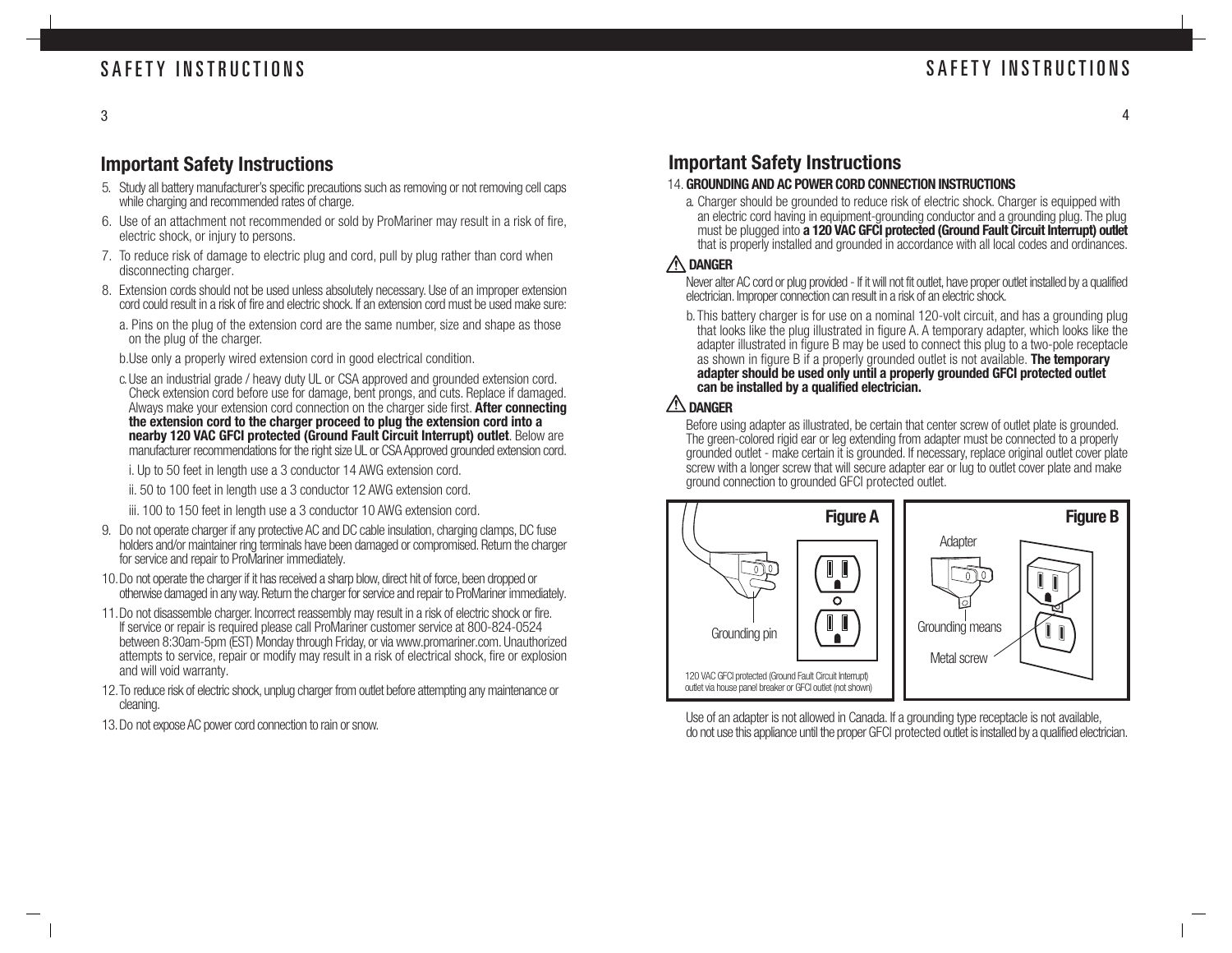## Important Safety Instructions

5. Study all battery manufacturer's specific precautions such as removing or not removing cell caps while charging and recommended rates of charge.
6. Use of an attachment not recommended or sold by ProMariner may result in a risk of fire, electric shock, or injury to persons.
7. To reduce risk of damage to electric plug and cord, pull by plug rather than cord when disconnecting charger.
8. Extension cords should not be used unless absolutely necessary. Use of an improper extension cord could result in a risk of fire and electric shock. If an extension cord must be used make sure:

   a. Pins on the plug of the extension cord are the same number, size and shape as those on the plug of the charger.

   b. Use only a properly wired extension cord in good electrical condition.

   c. Use an industrial grade / heavy duty UL or CSA approved and grounded extension cord. Check extension cord before use for damage, bent prongs, and cuts. Replace if damaged. Always make your extension cord connection on the charger side first. **After connecting the extension cord to the charger proceed to plug the extension cord into a nearby 120 VAC GFCI protected (Ground Fault Circuit Interrupt) outlet**. Below are manufacturer recommendations for the right size UL or CSA Approved grounded extension cord.

   i. Up to 50 feet in length use a 3 conductor 14 AWG extension cord.

   ii. 50 to 100 feet in length use a 3 conductor 12 AWG extension cord.

   iii. 100 to 150 feet in length use a 3 conductor 10 AWG extension cord.

9. Do not operate charger if any protective AC and DC cable insulation, charging clamps, DC fuse holders and/or maintainer ring terminals have been damaged or compromised. Return the charger for service and repair to ProMariner immediately.
10. Do not operate the charger if it has received a sharp blow, direct hit of force, been dropped or otherwise damaged in any way. Return the charger for service and repair to ProMariner immediately.
11. Do not disassemble charger. Incorrect reassembly may result in a risk of electric shock or fire. If service or repair is required please call ProMariner customer service at 800-824-0524 between 8:30am-5pm (EST) Monday through Friday, or via www.promariner.com. Unauthorized attempts to service, repair or modify may result in a risk of electrical shock, fire or explosion and will void warranty.
12. To reduce risk of electric shock, unplug charger from outlet before attempting any maintenance or cleaning.
13. Do not expose AC power cord connection to rain or snow.

## Important Safety Instructions

14. **GROUNDING AND AC POWER CORD CONNECTION INSTRUCTIONS**

   a. Charger should be grounded to reduce risk of electric shock. Charger is equipped with an electric cord having in equipment-grounding conductor and a grounding plug. The plug must be plugged into **a 120 VAC GFCI protected (Ground Fault Circuit Interrupt) outlet** that is properly installed and grounded in accordance with all local codes and ordinances.

**⚠ DANGER**

Never alter AC cord or plug provided - If it will not fit outlet, have proper outlet installed by a qualified electrician. Improper connection can result in a risk of an electric shock.

   b. This battery charger is for use on a nominal 120-volt circuit, and has a grounding plug that looks like the plug illustrated in figure A. A temporary adapter, which looks like the adapter illustrated in figure B may be used to connect this plug to a two-pole receptacle as shown in figure B if a properly grounded outlet is not available. **The temporary adapter should be used only until a properly grounded GFCI protected outlet can be installed by a qualified electrician.**

**⚠ DANGER**

Before using adapter as illustrated, be certain that center screw of outlet plate is grounded. The green-colored rigid ear or leg extending from adapter must be connected to a properly grounded outlet - make certain it is grounded. If necessary, replace original outlet cover plate screw with a longer screw that will secure adapter ear or lug to outlet cover plate and make ground connection to grounded GFCI protected outlet.

**Figure A**

Grounding pin

120 VAC GFCI protected (Ground Fault Circuit Interrupt) outlet via house panel breaker or GFCI outlet (not shown)

**Figure B**

Adapter

Grounding means

Metal screw

Use of an adapter is not allowed in Canada. If a grounding type receptacle is not available, do not use this appliance until the proper GFCI protected outlet is installed by a qualified electrician.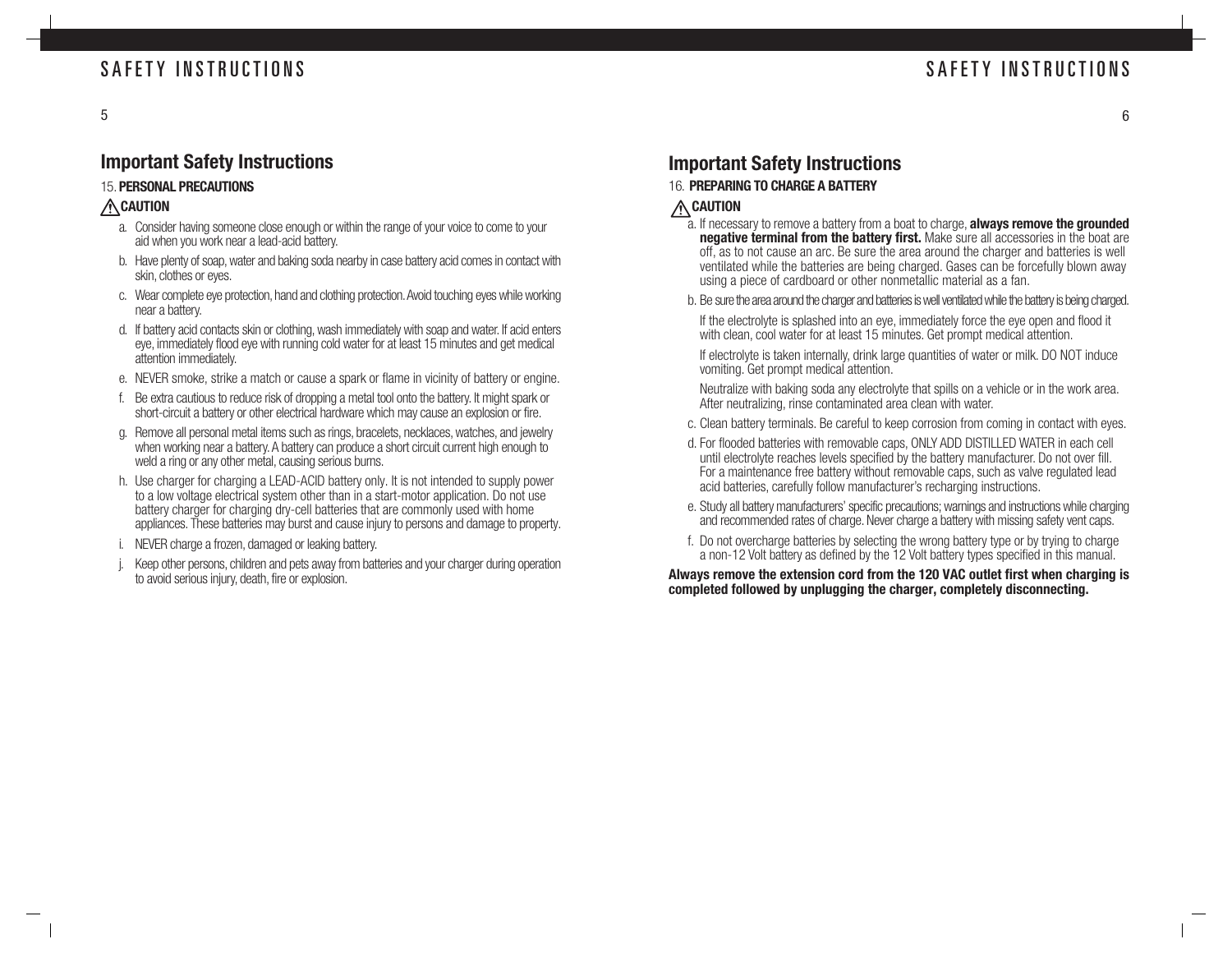## Important Safety Instructions

15. **PERSONAL PRECAUTIONS**

⚠ **CAUTION**

a. Consider having someone close enough or within the range of your voice to come to your aid when you work near a lead-acid battery.

b. Have plenty of soap, water and baking soda nearby in case battery acid comes in contact with skin, clothes or eyes.

c. Wear complete eye protection, hand and clothing protection. Avoid touching eyes while working near a battery.

d. If battery acid contacts skin or clothing, wash immediately with soap and water. If acid enters eye, immediately flood eye with running cold water for at least 15 minutes and get medical attention immediately.

e. NEVER smoke, strike a match or cause a spark or flame in vicinity of battery or engine.

f. Be extra cautious to reduce risk of dropping a metal tool onto the battery. It might spark or short-circuit a battery or other electrical hardware which may cause an explosion or fire.

g. Remove all personal metal items such as rings, bracelets, necklaces, watches, and jewelry when working near a battery. A battery can produce a short circuit current high enough to weld a ring or any other metal, causing serious burns.

h. Use charger for charging a LEAD-ACID battery only. It is not intended to supply power to a low voltage electrical system other than in a start-motor application. Do not use battery charger for charging dry-cell batteries that are commonly used with home appliances. These batteries may burst and cause injury to persons and damage to property.

i. NEVER charge a frozen, damaged or leaking battery.

j. Keep other persons, children and pets away from batteries and your charger during operation to avoid serious injury, death, fire or explosion.

## Important Safety Instructions

16. **PREPARING TO CHARGE A BATTERY**

⚠ **CAUTION**

a. If necessary to remove a battery from a boat to charge, **always remove the grounded negative terminal from the battery first.** Make sure all accessories in the boat are off, as to not cause an arc. Be sure the area around the charger and batteries is well ventilated while the batteries are being charged. Gases can be forcefully blown away using a piece of cardboard or other nonmetallic material as a fan.

b. Be sure the area around the charger and batteries is well ventilated while the battery is being charged.

   If the electrolyte is splashed into an eye, immediately force the eye open and flood it with clean, cool water for at least 15 minutes. Get prompt medical attention.

   If electrolyte is taken internally, drink large quantities of water or milk. DO NOT induce vomiting. Get prompt medical attention.

   Neutralize with baking soda any electrolyte that spills on a vehicle or in the work area. After neutralizing, rinse contaminated area clean with water.

c. Clean battery terminals. Be careful to keep corrosion from coming in contact with eyes.

d. For flooded batteries with removable caps, ONLY ADD DISTILLED WATER in each cell until electrolyte reaches levels specified by the battery manufacturer. Do not over fill. For a maintenance free battery without removable caps, such as valve regulated lead acid batteries, carefully follow manufacturer's recharging instructions.

e. Study all battery manufacturers' specific precautions; warnings and instructions while charging and recommended rates of charge. Never charge a battery with missing safety vent caps.

f. Do not overcharge batteries by selecting the wrong battery type or by trying to charge a non-12 Volt battery as defined by the 12 Volt battery types specified in this manual.

**Always remove the extension cord from the 120 VAC outlet first when charging is completed followed by unplugging the charger, completely disconnecting.**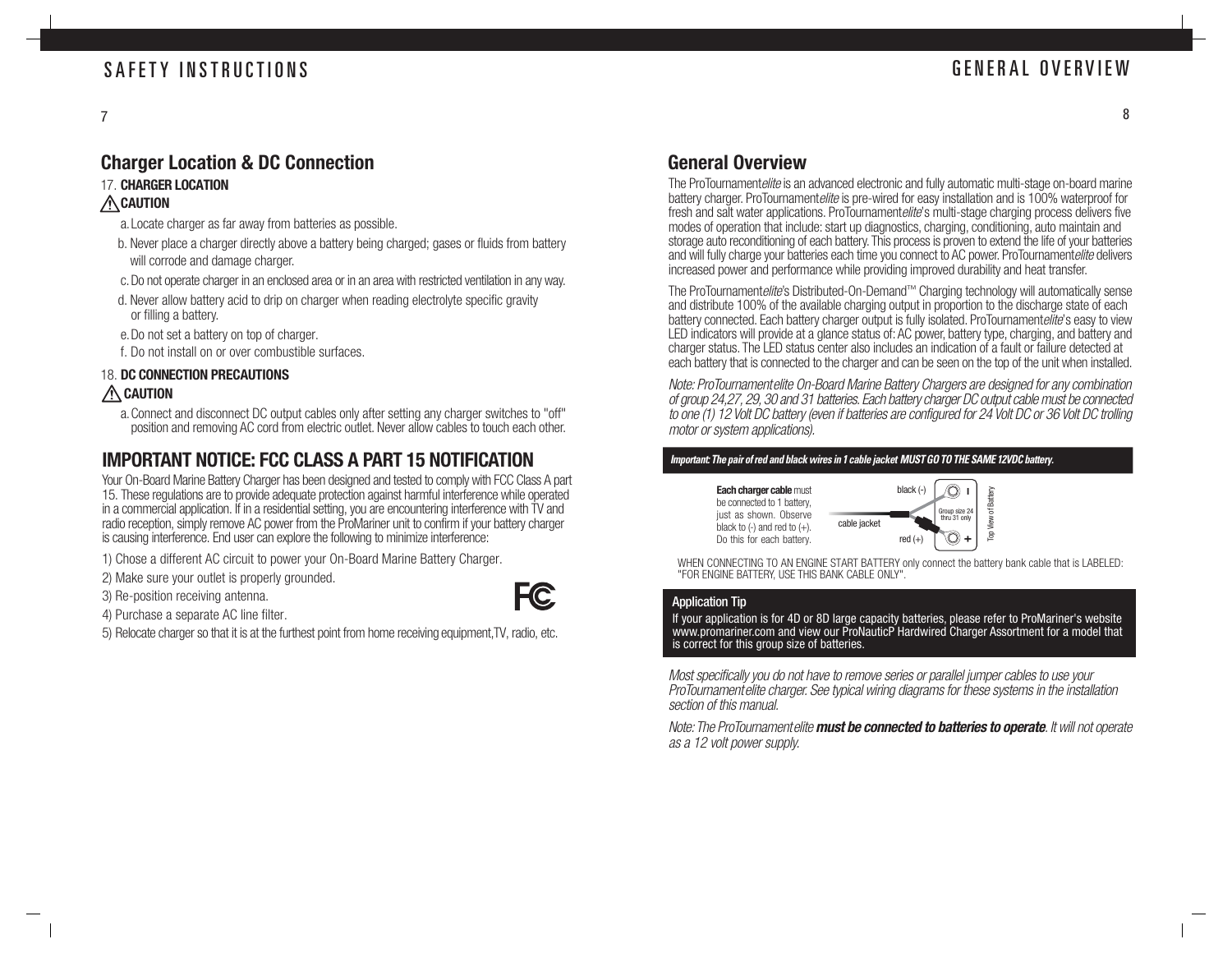# SAFETY INSTRUCTIONS

## Charger Location & DC Connection

17. **CHARGER LOCATION**

⚠ **CAUTION**

a. Locate charger as far away from batteries as possible.

b. Never place a charger directly above a battery being charged; gases or fluids from battery will corrode and damage charger.

c. Do not operate charger in an enclosed area or in an area with restricted ventilation in any way.

d. Never allow battery acid to drip on charger when reading electrolyte specific gravity or filling a battery.

e. Do not set a battery on top of charger.

f. Do not install on or over combustible surfaces.

18. **DC CONNECTION PRECAUTIONS**

⚠ **CAUTION**

a. Connect and disconnect DC output cables only after setting any charger switches to "off" position and removing AC cord from electric outlet. Never allow cables to touch each other.

## IMPORTANT NOTICE: FCC CLASS A PART 15 NOTIFICATION

Your On-Board Marine Battery Charger has been designed and tested to comply with FCC Class A part 15. These regulations are to provide adequate protection against harmful interference while operated in a commercial application. If in a residential setting, you are encountering interference with TV and radio reception, simply remove AC power from the ProMariner unit to confirm if your battery charger is causing interference. End user can explore the following to minimize interference:

1) Chose a different AC circuit to power your On-Board Marine Battery Charger.

2) Make sure your outlet is properly grounded.

3) Re-position receiving antenna.

4) Purchase a separate AC line filter.

5) Relocate charger so that it is at the furthest point from home receiving equipment,TV, radio, etc.

# GENERAL OVERVIEW

## General Overview

The ProTournament*elite* is an advanced electronic and fully automatic multi-stage on-board marine battery charger. ProTournament*elite* is pre-wired for easy installation and is 100% waterproof for fresh and salt water applications. ProTournament*elite*'s multi-stage charging process delivers five modes of operation that include: start up diagnostics, charging, conditioning, auto maintain and storage auto reconditioning of each battery. This process is proven to extend the life of your batteries and will fully charge your batteries each time you connect to AC power. ProTournament*elite* delivers increased power and performance while providing improved durability and heat transfer.

The ProTournament*elite*'s Distributed-On-Demand™ Charging technology will automatically sense and distribute 100% of the available charging output in proportion to the discharge state of each battery connected. Each battery charger output is fully isolated. ProTournament*elite*'s easy to view LED indicators will provide at a glance status of: AC power, battery type, charging, and battery and charger status. The LED status center also includes an indication of a fault or failure detected at each battery that is connected to the charger and can be seen on the top of the unit when installed.

*Note: ProTournament elite On-Board Marine Battery Chargers are designed for any combination of group 24,27, 29, 30 and 31 batteries. Each battery charger DC output cable must be connected to one (1) 12 Volt DC battery (even if batteries are configured for 24 Volt DC or 36 Volt DC trolling motor or system applications).*

***Important: The pair of red and black wires in 1 cable jacket MUST GO TO THE SAME 12VDC battery.***

**Each charger cable** must be connected to 1 battery, just as shown. Observe black to (-) and red to (+). Do this for each battery.

black (-) | cable jacket | red (+) | Group size 24 thru 31 only | Top View of Battery

WHEN CONNECTING TO AN ENGINE START BATTERY only connect the battery bank cable that is LABELED: "FOR ENGINE BATTERY, USE THIS BANK CABLE ONLY".

**Application Tip**

If your application is for 4D or 8D large capacity batteries, please refer to ProMariner's website www.promariner.com and view our ProNauticP Hardwired Charger Assortment for a model that is correct for this group size of batteries.

*Most specifically you do not have to remove series or parallel jumper cables to use your ProTournament elite charger. See typical wiring diagrams for these systems in the installation section of this manual.*

*Note: The ProTournament elite **must be connected to batteries to operate**. It will not operate as a 12 volt power supply.*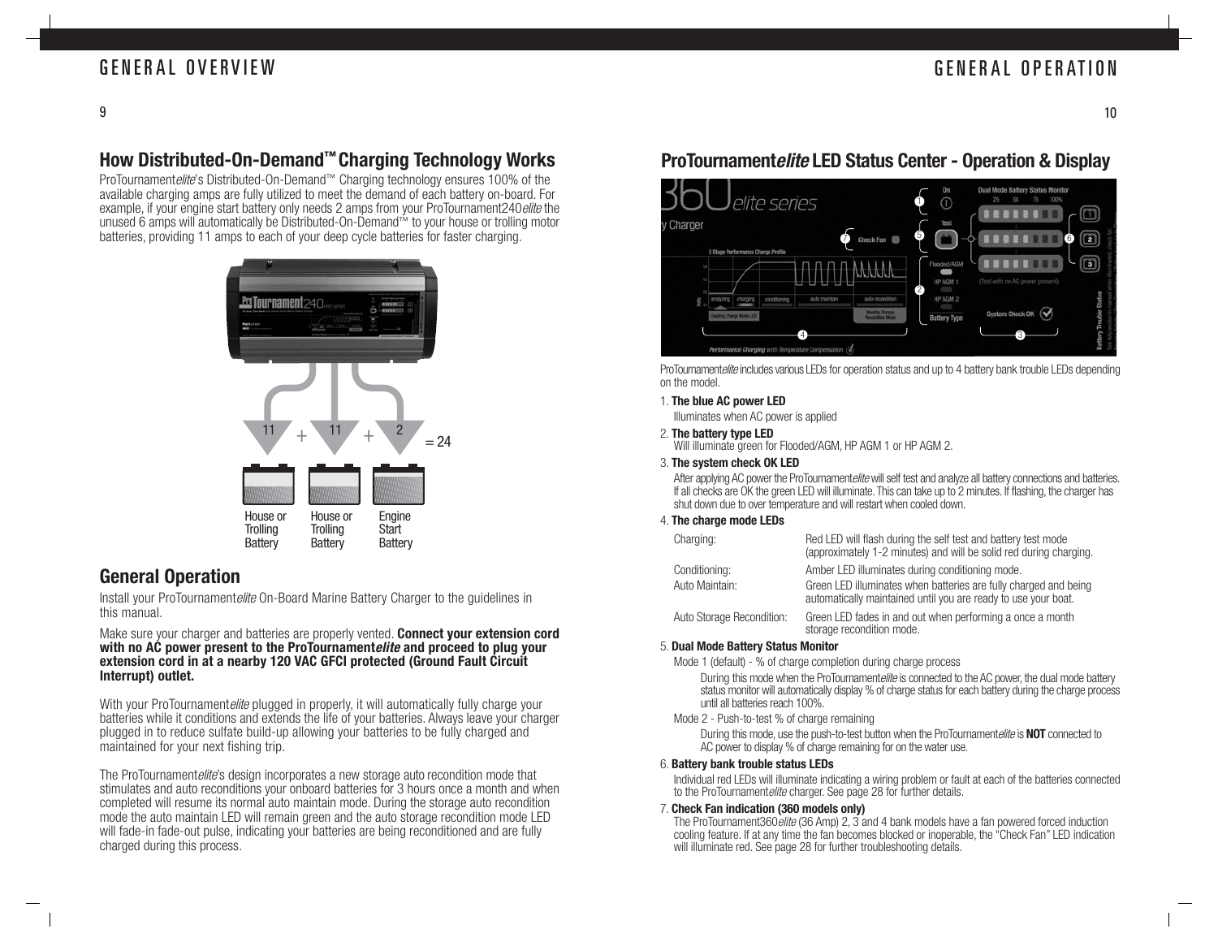## How Distributed-On-Demand™ Charging Technology Works

ProTournament*elite*'s Distributed-On-Demand™ Charging technology ensures 100% of the available charging amps are fully utilized to meet the demand of each battery on-board. For example, if your engine start battery only needs 2 amps from your ProTournament240*elite* the unused 6 amps will automatically be Distributed-On-Demand™ to your house or trolling motor batteries, providing 11 amps to each of your deep cycle batteries for faster charging.

## General Operation

Install your ProTournament*elite* On-Board Marine Battery Charger to the guidelines in this manual.

Make sure your charger and batteries are properly vented. **Connect your extension cord with no AC power present to the ProTournament*elite* and proceed to plug your extension cord in at a nearby 120 VAC GFCI protected (Ground Fault Circuit Interrupt) outlet.**

With your ProTournament*elite* plugged in properly, it will automatically fully charge your batteries while it conditions and extends the life of your batteries. Always leave your charger plugged in to reduce sulfate build-up allowing your batteries to be fully charged and maintained for your next fishing trip.

The ProTournament*elite*'s design incorporates a new storage auto recondition mode that stimulates and auto reconditions your onboard batteries for 3 hours once a month and when completed will resume its normal auto maintain mode. During the storage auto recondition mode the auto maintain LED will remain green and the auto storage recondition mode LED will fade-in fade-out pulse, indicating your batteries are being reconditioned and are fully charged during this process.

## ProTournament*elite* LED Status Center - Operation & Display

ProTournament*elite* includes various LEDs for operation status and up to 4 battery bank trouble LEDs depending on the model.

1. **The blue AC power LED**
   Illuminates when AC power is applied

2. **The battery type LED**
   Will illuminate green for Flooded/AGM, HP AGM 1 or HP AGM 2.

3. **The system check OK LED**
   After applying AC power the ProTournament*elite* will self test and analyze all battery connections and batteries. If all checks are OK the green LED will illuminate. This can take up to 2 minutes. If flashing, the charger has shut down due to over temperature and will restart when cooled down.

4. **The charge mode LEDs**

| | |
|---|---|
| Charging: | Red LED will flash during the self test and battery test mode (approximately 1-2 minutes) and will be solid red during charging. |
| Conditioning: | Amber LED illuminates during conditioning mode. |
| Auto Maintain: | Green LED illuminates when batteries are fully charged and being automatically maintained until you are ready to use your boat. |
| Auto Storage Recondition: | Green LED fades in and out when performing a once a month storage recondition mode. |

5. **Dual Mode Battery Status Monitor**
   Mode 1 (default) - % of charge completion during charge process

   During this mode when the ProTournament*elite* is connected to the AC power, the dual mode battery status monitor will automatically display % of charge status for each battery during the charge process until all batteries reach 100%.

   Mode 2 - Push-to-test % of charge remaining

   During this mode, use the push-to-test button when the ProTournament*elite* is **NOT** connected to AC power to display % of charge remaining for on the water use.

6. **Battery bank trouble status LEDs**
   Individual red LEDs will illuminate indicating a wiring problem or fault at each of the batteries connected to the ProTournament*elite* charger. See page 28 for further details.

7. **Check Fan indication (360 models only)**
   The ProTournament360*elite* (36 Amp) 2, 3 and 4 bank models have a fan powered forced induction cooling feature. If at any time the fan becomes blocked or inoperable, the "Check Fan" LED indication will illuminate red. See page 28 for further troubleshooting details.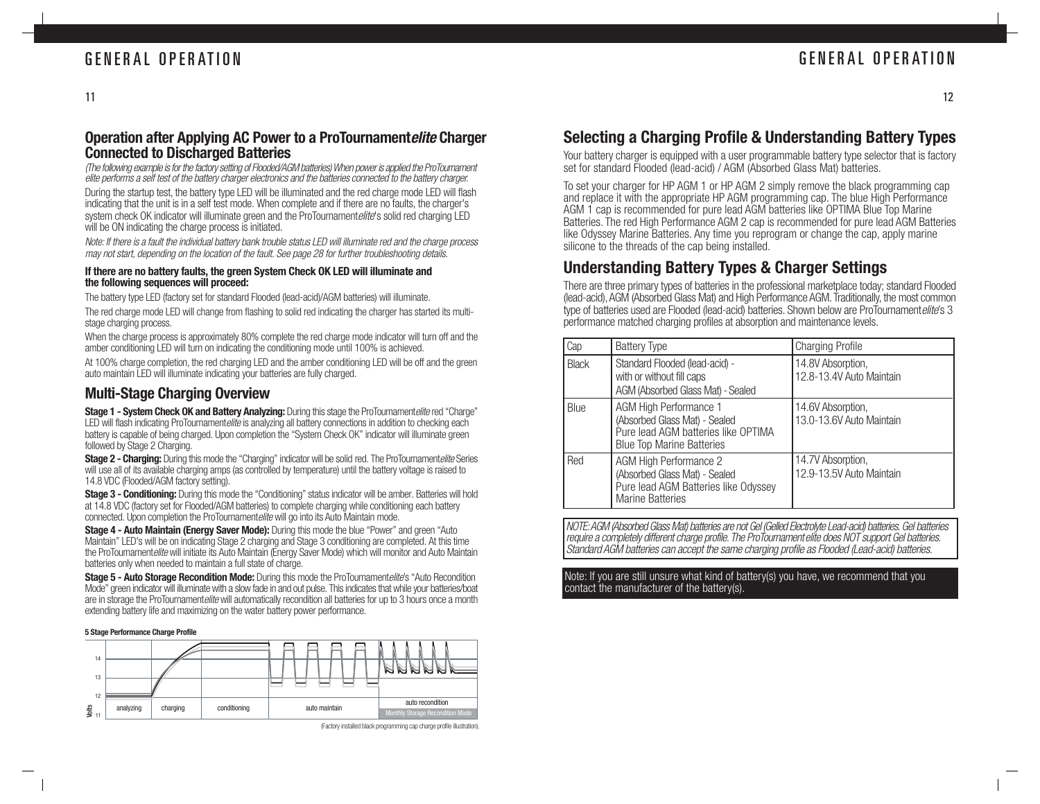## Operation after Applying AC Power to a ProTournament*elite* Charger Connected to Discharged Batteries

*(The following example is for the factory setting of Flooded/AGM batteries) When power is applied the ProTournament elite performs a self test of the battery charger electronics and the batteries connected to the battery charger.*

During the startup test, the battery type LED will be illuminated and the red charge mode LED will flash indicating that the unit is in a self test mode. When complete and if there are no faults, the charger's system check OK indicator will illuminate green and the ProTournament*elite*'s solid red charging LED will be ON indicating the charge process is initiated.

*Note: If there is a fault the individual battery bank trouble status LED will illuminate red and the charge process may not start, depending on the location of the fault. See page 28 for further troubleshooting details.*

**If there are no battery faults, the green System Check OK LED will illuminate and the following sequences will proceed:**

The battery type LED (factory set for standard Flooded (lead-acid)/AGM batteries) will illuminate.

The red charge mode LED will change from flashing to solid red indicating the charger has started its multi-stage charging process.

When the charge process is approximately 80% complete the red charge mode indicator will turn off and the amber conditioning LED will turn on indicating the conditioning mode until 100% is achieved.

At 100% charge completion, the red charging LED and the amber conditioning LED will be off and the green auto maintain LED will illuminate indicating your batteries are fully charged.

## Multi-Stage Charging Overview

**Stage 1 - System Check OK and Battery Analyzing:** During this stage the ProTournament*elite* red "Charge" LED will flash indicating ProTournament*elite* is analyzing all battery connections in addition to checking each battery is capable of being charged. Upon completion the "System Check OK" indicator will illuminate green followed by Stage 2 Charging.

**Stage 2 - Charging:** During this mode the "Charging" indicator will be solid red. The ProTournament*elite* Series will use all of its available charging amps (as controlled by temperature) until the battery voltage is raised to 14.8 VDC (Flooded/AGM factory setting).

**Stage 3 - Conditioning:** During this mode the "Conditioning" status indicator will be amber. Batteries will hold at 14.8 VDC (factory set for Flooded/AGM batteries) to complete charging while conditioning each battery connected. Upon completion the ProTournament*elite* will go into its Auto Maintain mode.

**Stage 4 - Auto Maintain (Energy Saver Mode):** During this mode the blue "Power" and green "Auto Maintain" LED's will be on indicating Stage 2 charging and Stage 3 conditioning are completed. At this time the ProTournament*elite* will initiate its Auto Maintain (Energy Saver Mode) which will monitor and Auto Maintain batteries only when needed to maintain a full state of charge.

**Stage 5 - Auto Storage Recondition Mode:** During this mode the ProTournament*elite*'s "Auto Recondition Mode" green indicator will illuminate with a slow fade in and out pulse. This indicates that while your batteries/boat are in storage the ProTournament*elite* will automatically recondition all batteries for up to 3 hours once a month extending battery life and maximizing on the water battery power performance.

**5 Stage Performance Charge Profile**

Volts: 11, 12, 13, 14 — analyzing | charging | conditioning | auto maintain | auto recondition / Monthly Storage Recondition Mode

(Factory installed black programming cap charge profile illustration).

## Selecting a Charging Profile & Understanding Battery Types

Your battery charger is equipped with a user programmable battery type selector that is factory set for standard Flooded (lead-acid) / AGM (Absorbed Glass Mat) batteries.

To set your charger for HP AGM 1 or HP AGM 2 simply remove the black programming cap and replace it with the appropriate HP AGM programming cap. The blue High Performance AGM 1 cap is recommended for pure lead AGM batteries like OPTIMA Blue Top Marine Batteries. The red High Performance AGM 2 cap is recommended for pure lead AGM Batteries like Odyssey Marine Batteries. Any time you reprogram or change the cap, apply marine silicone to the threads of the cap being installed.

## Understanding Battery Types & Charger Settings

There are three primary types of batteries in the professional marketplace today; standard Flooded (lead-acid), AGM (Absorbed Glass Mat) and High Performance AGM. Traditionally, the most common type of batteries used are Flooded (lead-acid) batteries. Shown below are ProTournament*elite*'s 3 performance matched charging profiles at absorption and maintenance levels.

| Cap | Battery Type | Charging Profile |
|---|---|---|
| Black | Standard Flooded (lead-acid) - with or without fill caps<br>AGM (Absorbed Glass Mat) - Sealed | 14.8V Absorption, 12.8-13.4V Auto Maintain |
| Blue | AGM High Performance 1 (Absorbed Glass Mat) - Sealed<br>Pure lead AGM batteries like OPTIMA Blue Top Marine Batteries | 14.6V Absorption, 13.0-13.6V Auto Maintain |
| Red | AGM High Performance 2 (Absorbed Glass Mat) - Sealed<br>Pure lead AGM Batteries like Odyssey Marine Batteries | 14.7V Absorption, 12.9-13.5V Auto Maintain |

*NOTE: AGM (Absorbed Glass Mat) batteries are not Gel (Gelled Electrolyte Lead-acid) batteries. Gel batteries require a completely different charge profile. The ProTournament elite does NOT support Gel batteries. Standard AGM batteries can accept the same charging profile as Flooded (Lead-acid) batteries.*

Note: If you are still unsure what kind of battery(s) you have, we recommend that you contact the manufacturer of the battery(s).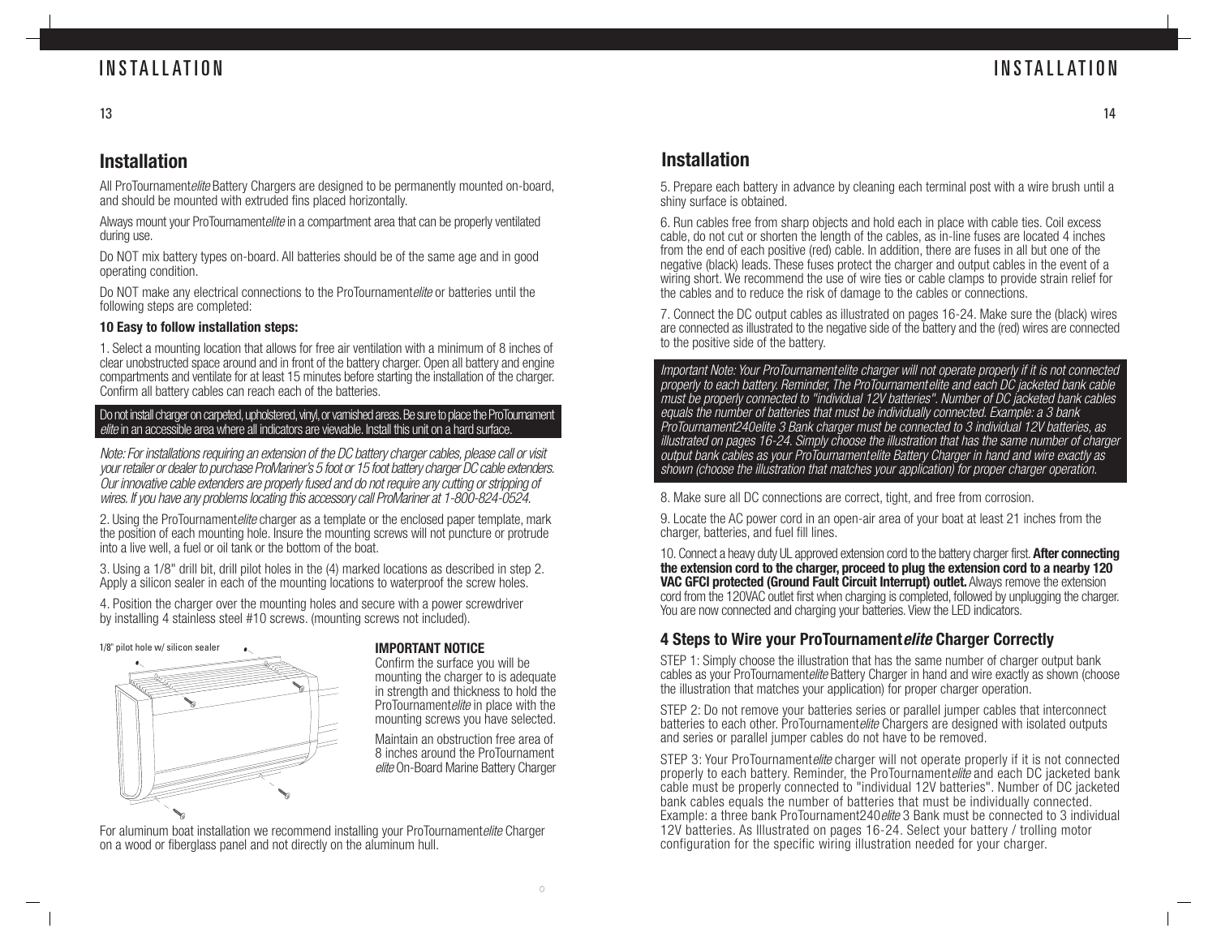## Installation

All ProTournament*elite* Battery Chargers are designed to be permanently mounted on-board, and should be mounted with extruded fins placed horizontally.

Always mount your ProTournament*elite* in a compartment area that can be properly ventilated during use.

Do NOT mix battery types on-board. All batteries should be of the same age and in good operating condition.

Do NOT make any electrical connections to the ProTournament*elite* or batteries until the following steps are completed:

**10 Easy to follow installation steps:**

1. Select a mounting location that allows for free air ventilation with a minimum of 8 inches of clear unobstructed space around and in front of the battery charger. Open all battery and engine compartments and ventilate for at least 15 minutes before starting the installation of the charger. Confirm all battery cables can reach each of the batteries.

Do not install charger on carpeted, upholstered, vinyl, or varnished areas. Be sure to place the ProTournament *elite* in an accessible area where all indicators are viewable. Install this unit on a hard surface.

*Note: For installations requiring an extension of the DC battery charger cables, please call or visit your retailer or dealer to purchase ProMariner's 5 foot or 15 foot battery charger DC cable extenders. Our innovative cable extenders are properly fused and do not require any cutting or stripping of wires. If you have any problems locating this accessory call ProMariner at 1-800-824-0524.*

2. Using the ProTournament*elite* charger as a template or the enclosed paper template, mark the position of each mounting hole. Insure the mounting screws will not puncture or protrude into a live well, a fuel or oil tank or the bottom of the boat.

3. Using a 1/8" drill bit, drill pilot holes in the (4) marked locations as described in step 2. Apply a silicon sealer in each of the mounting locations to waterproof the screw holes.

4. Position the charger over the mounting holes and secure with a power screwdriver by installing 4 stainless steel #10 screws. (mounting screws not included).

1/8" pilot hole w/ silicon sealer

**IMPORTANT NOTICE**

Confirm the surface you will be mounting the charger to is adequate in strength and thickness to hold the ProTournament*elite* in place with the mounting screws you have selected.

Maintain an obstruction free area of 8 inches around the ProTournament *elite* On-Board Marine Battery Charger

For aluminum boat installation we recommend installing your ProTournament*elite* Charger on a wood or fiberglass panel and not directly on the aluminum hull.

## Installation

5. Prepare each battery in advance by cleaning each terminal post with a wire brush until a shiny surface is obtained.

6. Run cables free from sharp objects and hold each in place with cable ties. Coil excess cable, do not cut or shorten the length of the cables, as in-line fuses are located 4 inches from the end of each positive (red) cable. In addition, there are fuses in all but one of the negative (black) leads. These fuses protect the charger and output cables in the event of a wiring short. We recommend the use of wire ties or cable clamps to provide strain relief for the cables and to reduce the risk of damage to the cables or connections.

7. Connect the DC output cables as illustrated on pages 16-24. Make sure the (black) wires are connected as illustrated to the negative side of the battery and the (red) wires are connected to the positive side of the battery.

*Important Note: Your ProTournamentelite charger will not operate properly if it is not connected properly to each battery. Reminder, The ProTournamentelite and each DC jacketed bank cable must be properly connected to "individual 12V batteries". Number of DC jacketed bank cables equals the number of batteries that must be individually connected. Example: a 3 bank ProTournament240elite 3 Bank charger must be connected to 3 individual 12V batteries, as illustrated on pages 16-24. Simply choose the illustration that has the same number of charger output bank cables as your ProTournamentelite Battery Charger in hand and wire exactly as shown (choose the illustration that matches your application) for proper charger operation.*

8. Make sure all DC connections are correct, tight, and free from corrosion.

9. Locate the AC power cord in an open-air area of your boat at least 21 inches from the charger, batteries, and fuel fill lines.

10. Connect a heavy duty UL approved extension cord to the battery charger first. **After connecting the extension cord to the charger, proceed to plug the extension cord to a nearby 120 VAC GFCI protected (Ground Fault Circuit Interrupt) outlet.** Always remove the extension cord from the 120VAC outlet first when charging is completed, followed by unplugging the charger. You are now connected and charging your batteries. View the LED indicators.

### 4 Steps to Wire your ProTournament*elite* Charger Correctly

STEP 1: Simply choose the illustration that has the same number of charger output bank cables as your ProTournament*elite* Battery Charger in hand and wire exactly as shown (choose the illustration that matches your application) for proper charger operation.

STEP 2: Do not remove your batteries series or parallel jumper cables that interconnect batteries to each other. ProTournament*elite* Chargers are designed with isolated outputs and series or parallel jumper cables do not have to be removed.

STEP 3: Your ProTournament*elite* charger will not operate properly if it is not connected properly to each battery. Reminder, the ProTournament*elite* and each DC jacketed bank cable must be properly connected to "individual 12V batteries". Number of DC jacketed bank cables equals the number of batteries that must be individually connected. Example: a three bank ProTournament240*elite* 3 Bank must be connected to 3 individual 12V batteries. As Illustrated on pages 16-24. Select your battery / trolling motor configuration for the specific wiring illustration needed for your charger.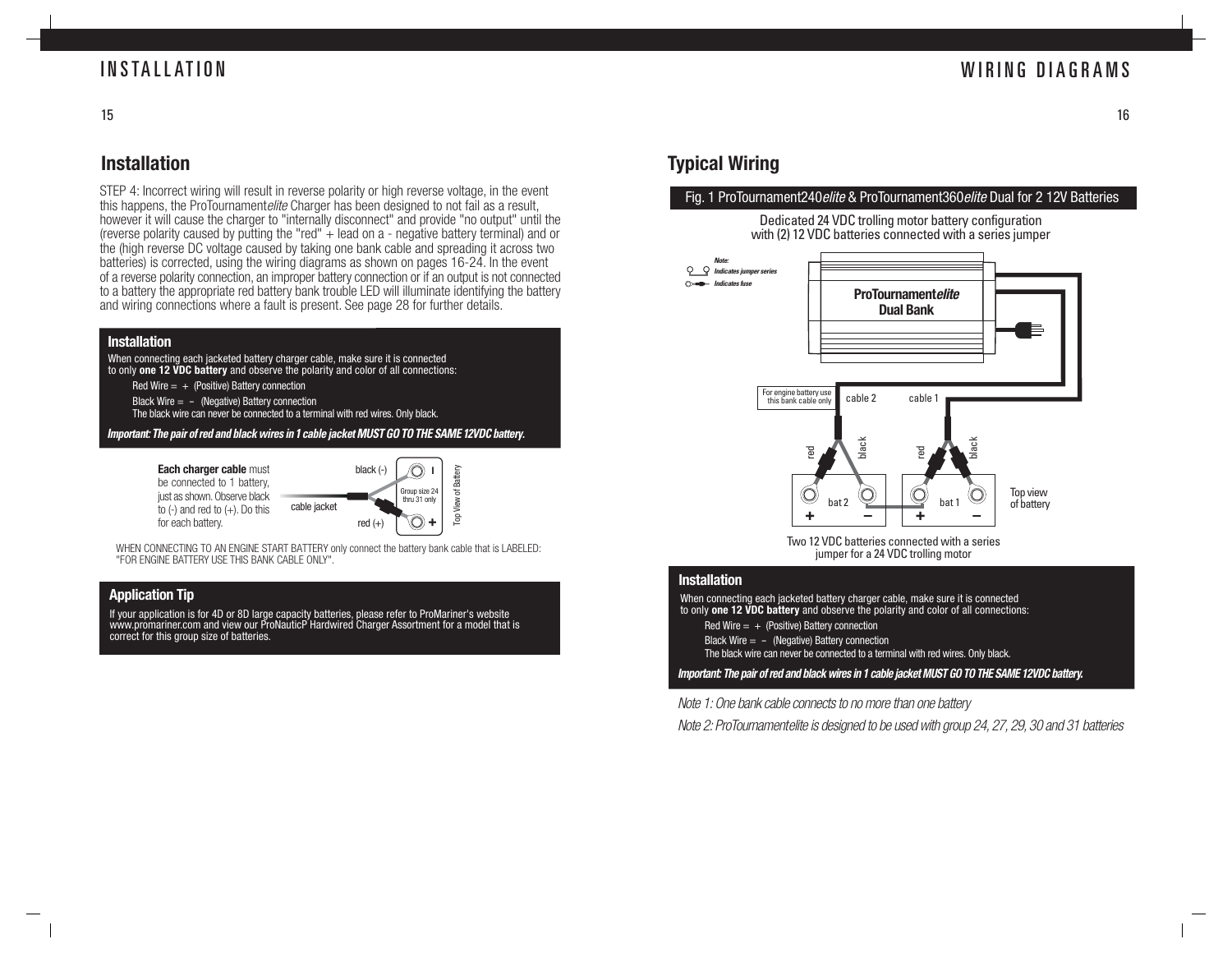# INSTALLATION

## Installation

STEP 4: Incorrect wiring will result in reverse polarity or high reverse voltage, in the event this happens, the ProTournament*elite* Charger has been designed to not fail as a result, however it will cause the charger to "internally disconnect" and provide "no output" until the (reverse polarity caused by putting the "red" + lead on a - negative battery terminal) and or the (high reverse DC voltage caused by taking one bank cable and spreading it across two batteries) is corrected, using the wiring diagrams as shown on pages 16-24. In the event of a reverse polarity connection, an improper battery connection or if an output is not connected to a battery the appropriate red battery bank trouble LED will illuminate identifying the battery and wiring connections where a fault is present. See page 28 for further details.

### Installation

When connecting each jacketed battery charger cable, make sure it is connected to only **one 12 VDC battery** and observe the polarity and color of all connections:

Red Wire = + (Positive) Battery connection

Black Wire = – (Negative) Battery connection

The black wire can never be connected to a terminal with red wires. Only black.

***Important: The pair of red and black wires in 1 cable jacket MUST GO TO THE SAME 12VDC battery.***

**Each charger cable** must be connected to 1 battery, just as shown. Observe black to (-) and red to (+). Do this for each battery.

black (-)

cable jacket

red (+)

Group size 24 thru 31 only

Top View of Battery

WHEN CONNECTING TO AN ENGINE START BATTERY only connect the battery bank cable that is LABELED: "FOR ENGINE BATTERY USE THIS BANK CABLE ONLY".

### Application Tip

If your application is for 4D or 8D large capacity batteries, please refer to ProMariner's website www.promariner.com and view our ProNauticP Hardwired Charger Assortment for a model that is correct for this group size of batteries.

# WIRING DIAGRAMS

## Typical Wiring

Fig. 1 ProTournament240*elite* & ProTournament360*elite* Dual for 2 12V Batteries

Dedicated 24 VDC trolling motor battery configuration with (2) 12 VDC batteries connected with a series jumper

*Note:*
*Indicates jumper series*
*Indicates fuse*

**ProTournament*elite***
**Dual Bank**

For engine battery use this bank cable only

cable 2 cable 1

red black red black

bat 2 bat 1

Top view of battery

Two 12 VDC batteries connected with a series jumper for a 24 VDC trolling motor

### Installation

When connecting each jacketed battery charger cable, make sure it is connected to only **one 12 VDC battery** and observe the polarity and color of all connections:

Red Wire = + (Positive) Battery connection

Black Wire = – (Negative) Battery connection

The black wire can never be connected to a terminal with red wires. Only black.

***Important: The pair of red and black wires in 1 cable jacket MUST GO TO THE SAME 12VDC battery.***

*Note 1: One bank cable connects to no more than one battery*

*Note 2: ProTournamentelite is designed to be used with group 24, 27, 29, 30 and 31 batteries*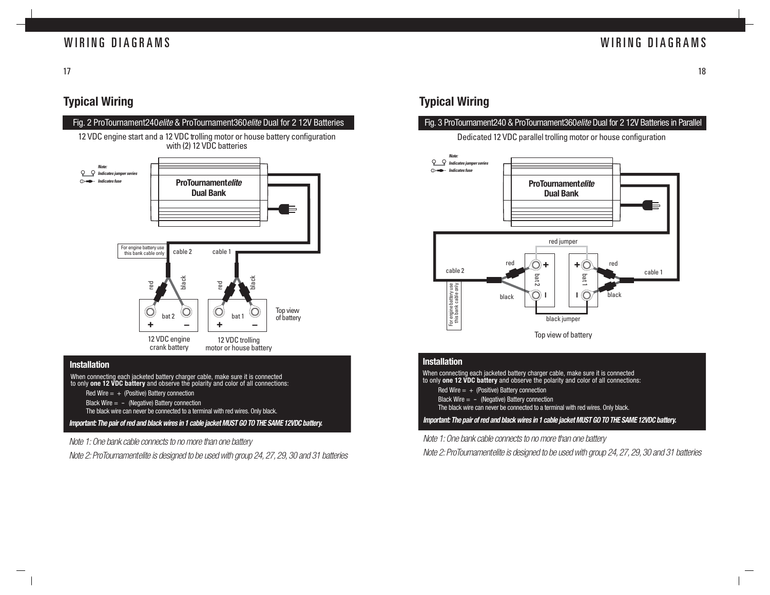## Typical Wiring

**Fig. 2 ProTournament240*elite* & ProTournament360*elite* Dual for 2 12V Batteries**

12 VDC engine start and a 12 VDC trolling motor or house battery configuration with (2) 12 VDC batteries

*Note:*
*Indicates jumper series*
*Indicates fuse*

**ProTournament*elite* Dual Bank**

For engine battery use this bank cable only

cable 2 cable 1

red black red black

bat 2 bat 1

\+ – + –

Top view of battery

12 VDC engine crank battery

12 VDC trolling motor or house battery

### Installation

When connecting each jacketed battery charger cable, make sure it is connected to only **one 12 VDC battery** and observe the polarity and color of all connections:

Red Wire = + (Positive) Battery connection

Black Wire = – (Negative) Battery connection

The black wire can never be connected to a terminal with red wires. Only black.

***Important: The pair of red and black wires in 1 cable jacket MUST GO TO THE SAME 12VDC battery.***

*Note 1: One bank cable connects to no more than one battery*

*Note 2: ProTournamentelite is designed to be used with group 24, 27, 29, 30 and 31 batteries*

## Typical Wiring

**Fig. 3 ProTournament240 & ProTournament360*elite* Dual for 2 12V Batteries in Parallel**

Dedicated 12 VDC parallel trolling motor or house configuration

*Note:*
*Indicates jumper series*
*Indicates fuse*

**ProTournament*elite* Dual Bank**

red jumper

cable 2 red bat 2 + bat 1 + red cable 1

black black

black jumper

For engine battery use this bank cable only

Top view of battery

### Installation

When connecting each jacketed battery charger cable, make sure it is connected to only **one 12 VDC battery** and observe the polarity and color of all connections:

Red Wire = + (Positive) Battery connection

Black Wire = – (Negative) Battery connection

The black wire can never be connected to a terminal with red wires. Only black.

***Important: The pair of red and black wires in 1 cable jacket MUST GO TO THE SAME 12VDC battery.***

*Note 1: One bank cable connects to no more than one battery*

*Note 2: ProTournamentelite is designed to be used with group 24, 27, 29, 30 and 31 batteries*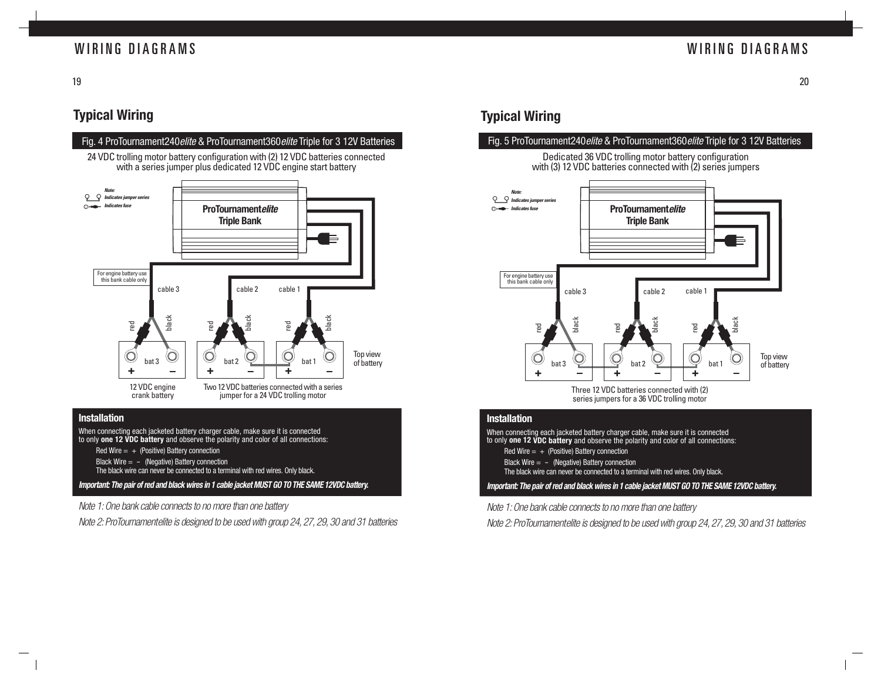# WIRING DIAGRAMS

## Typical Wiring

### Fig. 4 ProTournament240*elite* & ProTournament360*elite* Triple for 3 12V Batteries

24 VDC trolling motor battery configuration with (2) 12 VDC batteries connected with a series jumper plus dedicated 12 VDC engine start battery

***Note:***
***Indicates jumper series***
***Indicates fuse***

**ProTournament*elite***
**Triple Bank**

For engine battery use this bank cable only

cable 3 | cable 2 | cable 1

red | black | red | black | red | black

bat 3 + – | bat 2 + – | bat 1 + –

Top view of battery

12 VDC engine crank battery

Two 12 VDC batteries connected with a series jumper for a 24 VDC trolling motor

#### Installation

When connecting each jacketed battery charger cable, make sure it is connected to only **one 12 VDC battery** and observe the polarity and color of all connections:

Red Wire = + (Positive) Battery connection

Black Wire = – (Negative) Battery connection

The black wire can never be connected to a terminal with red wires. Only black.

***Important: The pair of red and black wires in 1 cable jacket MUST GO TO THE SAME 12VDC battery.***

*Note 1: One bank cable connects to no more than one battery*

*Note 2: ProTournamentelite is designed to be used with group 24, 27, 29, 30 and 31 batteries*

## Typical Wiring

### Fig. 5 ProTournament240*elite* & ProTournament360*elite* Triple for 3 12V Batteries

Dedicated 36 VDC trolling motor battery configuration with (3) 12 VDC batteries connected with (2) series jumpers

***Note:***
***Indicates jumper series***
***Indicates fuse***

**ProTournament*elite***
**Triple Bank**

For engine battery use this bank cable only

cable 3 | cable 2 | cable 1

red | black | red | black | red | black

bat 3 + – | bat 2 + – | bat 1 + –

Top view of battery

Three 12 VDC batteries connected with (2) series jumpers for a 36 VDC trolling motor

#### Installation

When connecting each jacketed battery charger cable, make sure it is connected to only **one 12 VDC battery** and observe the polarity and color of all connections:

Red Wire = + (Positive) Battery connection

Black Wire = – (Negative) Battery connection

The black wire can never be connected to a terminal with red wires. Only black.

***Important: The pair of red and black wires in 1 cable jacket MUST GO TO THE SAME 12VDC battery.***

*Note 1: One bank cable connects to no more than one battery*

*Note 2: ProTournamentelite is designed to be used with group 24, 27, 29, 30 and 31 batteries*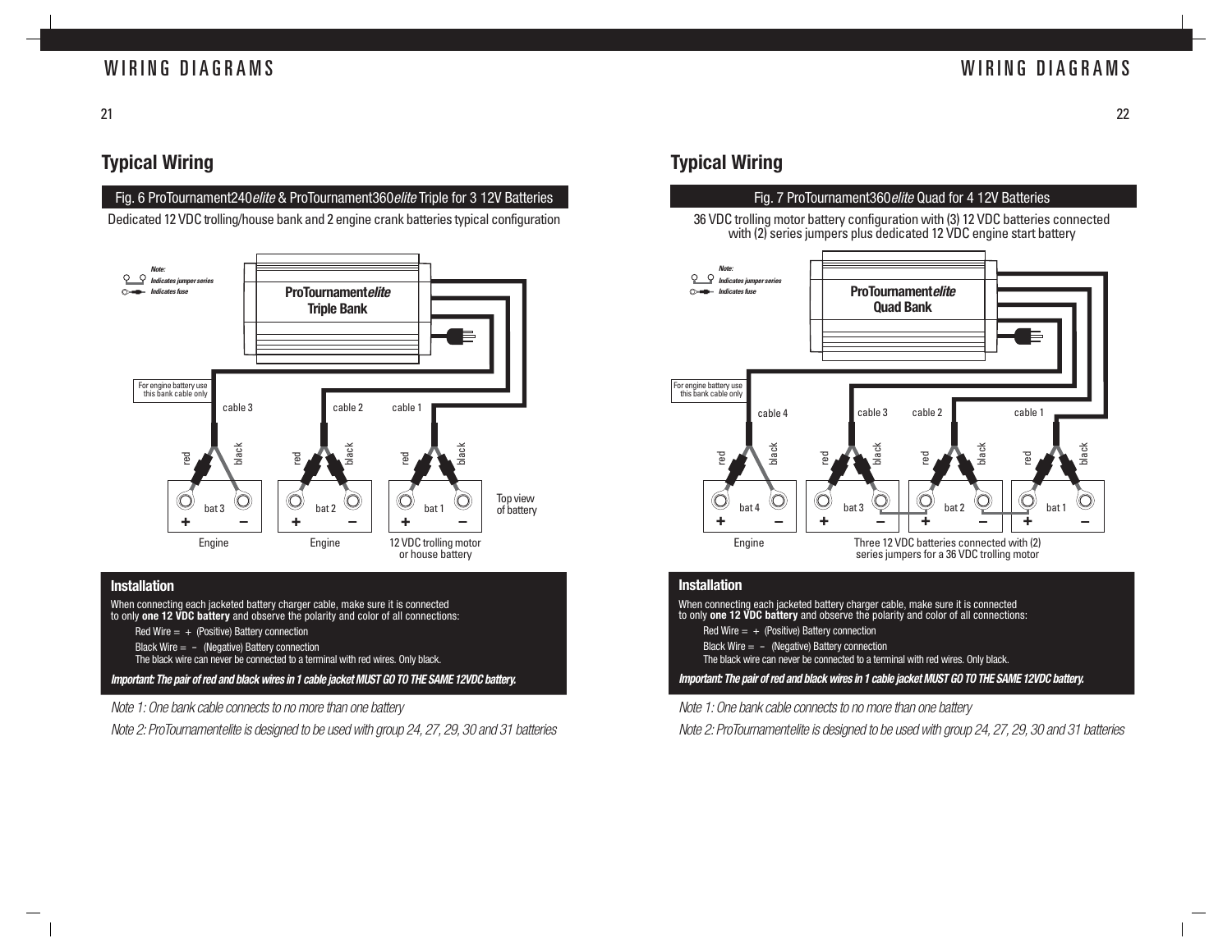## Typical Wiring

### Fig. 6 ProTournament240*elite* & ProTournament360*elite* Triple for 3 12V Batteries

Dedicated 12 VDC trolling/house bank and 2 engine crank batteries typical configuration

***Note:***
***Indicates jumper series***
***Indicates fuse***

**ProTournament*elite***
**Triple Bank**

For engine battery use this bank cable only

cable 3 | cable 2 | cable 1

red | black | red | black | red | black

bat 3 + – | bat 2 + – | bat 1 + –

Top view of battery

Engine | Engine | 12 VDC trolling motor or house battery

#### Installation

When connecting each jacketed battery charger cable, make sure it is connected to only **one 12 VDC battery** and observe the polarity and color of all connections:

Red Wire = + (Positive) Battery connection

Black Wire = – (Negative) Battery connection

The black wire can never be connected to a terminal with red wires. Only black.

***Important: The pair of red and black wires in 1 cable jacket MUST GO TO THE SAME 12VDC battery.***

*Note 1: One bank cable connects to no more than one battery*

*Note 2: ProTournamentelite is designed to be used with group 24, 27, 29, 30 and 31 batteries*

## Typical Wiring

### Fig. 7 ProTournament360*elite* Quad for 4 12V Batteries

36 VDC trolling motor battery configuration with (3) 12 VDC batteries connected with (2) series jumpers plus dedicated 12 VDC engine start battery

***Note:***
***Indicates jumper series***
***Indicates fuse***

**ProTournament*elite***
**Quad Bank**

For engine battery use this bank cable only

cable 4 | cable 3 | cable 2 | cable 1

red | black | red | black | red | black | red | black

bat 4 + – | bat 3 + – | bat 2 + – | bat 1 + –

Engine | Three 12 VDC batteries connected with (2) series jumpers for a 36 VDC trolling motor

#### Installation

When connecting each jacketed battery charger cable, make sure it is connected to only **one 12 VDC battery** and observe the polarity and color of all connections:

Red Wire = + (Positive) Battery connection

Black Wire = – (Negative) Battery connection

The black wire can never be connected to a terminal with red wires. Only black.

***Important: The pair of red and black wires in 1 cable jacket MUST GO TO THE SAME 12VDC battery.***

*Note 1: One bank cable connects to no more than one battery*

*Note 2: ProTournamentelite is designed to be used with group 24, 27, 29, 30 and 31 batteries*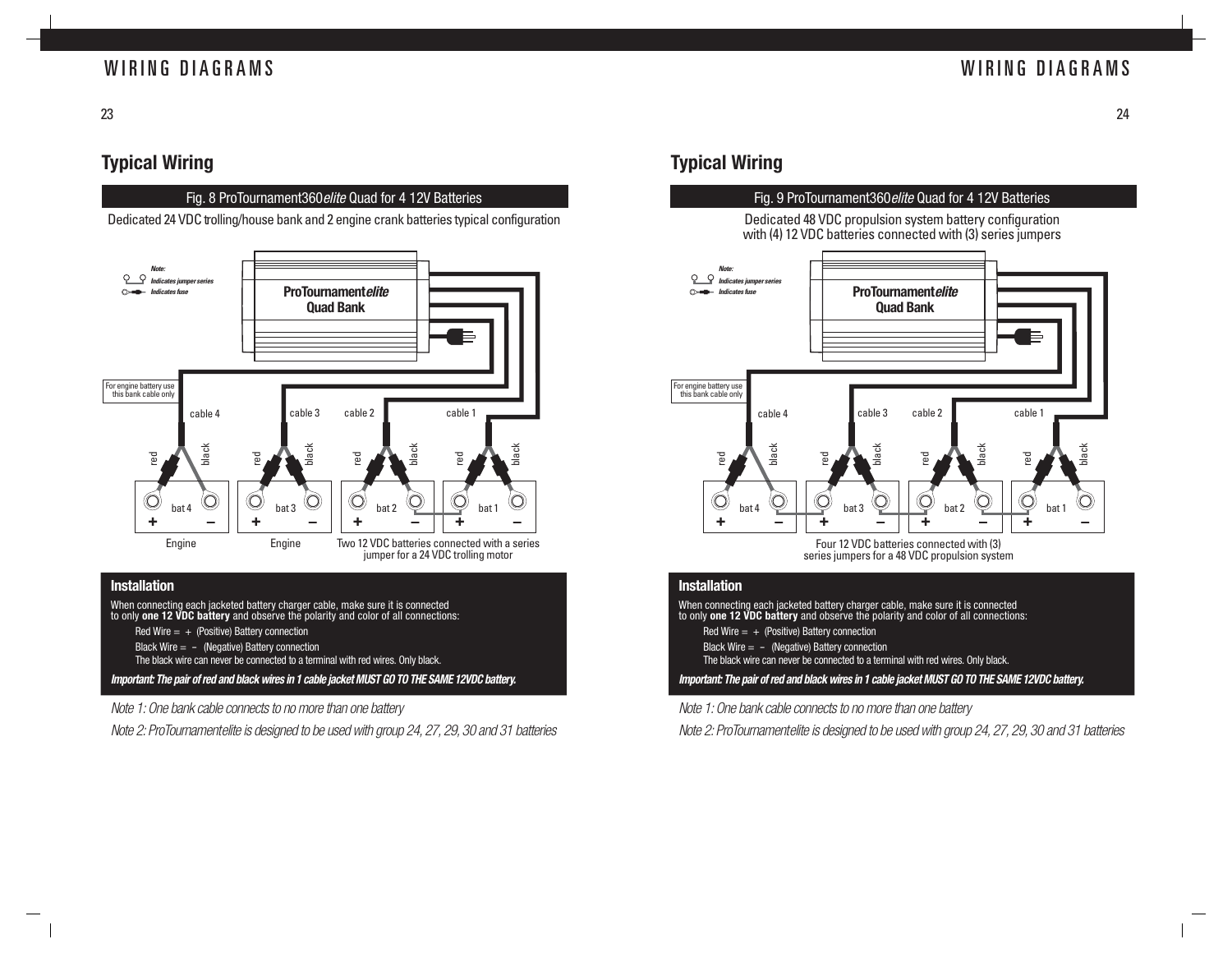## Typical Wiring

### Fig. 8 ProTournament360*elite* Quad for 4 12V Batteries

Dedicated 24 VDC trolling/house bank and 2 engine crank batteries typical configuration

*Note:*
*Indicates jumper series*
*Indicates fuse*

**ProTournament*elite***
**Quad Bank**

For engine battery use this bank cable only

cable 4 | cable 3 | cable 2 | cable 1

red black | red black | red black | red black

bat 4 + – | bat 3 + – | bat 2 + – | bat 1 + –

Engine | Engine | Two 12 VDC batteries connected with a series jumper for a 24 VDC trolling motor

#### Installation

When connecting each jacketed battery charger cable, make sure it is connected to only **one 12 VDC battery** and observe the polarity and color of all connections:

Red Wire = + (Positive) Battery connection

Black Wire = – (Negative) Battery connection

The black wire can never be connected to a terminal with red wires. Only black.

***Important: The pair of red and black wires in 1 cable jacket MUST GO TO THE SAME 12VDC battery.***

*Note 1: One bank cable connects to no more than one battery*

*Note 2: ProTournamentelite is designed to be used with group 24, 27, 29, 30 and 31 batteries*

## Typical Wiring

### Fig. 9 ProTournament360*elite* Quad for 4 12V Batteries

Dedicated 48 VDC propulsion system battery configuration with (4) 12 VDC batteries connected with (3) series jumpers

*Note:*
*Indicates jumper series*
*Indicates fuse*

**ProTournament*elite***
**Quad Bank**

For engine battery use this bank cable only

cable 4 | cable 3 | cable 2 | cable 1

red black | red black | red black | red black

bat 4 + – | bat 3 + – | bat 2 + – | bat 1 + –

Four 12 VDC batteries connected with (3) series jumpers for a 48 VDC propulsion system

#### Installation

When connecting each jacketed battery charger cable, make sure it is connected to only **one 12 VDC battery** and observe the polarity and color of all connections:

Red Wire = + (Positive) Battery connection

Black Wire = – (Negative) Battery connection

The black wire can never be connected to a terminal with red wires. Only black.

***Important: The pair of red and black wires in 1 cable jacket MUST GO TO THE SAME 12VDC battery.***

*Note 1: One bank cable connects to no more than one battery*

*Note 2: ProTournamentelite is designed to be used with group 24, 27, 29, 30 and 31 batteries*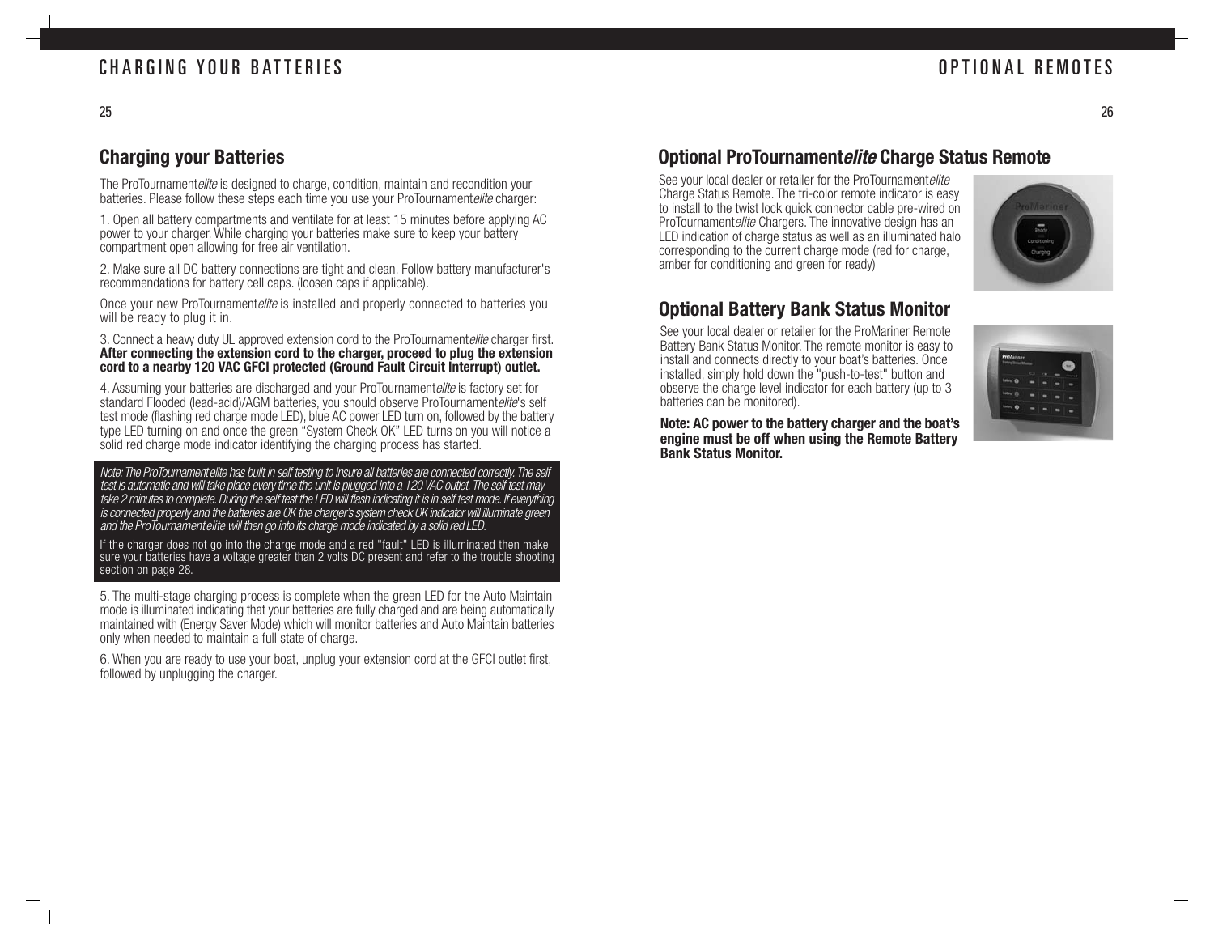## Charging your Batteries

The ProTournament*elite* is designed to charge, condition, maintain and recondition your batteries. Please follow these steps each time you use your ProTournament*elite* charger:

1. Open all battery compartments and ventilate for at least 15 minutes before applying AC power to your charger. While charging your batteries make sure to keep your battery compartment open allowing for free air ventilation.

2. Make sure all DC battery connections are tight and clean. Follow battery manufacturer's recommendations for battery cell caps. (loosen caps if applicable).

Once your new ProTournament*elite* is installed and properly connected to batteries you will be ready to plug it in.

3. Connect a heavy duty UL approved extension cord to the ProTournament*elite* charger first. **After connecting the extension cord to the charger, proceed to plug the extension cord to a nearby 120 VAC GFCI protected (Ground Fault Circuit Interrupt) outlet.**

4. Assuming your batteries are discharged and your ProTournament*elite* is factory set for standard Flooded (lead-acid)/AGM batteries, you should observe ProTournament*elite*'s self test mode (flashing red charge mode LED), blue AC power LED turn on, followed by the battery type LED turning on and once the green "System Check OK" LED turns on you will notice a solid red charge mode indicator identifying the charging process has started.

*Note: The ProTournament elite has built in self testing to insure all batteries are connected correctly. The self test is automatic and will take place every time the unit is plugged into a 120 VAC outlet. The self test may take 2 minutes to complete. During the self test the LED will flash indicating it is in self test mode. If everything is connected properly and the batteries are OK the charger's system check OK indicator will illuminate green and the ProTournament elite will then go into its charge mode indicated by a solid red LED.*

If the charger does not go into the charge mode and a red "fault" LED is illuminated then make sure your batteries have a voltage greater than 2 volts DC present and refer to the trouble shooting section on page 28.

5. The multi-stage charging process is complete when the green LED for the Auto Maintain mode is illuminated indicating that your batteries are fully charged and are being automatically maintained with (Energy Saver Mode) which will monitor batteries and Auto Maintain batteries only when needed to maintain a full state of charge.

6. When you are ready to use your boat, unplug your extension cord at the GFCI outlet first, followed by unplugging the charger.

## Optional ProTournament*elite* Charge Status Remote

See your local dealer or retailer for the ProTournament*elite* Charge Status Remote. The tri-color remote indicator is easy to install to the twist lock quick connector cable pre-wired on ProTournament*elite* Chargers. The innovative design has an LED indication of charge status as well as an illuminated halo corresponding to the current charge mode (red for charge, amber for conditioning and green for ready)

## Optional Battery Bank Status Monitor

See your local dealer or retailer for the ProMariner Remote Battery Bank Status Monitor. The remote monitor is easy to install and connects directly to your boat's batteries. Once installed, simply hold down the "push-to-test" button and observe the charge level indicator for each battery (up to 3 batteries can be monitored).

**Note: AC power to the battery charger and the boat's engine must be off when using the Remote Battery Bank Status Monitor.**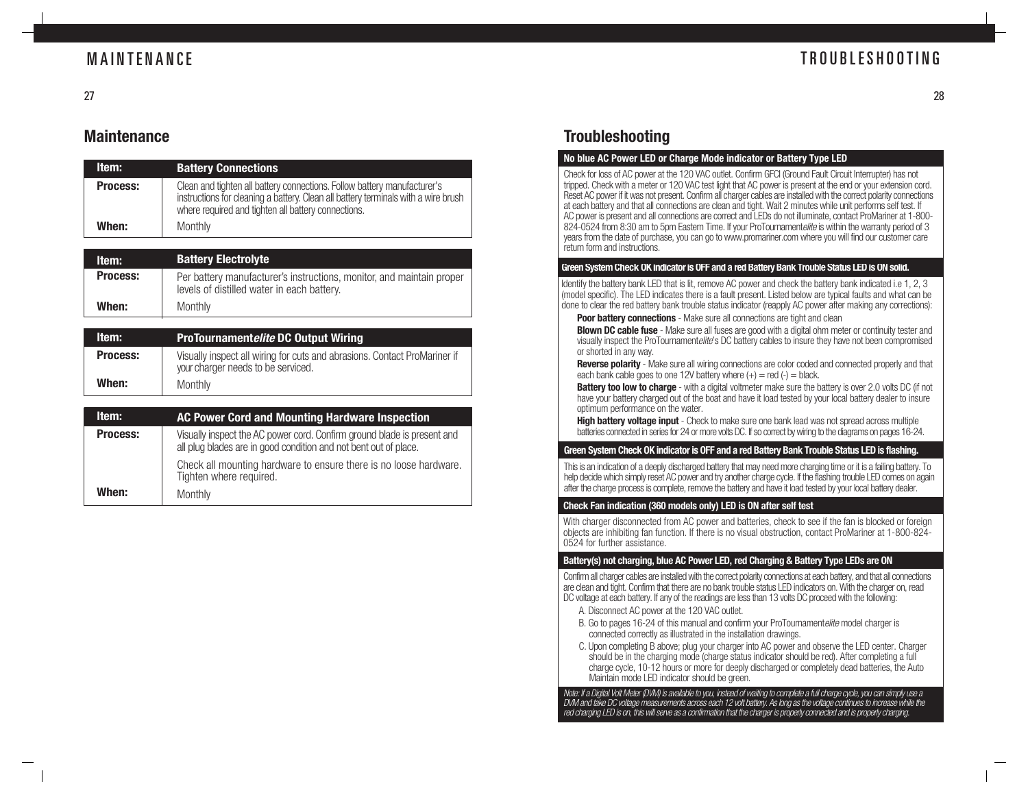## Maintenance

| Item: | Battery Connections |
|---|---|
| Process: | Clean and tighten all battery connections. Follow battery manufacturer's instructions for cleaning a battery. Clean all battery terminals with a wire brush where required and tighten all battery connections. |
| When: | Monthly |

| Item: | Battery Electrolyte |
|---|---|
| Process: | Per battery manufacturer's instructions, monitor, and maintain proper levels of distilled water in each battery. |
| When: | Monthly |

| Item: | ProTournament*elite* DC Output Wiring |
|---|---|
| Process: | Visually inspect all wiring for cuts and abrasions. Contact ProMariner if your charger needs to be serviced. |
| When: | Monthly |

| Item: | AC Power Cord and Mounting Hardware Inspection |
|---|---|
| Process: | Visually inspect the AC power cord. Confirm ground blade is present and all plug blades are in good condition and not bent out of place. Check all mounting hardware to ensure there is no loose hardware. Tighten where required. |
| When: | Monthly |

## Troubleshooting

**No blue AC Power LED or Charge Mode indicator or Battery Type LED**

Check for loss of AC power at the 120 VAC outlet. Confirm GFCI (Ground Fault Circuit Interrupter) has not tripped. Check with a meter or 120 VAC test light that AC power is present at the end or your extension cord. Reset AC power if it was not present. Confirm all charger cables are installed with the correct polarity connections at each battery and that all connections are clean and tight. Wait 2 minutes while unit performs self test. If AC power is present and all connections are correct and LEDs do not illuminate, contact ProMariner at 1-800-824-0524 from 8:30 am to 5pm Eastern Time. If your ProTournament*elite* is within the warranty period of 3 years from the date of purchase, you can go to www.promariner.com where you will find our customer care return form and instructions.

**Green System Check OK indicator is OFF and a red Battery Bank Trouble Status LED is ON solid.**

Identify the battery bank LED that is lit, remove AC power and check the battery bank indicated i.e 1, 2, 3 (model specific). The LED indicates there is a fault present. Listed below are typical faults and what can be done to clear the red battery bank trouble status indicator (reapply AC power after making any corrections):

**Poor battery connections** - Make sure all connections are tight and clean

**Blown DC cable fuse** - Make sure all fuses are good with a digital ohm meter or continuity tester and visually inspect the ProTournament*elite*'s DC battery cables to insure they have not been compromised or shorted in any way.

**Reverse polarity** - Make sure all wiring connections are color coded and connected properly and that each bank cable goes to one 12V battery where (+) = red (-) = black.

**Battery too low to charge** - with a digital voltmeter make sure the battery is over 2.0 volts DC (if not have your battery charged out of the boat and have it load tested by your local battery dealer to insure optimum performance on the water.

**High battery voltage input** - Check to make sure one bank lead was not spread across multiple batteries connected in series for 24 or more volts DC. If so correct by wiring to the diagrams on pages 16-24.

**Green System Check OK indicator is OFF and a red Battery Bank Trouble Status LED is flashing.**

This is an indication of a deeply discharged battery that may need more charging time or it is a failing battery. To help decide which simply reset AC power and try another charge cycle. If the flashing trouble LED comes on again after the charge process is complete, remove the battery and have it load tested by your local battery dealer.

**Check Fan indication (360 models only) LED is ON after self test**

With charger disconnected from AC power and batteries, check to see if the fan is blocked or foreign objects are inhibiting fan function. If there is no visual obstruction, contact ProMariner at 1-800-824-0524 for further assistance.

**Battery(s) not charging, blue AC Power LED, red Charging & Battery Type LEDs are ON**

Confirm all charger cables are installed with the correct polarity connections at each battery, and that all connections are clean and tight. Confirm that there are no bank trouble status LED indicators on. With the charger on, read DC voltage at each battery. If any of the readings are less than 13 volts DC proceed with the following:

A. Disconnect AC power at the 120 VAC outlet.

B. Go to pages 16-24 of this manual and confirm your ProTournament*elite* model charger is connected correctly as illustrated in the installation drawings.

C. Upon completing B above; plug your charger into AC power and observe the LED center. Charger should be in the charging mode (charge status indicator should be red). After completing a full charge cycle, 10-12 hours or more for deeply discharged or completely dead batteries, the Auto Maintain mode LED indicator should be green.

*Note: If a Digital Volt Meter (DVM) is available to you, instead of waiting to complete a full charge cycle, you can simply use a DVM and take DC voltage measurements across each 12 volt battery. As long as the voltage continues to increase while the red charging LED is on, this will serve as a confirmation that the charger is properly connected and is properly charging.*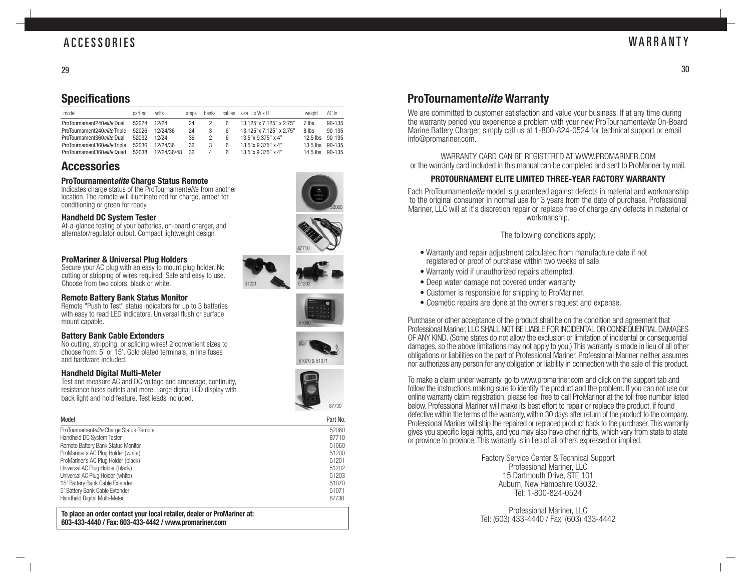## Specifications

| model | part no. | volts | amps | banks | cables | size L x W x H | weight | AC in |
|---|---|---|---|---|---|---|---|---|
| ProTournament240*elite* Dual | 52024 | 12/24 | 24 | 2 | 6' | 13.125"x 7.125" x 2.75" | 7 lbs | 90-135 |
| ProTournament240*elite* Triple | 52026 | 12/24/36 | 24 | 3 | 6' | 13.125"x 7.125" x 2.75" | 8 lbs | 90-135 |
| ProTournament360*elite* Dual | 52032 | 12/24 | 36 | 2 | 6' | 13.5"x 9.375" x 4" | 12.5 lbs | 90-135 |
| ProTournament360*elite* Triple | 52036 | 12/24/36 | 36 | 3 | 6' | 13.5"x 9.375" x 4" | 13.5 lbs | 90-135 |
| ProTournament360*elite* Quad | 52038 | 12/24/36/48 | 36 | 4 | 6' | 13.5"x 9.375" x 4" | 14.5 lbs | 90-135 |

## Accessories

### ProTournament*elite* Charge Status Remote

Indicates charge status of the ProTournament*elite* from another location. The remote will illuminate red for charge, amber for conditioning or green for ready.

52060

### Handheld DC System Tester

At-a-glance testing of your batteries, on-board charger, and alternator/regulator output. Compact lightweight design

87710

### ProMariner & Universal Plug Holders

Secure your AC plug with an easy to mount plug holder. No cutting or stripping of wires required. Safe and easy to use. Choose from two colors, black or white.

51201 51202

### Remote Battery Bank Status Monitor

Remote "Push to Test" status indicators for up to 3 batteries with easy to read LED indicators. Universal flush or surface mount capable.

51060

### Battery Bank Cable Extenders

No cutting, stripping, or splicing wires! 2 convenient sizes to choose from: 5' or 15'. Gold plated terminals, in line fuses and hardware included.

51070 & 51071

### Handheld Digital Multi-Meter

Test and measure AC and DC voltage and amperage, continuity, resistance fuses outlets and more. Large digital LCD display with back light and hold feature. Test leads included.

87730

| Model | Part No. |
|---|---|
| ProTournament*elite* Charge Status Remote | 52060 |
| Handheld DC System Tester | 87710 |
| Remote Battery Bank Status Monitor | 51060 |
| ProMariner's AC Plug Holder (white) | 51200 |
| ProMariner's AC Plug Holder (black) | 51201 |
| Universal AC Plug Holder (black) | 51202 |
| Universal AC Plug Holder (white) | 51203 |
| 15' Battery Bank Cable Extender | 51070 |
| 5' Battery Bank Cable Extender | 51071 |
| Handheld Digital Multi-Meter | 87730 |

**To place an order contact your local retailer, dealer or ProMariner at: 603-433-4440 / Fax: 603-433-4442 / www.promariner.com**

## ProTournament*elite* Warranty

We are committed to customer satisfaction and value your business. If at any time during the warranty period you experience a problem with your new ProTournament*elite* On-Board Marine Battery Charger, simply call us at 1-800-824-0524 for technical support or email info@promariner.com.

WARRANTY CARD CAN BE REGISTERED AT WWW.PROMARINER.COM
or the warranty card included in this manual can be completed and sent to ProMariner by mail.

**PROTOURNAMENT ELITE LIMITED THREE-YEAR FACTORY WARRANTY**

Each ProTournament*elite* model is guaranteed against defects in material and workmanship to the original consumer in normal use for 3 years from the date of purchase. Professional Mariner, LLC will at it's discretion repair or replace free of charge any defects in material or workmanship.

The following conditions apply:

- Warranty and repair adjustment calculated from manufacture date if not registered or proof of purchase within two weeks of sale.
- Warranty void if unauthorized repairs attempted.
- Deep water damage not covered under warranty
- Customer is responsible for shipping to ProMariner.
- Cosmetic repairs are done at the owner's request and expense.

Purchase or other acceptance of the product shall be on the condition and agreement that Professional Mariner, LLC SHALL NOT BE LIABLE FOR INCIDENTAL OR CONSEQUENTIAL DAMAGES OF ANY KIND. (Some states do not allow the exclusion or limitation of incidental or consequential damages, so the above limitations may not apply to you.) This warranty is made in lieu of all other obligations or liabilities on the part of Professional Mariner. Professional Mariner neither assumes nor authorizes any person for any obligation or liability in connection with the sale of this product.

To make a claim under warranty, go to www.promariner.com and click on the support tab and follow the instructions making sure to identify the product and the problem. If you can not use our online warranty claim registration, please feel free to call ProMariner at the toll free number listed below. Professional Mariner will make its best effort to repair or replace the product, if found defective within the terms of the warranty, within 30 days after return of the product to the company. Professional Mariner will ship the repaired or replaced product back to the purchaser. This warranty gives you specific legal rights, and you may also have other rights, which vary from state to state or province to province. This warranty is in lieu of all others expressed or implied.

Factory Service Center & Technical Support
Professional Mariner, LLC
15 Dartmouth Drive, STE 101
Auburn, New Hampshire 03032.
Tel: 1-800-824-0524

Professional Mariner, LLC
Tel: (603) 433-4440 / Fax: (603) 433-4442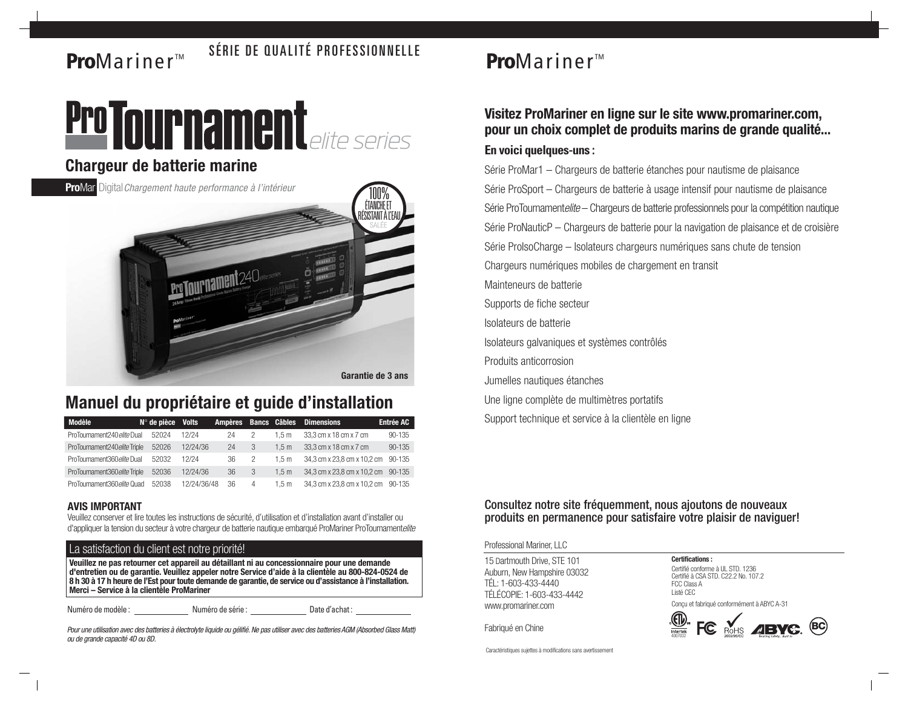**Pro**Mariner™

SÉRIE DE QUALITÉ PROFESSIONNELLE

# ProTournament *elite series*

## Chargeur de batterie marine

**Pro**Mar Digital *Chargement haute performance à l'intérieur*

100% ÉTANCHE ET RÉSISTANT À L'EAU SALÉE

**Garantie de 3 ans**

## Manuel du propriétaire et guide d'installation

| Modèle | N° de pièce | Volts | Ampères | Bancs | Câbles | Dimensions | Entrée AC |
|---|---|---|---|---|---|---|---|
| ProTournament240*elite* Dual | 52024 | 12/24 | 24 | 2 | 1,5 m | 33,3 cm x 18 cm x 7 cm | 90-135 |
| ProTournament240*elite* Triple | 52026 | 12/24/36 | 24 | 3 | 1,5 m | 33,3 cm x 18 cm x 7 cm | 90-135 |
| ProTournament360*elite* Dual | 52032 | 12/24 | 36 | 2 | 1,5 m | 34,3 cm x 23,8 cm x 10,2 cm | 90-135 |
| ProTournament360*elite* Triple | 52036 | 12/24/36 | 36 | 3 | 1,5 m | 34,3 cm x 23,8 cm x 10,2 cm | 90-135 |
| ProTournament360*elite* Quad | 52038 | 12/24/36/48 | 36 | 4 | 1,5 m | 34,3 cm x 23,8 cm x 10,2 cm | 90-135 |

**AVIS IMPORTANT**

Veuillez conserver et lire toutes les instructions de sécurité, d'utilisation et d'installation avant d'installer ou d'appliquer la tension du secteur à votre chargeur de batterie nautique embarqué ProMariner ProTournament*elite*

### La satisfaction du client est notre priorité!

**Veuillez ne pas retourner cet appareil au détaillant ni au concessionnaire pour une demande d'entretien ou de garantie. Veuillez appeler notre Service d'aide à la clientèle au 800-824-0524 de 8 h 30 à 17 h heure de l'Est pour toute demande de garantie, de service ou d'assistance à l'installation. Merci – Service à la clientèle ProMariner**

Numéro de modèle : ____________ Numéro de série : ____________ Date d'achat : ____________

*Pour une utilisation avec des batteries à électrolyte liquide ou gélifié. Ne pas utiliser avec des batteries AGM (Absorbed Glass Matt) ou de grande capacité 4D ou 8D.*

**Pro**Mariner™

### Visitez ProMariner en ligne sur le site www.promariner.com, pour un choix complet de produits marins de grande qualité...

**En voici quelques-uns :**

- Série ProMar1 – Chargeurs de batterie étanches pour nautisme de plaisance
- Série ProSport – Chargeurs de batterie à usage intensif pour nautisme de plaisance
- Série ProTournament*elite* – Chargeurs de batterie professionnels pour la compétition nautique
- Série ProNauticP – Chargeurs de batterie pour la navigation de plaisance et de croisière
- Série ProIsoCharge – Isolateurs chargeurs numériques sans chute de tension
- Chargeurs numériques mobiles de chargement en transit
- Mainteneurs de batterie
- Supports de fiche secteur
- Isolateurs de batterie
- Isolateurs galvaniques et systèmes contrôlés
- Produits anticorrosion
- Jumelles nautiques étanches
- Une ligne complète de multimètres portatifs
- Support technique et service à la clientèle en ligne

Consultez notre site fréquemment, nous ajoutons de nouveaux produits en permanence pour satisfaire votre plaisir de naviguer!

Professional Mariner, LLC

15 Dartmouth Drive, STE 101
Auburn, New Hampshire 03032
TÉL : 1-603-433-4440
TÉLÉCOPIE : 1-603-433-4442
www.promariner.com

Fabriqué en Chine

**Certifications :**

Certifié conforme à UL STD. 1236
Certifié à CSA STD. C22.2 No. 107.2
FCC Class A
Listé CEC

Conçu et fabriqué conformément à ABYC A-31

Intertek 4007032 · FC · RoHS 2002/95/EC · ABYC · BC

Caractéristiques sujettes à modifications sans avertissement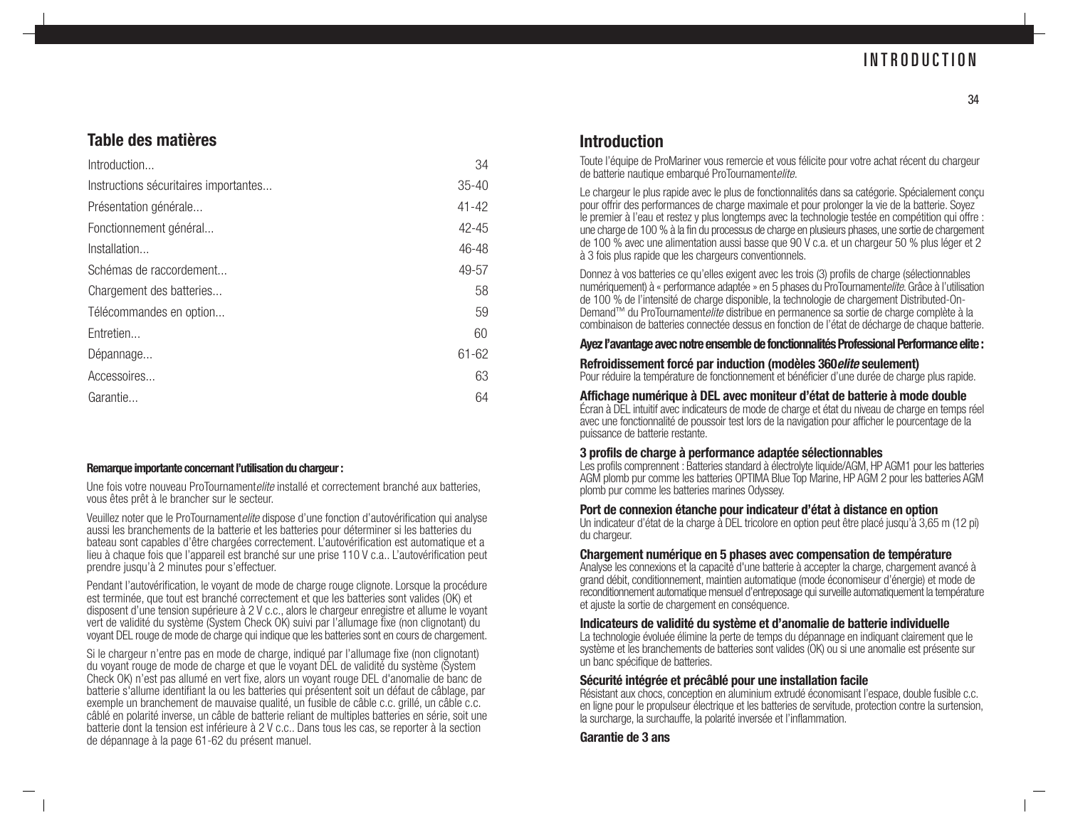## Table des matières

| | |
|---|---|
| Introduction... | 34 |
| Instructions sécuritaires importantes... | 35-40 |
| Présentation générale... | 41-42 |
| Fonctionnement général... | 42-45 |
| Installation... | 46-48 |
| Schémas de raccordement... | 49-57 |
| Chargement des batteries... | 58 |
| Télécommandes en option... | 59 |
| Entretien... | 60 |
| Dépannage... | 61-62 |
| Accessoires... | 63 |
| Garantie... | 64 |

**Remarque importante concernant l'utilisation du chargeur :**

Une fois votre nouveau ProTournament*elite* installé et correctement branché aux batteries, vous êtes prêt à le brancher sur le secteur.

Veuillez noter que le ProTournament*elite* dispose d'une fonction d'autovérification qui analyse aussi les branchements de la batterie et les batteries pour déterminer si les batteries du bateau sont capables d'être chargées correctement. L'autovérification est automatique et a lieu à chaque fois que l'appareil est branché sur une prise 110 V c.a.. L'autovérification peut prendre jusqu'à 2 minutes pour s'effectuer.

Pendant l'autovérification, le voyant de mode de charge rouge clignote. Lorsque la procédure est terminée, que tout est branché correctement et que les batteries sont valides (OK) et disposent d'une tension supérieure à 2 V c.c., alors le chargeur enregistre et allume le voyant vert de validité du système (System Check OK) suivi par l'allumage fixe (non clignotant) du voyant DEL rouge de mode de charge qui indique que les batteries sont en cours de chargement.

Si le chargeur n'entre pas en mode de charge, indiqué par l'allumage fixe (non clignotant) du voyant rouge de mode de charge et que le voyant DEL de validité du système (System Check OK) n'est pas allumé en vert fixe, alors un voyant rouge DEL d'anomalie de banc de batterie s'allume identifiant la ou les batteries qui présentent soit un défaut de câblage, par exemple un branchement de mauvaise qualité, un fusible de câble c.c. grillé, un câble c.c. câblé en polarité inverse, un câble de batterie reliant de multiples batteries en série, soit une batterie dont la tension est inférieure à 2 V c.c.. Dans tous les cas, se reporter à la section de dépannage à la page 61-62 du présent manuel.

## Introduction

Toute l'équipe de ProMariner vous remercie et vous félicite pour votre achat récent du chargeur de batterie nautique embarqué ProTournament*elite*.

Le chargeur le plus rapide avec le plus de fonctionnalités dans sa catégorie. Spécialement conçu pour offrir des performances de charge maximale et pour prolonger la vie de la batterie. Soyez le premier à l'eau et restez y plus longtemps avec la technologie testée en compétition qui offre : une charge de 100 % à la fin du processus de charge en plusieurs phases, une sortie de chargement de 100 % avec une alimentation aussi basse que 90 V c.a. et un chargeur 50 % plus léger et 2 à 3 fois plus rapide que les chargeurs conventionnels.

Donnez à vos batteries ce qu'elles exigent avec les trois (3) profils de charge (sélectionnables numériquement) à « performance adaptée » en 5 phases du ProTournament*elite*. Grâce à l'utilisation de 100 % de l'intensité de charge disponible, la technologie de chargement Distributed-On-Demand™ du ProTournament*elite* distribue en permanence sa sortie de charge complète à la combinaison de batteries connectée dessus en fonction de l'état de décharge de chaque batterie.

**Ayez l'avantage avec notre ensemble de fonctionnalités Professional Performance elite :**

**Refroidissement forcé par induction (modèles 360*elite* seulement)**
Pour réduire la température de fonctionnement et bénéficier d'une durée de charge plus rapide.

**Affichage numérique à DEL avec moniteur d'état de batterie à mode double**
Écran à DEL intuitif avec indicateurs de mode de charge et état du niveau de charge en temps réel avec une fonctionnalité de poussoir test lors de la navigation pour afficher le pourcentage de la puissance de batterie restante.

**3 profils de charge à performance adaptée sélectionnables**
Les profils comprennent : Batteries standard à électrolyte liquide/AGM, HP AGM1 pour les batteries AGM plomb pur comme les batteries OPTIMA Blue Top Marine, HP AGM 2 pour les batteries AGM plomb pur comme les batteries marines Odyssey.

**Port de connexion étanche pour indicateur d'état à distance en option**
Un indicateur d'état de la charge à DEL tricolore en option peut être placé jusqu'à 3,65 m (12 pi) du chargeur.

**Chargement numérique en 5 phases avec compensation de température**
Analyse les connexions et la capacité d'une batterie à accepter la charge, chargement avancé à grand débit, conditionnement, maintien automatique (mode économiseur d'énergie) et mode de reconditionnement automatique mensuel d'entreposage qui surveille automatiquement la température et ajuste la sortie de chargement en conséquence.

**Indicateurs de validité du système et d'anomalie de batterie individuelle**
La technologie évoluée élimine la perte de temps du dépannage en indiquant clairement que le système et les branchements de batteries sont valides (OK) ou si une anomalie est présente sur un banc spécifique de batteries.

**Sécurité intégrée et précâblé pour une installation facile**
Résistant aux chocs, conception en aluminium extrudé économisant l'espace, double fusible c.c. en ligne pour le propulseur électrique et les batteries de servitude, protection contre la surtension, la surcharge, la surchauffe, la polarité inversée et l'inflammation.

**Garantie de 3 ans**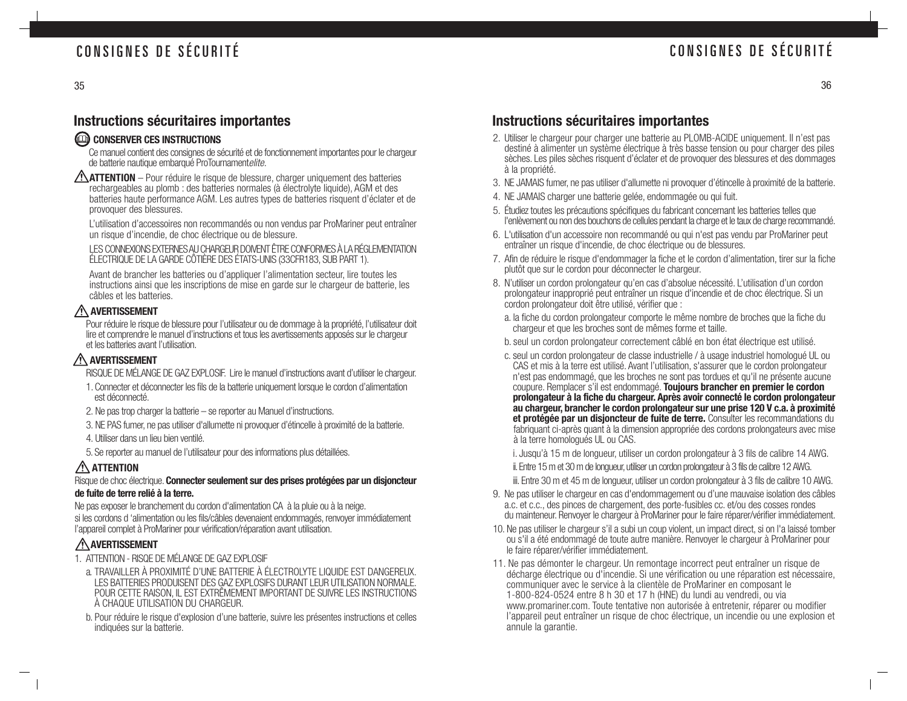## Instructions sécuritaires importantes

**CONSERVER CES INSTRUCTIONS**

Ce manuel contient des consignes de sécurité et de fonctionnement importantes pour le chargeur de batterie nautique embarqué ProTournament*elite*.

**ATTENTION** – Pour réduire le risque de blessure, charger uniquement des batteries rechargeables au plomb : des batteries normales (à électrolyte liquide), AGM et des batteries haute performance AGM. Les autres types de batteries risquent d'éclater et de provoquer des blessures.

L'utilisation d'accessoires non recommandés ou non vendus par ProMariner peut entraîner un risque d'incendie, de choc électrique ou de blessure.

LES CONNEXIONS EXTERNES AU CHARGEUR DOIVENT ÊTRE CONFORMES À LA RÉGLEMENTATION ÉLECTRIQUE DE LA GARDE CÔTIÈRE DES ÉTATS-UNIS (33CFR183, SUB PART 1).

Avant de brancher les batteries ou d'appliquer l'alimentation secteur, lire toutes les instructions ainsi que les inscriptions de mise en garde sur le chargeur de batterie, les câbles et les batteries.

**AVERTISSEMENT**

Pour réduire le risque de blessure pour l'utilisateur ou de dommage à la propriété, l'utilisateur doit lire et comprendre le manuel d'instructions et tous les avertissements apposés sur le chargeur et les batteries avant l'utilisation.

**AVERTISSEMENT**

RISQUE DE MÉLANGE DE GAZ EXPLOSIF. Lire le manuel d'instructions avant d'utiliser le chargeur.

1. Connecter et déconnecter les fils de la batterie uniquement lorsque le cordon d'alimentation est déconnecté.
2. Ne pas trop charger la batterie – se reporter au Manuel d'instructions.
3. NE PAS fumer, ne pas utiliser d'allumette ni provoquer d'étincelle à proximité de la batterie.
4. Utiliser dans un lieu bien ventilé.
5. Se reporter au manuel de l'utilisateur pour des informations plus détaillées.

**ATTENTION**

Risque de choc électrique. **Connecter seulement sur des prises protégées par un disjoncteur de fuite de terre relié à la terre.**

Ne pas exposer le branchement du cordon d'alimentation CA à la pluie ou à la neige.
si les cordons d 'alimentation ou les fils/câbles devenaient endommagés, renvoyer immédiatement l'appareil complet à ProMariner pour vérification/réparation avant utilisation.

**AVERTISSEMENT**

1. ATTENTION - RISQE DE MÉLANGE DE GAZ EXPLOSIF
   a. TRAVAILLER À PROXIMITÉ D'UNE BATTERIE À ÉLECTROLYTE LIQUIDE EST DANGEREUX. LES BATTERIES PRODUISENT DES GAZ EXPLOSIFS DURANT LEUR UTILISATION NORMALE. POUR CETTE RAISON, IL EST EXTRÊMEMENT IMPORTANT DE SUIVRE LES INSTRUCTIONS À CHAQUE UTILISATION DU CHARGEUR.
   b. Pour réduire le risque d'explosion d'une batterie, suivre les présentes instructions et celles indiquées sur la batterie.

## Instructions sécuritaires importantes

2. Utiliser le chargeur pour charger une batterie au PLOMB-ACIDE uniquement. Il n'est pas destiné à alimenter un système électrique à très basse tension ou pour charger des piles sèches. Les piles sèches risquent d'éclater et de provoquer des blessures et des dommages à la propriété.
3. NE JAMAIS fumer, ne pas utiliser d'allumette ni provoquer d'étincelle à proximité de la batterie.
4. NE JAMAIS charger une batterie gelée, endommagée ou qui fuit.
5. Étudiez toutes les précautions spécifiques du fabricant concernant les batteries telles que l'enlèvement ou non des bouchons de cellules pendant la charge et le taux de charge recommandé.
6. L'utilisation d'un accessoire non recommandé ou qui n'est pas vendu par ProMariner peut entraîner un risque d'incendie, de choc électrique ou de blessures.
7. Afin de réduire le risque d'endommager la fiche et le cordon d'alimentation, tirer sur la fiche plutôt que sur le cordon pour déconnecter le chargeur.
8. N'utiliser un cordon prolongateur qu'en cas d'absolue nécessité. L'utilisation d'un cordon prolongateur inapproprié peut entraîner un risque d'incendie et de choc électrique. Si un cordon prolongateur doit être utilisé, vérifier que :
   a. la fiche du cordon prolongateur comporte le même nombre de broches que la fiche du chargeur et que les broches sont de mêmes forme et taille.
   b. seul un cordon prolongateur correctement câblé en bon état électrique est utilisé.
   c. seul un cordon prolongateur de classe industrielle / à usage industriel homologué UL ou CAS et mis à la terre est utilisé. Avant l'utilisation, s'assurer que le cordon prolongateur n'est pas endommagé, que les broches ne sont pas tordues et qu'il ne présente aucune coupure. Remplacer s'il est endommagé. **Toujours brancher en premier le cordon prolongateur à la fiche du chargeur. Après avoir connecté le cordon prolongateur au chargeur, brancher le cordon prolongateur sur une prise 120 V c.a. à proximité et protégée par un disjoncteur de fuite de terre.** Consulter les recommandations du fabriquant ci-après quant à la dimension appropriée des cordons prolongateurs avec mise à la terre homologués UL ou CAS.
      i. Jusqu'à 15 m de longueur, utiliser un cordon prolongateur à 3 fils de calibre 14 AWG.
      ii. Entre 15 m et 30 m de longueur, utiliser un cordon prolongateur à 3 fils de calibre 12 AWG.
      iii. Entre 30 m et 45 m de longueur, utiliser un cordon prolongateur à 3 fils de calibre 10 AWG.
9. Ne pas utiliser le chargeur en cas d'endommagement ou d'une mauvaise isolation des câbles a.c. et c.c., des pinces de chargement, des porte-fusibles cc. et/ou des cosses rondes du mainteneur. Renvoyer le chargeur à ProMariner pour le faire réparer/vérifier immédiatement.
10. Ne pas utiliser le chargeur s'il a subi un coup violent, un impact direct, si on l'a laissé tomber ou s'il a été endommagé de toute autre manière. Renvoyer le chargeur à ProMariner pour le faire réparer/vérifier immédiatement.
11. Ne pas démonter le chargeur. Un remontage incorrect peut entraîner un risque de décharge électrique ou d'incendie. Si une vérification ou une réparation est nécessaire, communiquer avec le service à la clientèle de ProMariner en composant le 1-800-824-0524 entre 8 h 30 et 17 h (HNE) du lundi au vendredi, ou via www.promariner.com. Toute tentative non autorisée à entretenir, réparer ou modifier l'appareil peut entraîner un risque de choc électrique, un incendie ou une explosion et annule la garantie.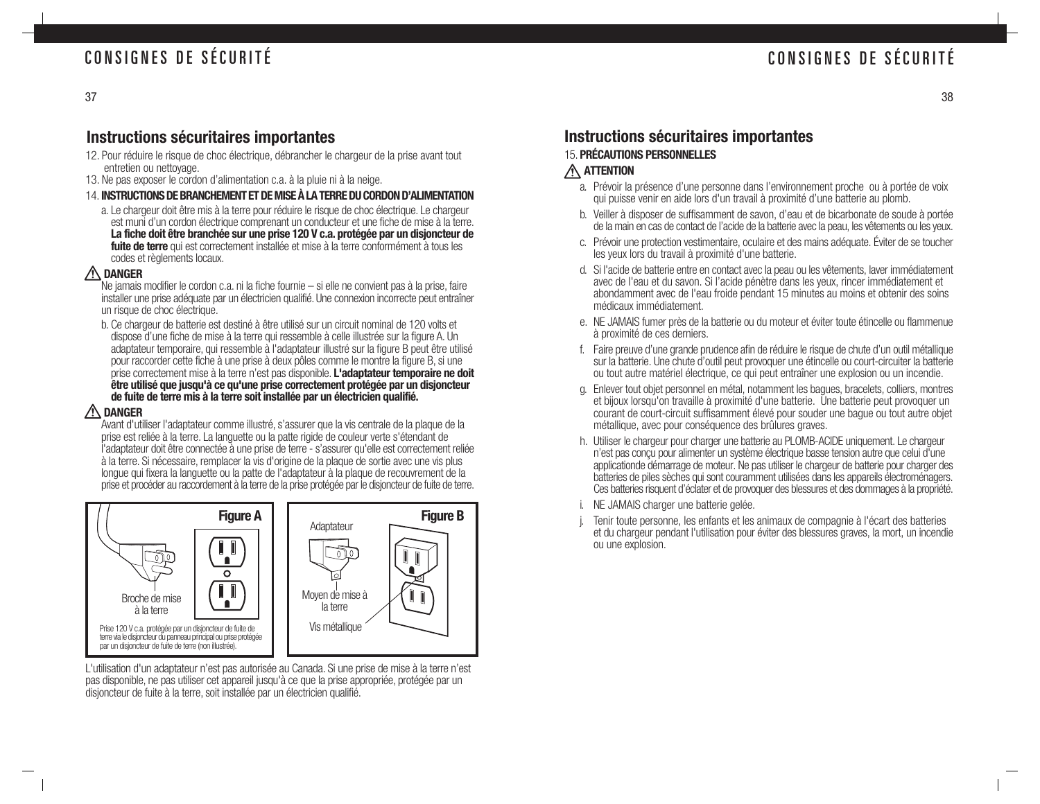## Instructions sécuritaires importantes

12. Pour réduire le risque de choc électrique, débrancher le chargeur de la prise avant tout entretien ou nettoyage.
13. Ne pas exposer le cordon d'alimentation c.a. à la pluie ni à la neige.
14. **INSTRUCTIONS DE BRANCHEMENT ET DE MISE À LA TERRE DU CORDON D'ALIMENTATION**
    a. Le chargeur doit être mis à la terre pour réduire le risque de choc électrique. Le chargeur est muni d'un cordon électrique comprenant un conducteur et une fiche de mise à la terre. **La fiche doit être branchée sur une prise 120 V c.a. protégée par un disjoncteur de fuite de terre** qui est correctement installée et mise à la terre conformément à tous les codes et règlements locaux.

**⚠ DANGER**

Ne jamais modifier le cordon c.a. ni la fiche fournie – si elle ne convient pas à la prise, faire installer une prise adéquate par un électricien qualifié. Une connexion incorrecte peut entraîner un risque de choc électrique.

b. Ce chargeur de batterie est destiné à être utilisé sur un circuit nominal de 120 volts et dispose d'une fiche de mise à la terre qui ressemble à celle illustrée sur la figure A. Un adaptateur temporaire, qui ressemble à l'adaptateur illustré sur la figure B peut être utilisé pour raccorder cette fiche à une prise à deux pôles comme le montre la figure B, si une prise correctement mise à la terre n'est pas disponible. **L'adaptateur temporaire ne doit être utilisé que jusqu'à ce qu'une prise correctement protégée par un disjoncteur de fuite de terre mis à la terre soit installée par un électricien qualifié.**

**⚠ DANGER**

Avant d'utiliser l'adaptateur comme illustré, s'assurer que la vis centrale de la plaque de la prise est reliée à la terre. La languette ou la patte rigide de couleur verte s'étendant de l'adaptateur doit être connectée à une prise de terre - s'assurer qu'elle est correctement reliée à la terre. Si nécessaire, remplacer la vis d'origine de la plaque de sortie avec une vis plus longue qui fixera la languette ou la patte de l'adaptateur à la plaque de recouvrement de la prise et procéder au raccordement à la terre de la prise protégée par le disjoncteur de fuite de terre.

**Figure A**

Broche de mise à la terre

Prise 120 V c.a. protégée par un disjoncteur de fuite de terre via le disjoncteur du panneau principal ou prise protégée par un disjoncteur de fuite de terre (non illustrée).

**Figure B**

Adaptateur

Moyen de mise à la terre

Vis métallique

L'utilisation d'un adaptateur n'est pas autorisée au Canada. Si une prise de mise à la terre n'est pas disponible, ne pas utiliser cet appareil jusqu'à ce que la prise appropriée, protégée par un disjoncteur de fuite à la terre, soit installée par un électricien qualifié.

## Instructions sécuritaires importantes

15. **PRÉCAUTIONS PERSONNELLES**

**⚠ ATTENTION**

a. Prévoir la présence d'une personne dans l'environnement proche ou à portée de voix qui puisse venir en aide lors d'un travail à proximité d'une batterie au plomb.

b. Veiller à disposer de suffisamment de savon, d'eau et de bicarbonate de soude à portée de la main en cas de contact de l'acide de la batterie avec la peau, les vêtements ou les yeux.

c. Prévoir une protection vestimentaire, oculaire et des mains adéquate. Éviter de se toucher les yeux lors du travail à proximité d'une batterie.

d. Si l'acide de batterie entre en contact avec la peau ou les vêtements, laver immédiatement avec de l'eau et du savon. Si l'acide pénètre dans les yeux, rincer immédiatement et abondamment avec de l'eau froide pendant 15 minutes au moins et obtenir des soins médicaux immédiatement.

e. NE JAMAIS fumer près de la batterie ou du moteur et éviter toute étincelle ou flammenue à proximité de ces derniers.

f. Faire preuve d'une grande prudence afin de réduire le risque de chute d'un outil métallique sur la batterie. Une chute d'outil peut provoquer une étincelle ou court-circuiter la batterie ou tout autre matériel électrique, ce qui peut entraîner une explosion ou un incendie.

g. Enlever tout objet personnel en métal, notamment les bagues, bracelets, colliers, montres et bijoux lorsqu'on travaille à proximité d'une batterie. Une batterie peut provoquer un courant de court-circuit suffisamment élevé pour souder une bague ou tout autre objet métallique, avec pour conséquence des brûlures graves.

h. Utiliser le chargeur pour charger une batterie au PLOMB-ACIDE uniquement. Le chargeur n'est pas conçu pour alimenter un système électrique basse tension autre que celui d'une applicationde démarrage de moteur. Ne pas utiliser le chargeur de batterie pour charger des batteries de piles sèches qui sont couramment utilisées dans les appareils électroménagers. Ces batteries risquent d'éclater et de provoquer des blessures et des dommages à la propriété.

i. NE JAMAIS charger une batterie gelée.

j. Tenir toute personne, les enfants et les animaux de compagnie à l'écart des batteries et du chargeur pendant l'utilisation pour éviter des blessures graves, la mort, un incendie ou une explosion.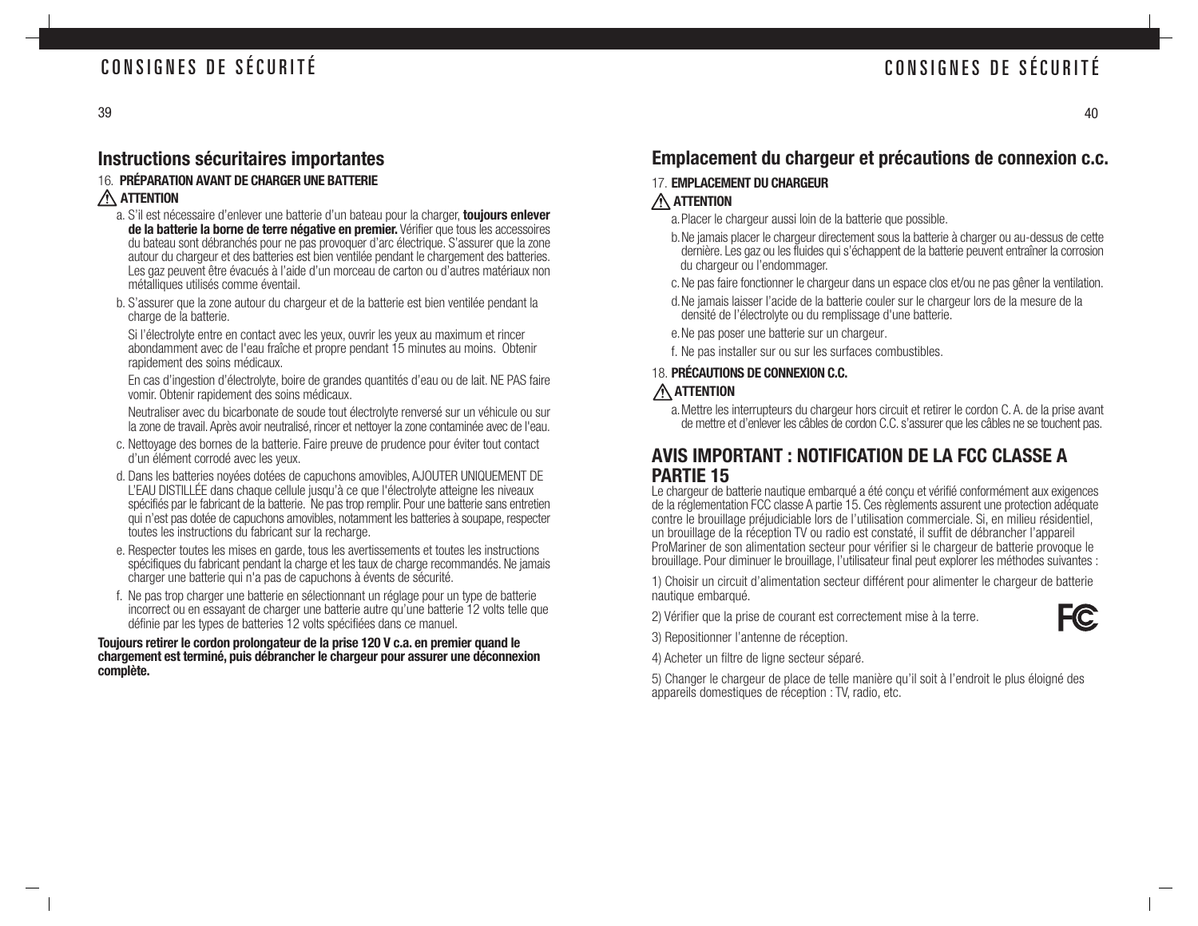## Instructions sécuritaires importantes

16. **PRÉPARATION AVANT DE CHARGER UNE BATTERIE**

⚠ **ATTENTION**

a. S'il est nécessaire d'enlever une batterie d'un bateau pour la charger, **toujours enlever de la batterie la borne de terre négative en premier.** Vérifier que tous les accessoires du bateau sont débranchés pour ne pas provoquer d'arc électrique. S'assurer que la zone autour du chargeur et des batteries est bien ventilée pendant le chargement des batteries. Les gaz peuvent être évacués à l'aide d'un morceau de carton ou d'autres matériaux non métalliques utilisés comme éventail.

b. S'assurer que la zone autour du chargeur et de la batterie est bien ventilée pendant la charge de la batterie.

Si l'électrolyte entre en contact avec les yeux, ouvrir les yeux au maximum et rincer abondamment avec de l'eau fraîche et propre pendant 15 minutes au moins. Obtenir rapidement des soins médicaux.

En cas d'ingestion d'électrolyte, boire de grandes quantités d'eau ou de lait. NE PAS faire vomir. Obtenir rapidement des soins médicaux.

Neutraliser avec du bicarbonate de soude tout électrolyte renversé sur un véhicule ou sur la zone de travail. Après avoir neutralisé, rincer et nettoyer la zone contaminée avec de l'eau.

c. Nettoyage des bornes de la batterie. Faire preuve de prudence pour éviter tout contact d'un élément corrodé avec les yeux.

d. Dans les batteries noyées dotées de capuchons amovibles, AJOUTER UNIQUEMENT DE L'EAU DISTILLÉE dans chaque cellule jusqu'à ce que l'électrolyte atteigne les niveaux spécifiés par le fabricant de la batterie. Ne pas trop remplir. Pour une batterie sans entretien qui n'est pas dotée de capuchons amovibles, notamment les batteries à soupape, respecter toutes les instructions du fabricant sur la recharge.

e. Respecter toutes les mises en garde, tous les avertissements et toutes les instructions spécifiques du fabricant pendant la charge et les taux de charge recommandés. Ne jamais charger une batterie qui n'a pas de capuchons à évents de sécurité.

f. Ne pas trop charger une batterie en sélectionnant un réglage pour un type de batterie incorrect ou en essayant de charger une batterie autre qu'une batterie 12 volts telle que définie par les types de batteries 12 volts spécifiées dans ce manuel.

**Toujours retirer le cordon prolongateur de la prise 120 V c.a. en premier quand le chargement est terminé, puis débrancher le chargeur pour assurer une déconnexion complète.**

## Emplacement du chargeur et précautions de connexion c.c.

17. **EMPLACEMENT DU CHARGEUR**

⚠ **ATTENTION**

a. Placer le chargeur aussi loin de la batterie que possible.

b. Ne jamais placer le chargeur directement sous la batterie à charger ou au-dessus de cette dernière. Les gaz ou les fluides qui s'échappent de la batterie peuvent entraîner la corrosion du chargeur ou l'endommager.

c. Ne pas faire fonctionner le chargeur dans un espace clos et/ou ne pas gêner la ventilation.

d. Ne jamais laisser l'acide de la batterie couler sur le chargeur lors de la mesure de la densité de l'électrolyte ou du remplissage d'une batterie.

e. Ne pas poser une batterie sur un chargeur.

f. Ne pas installer sur ou sur les surfaces combustibles.

18. **PRÉCAUTIONS DE CONNEXION C.C.**

⚠ **ATTENTION**

a. Mettre les interrupteurs du chargeur hors circuit et retirer le cordon C. A. de la prise avant de mettre et d'enlever les câbles de cordon C.C. s'assurer que les câbles ne se touchent pas.

## AVIS IMPORTANT : NOTIFICATION DE LA FCC CLASSE A PARTIE 15

Le chargeur de batterie nautique embarqué a été conçu et vérifié conformément aux exigences de la réglementation FCC classe A partie 15. Ces règlements assurent une protection adéquate contre le brouillage préjudiciable lors de l'utilisation commerciale. Si, en milieu résidentiel, un brouillage de la réception TV ou radio est constaté, il suffit de débrancher l'appareil ProMariner de son alimentation secteur pour vérifier si le chargeur de batterie provoque le brouillage. Pour diminuer le brouillage, l'utilisateur final peut explorer les méthodes suivantes :

1) Choisir un circuit d'alimentation secteur différent pour alimenter le chargeur de batterie nautique embarqué.

2) Vérifier que la prise de courant est correctement mise à la terre.

3) Repositionner l'antenne de réception.

4) Acheter un filtre de ligne secteur séparé.

5) Changer le chargeur de place de telle manière qu'il soit à l'endroit le plus éloigné des appareils domestiques de réception : TV, radio, etc.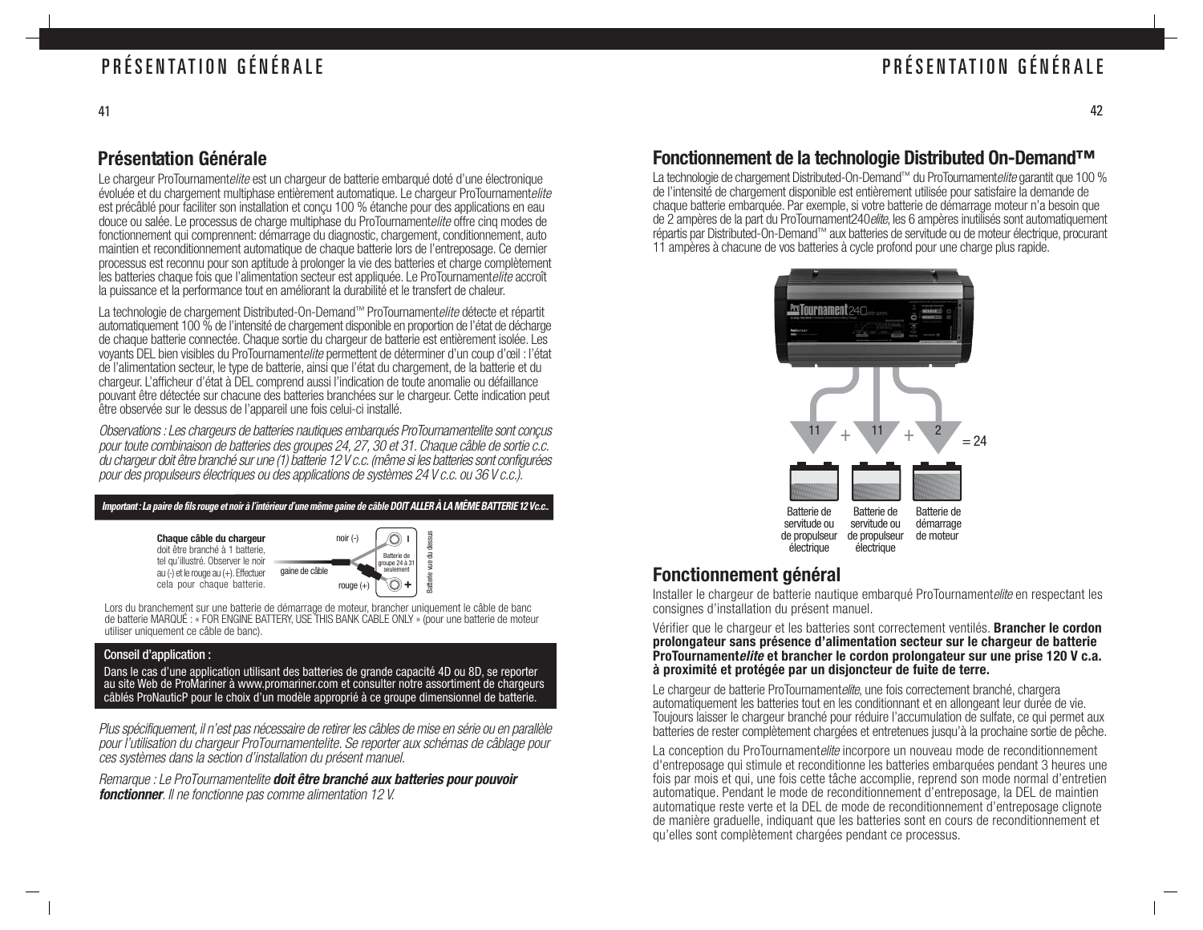# Présentation Générale

Le chargeur ProTournament*elite* est un chargeur de batterie embarqué doté d'une électronique évoluée et du chargement multiphase entièrement automatique. Le chargeur ProTournament*elite* est précâblé pour faciliter son installation et conçu 100 % étanche pour des applications en eau douce ou salée. Le processus de charge multiphase du ProTournament*elite* offre cinq modes de fonctionnement qui comprennent: démarrage du diagnostic, chargement, conditionnement, auto maintien et reconditionnement automatique de chaque batterie lors de l'entreposage. Ce dernier processus est reconnu pour son aptitude à prolonger la vie des batteries et charge complètement les batteries chaque fois que l'alimentation secteur est appliquée. Le ProTournament*elite* accroît la puissance et la performance tout en améliorant la durabilité et le transfert de chaleur.

La technologie de chargement Distributed-On-Demand™ ProTournament*elite* détecte et répartit automatiquement 100 % de l'intensité de chargement disponible en proportion de l'état de décharge de chaque batterie connectée. Chaque sortie du chargeur de batterie est entièrement isolée. Les voyants DEL bien visibles du ProTournament*elite* permettent de déterminer d'un coup d'œil : l'état de l'alimentation secteur, le type de batterie, ainsi que l'état du chargement, de la batterie et du chargeur. L'afficheur d'état à DEL comprend aussi l'indication de toute anomalie ou défaillance pouvant être détectée sur chacune des batteries branchées sur le chargeur. Cette indication peut être observée sur le dessus de l'appareil une fois celui-ci installé.

*Observations : Les chargeurs de batteries nautiques embarqués ProTournamentelite sont conçus pour toute combinaison de batteries des groupes 24, 27, 30 et 31. Chaque câble de sortie c.c. du chargeur doit être branché sur une (1) batterie 12 V c.c. (même si les batteries sont configurées pour des propulseurs électriques ou des applications de systèmes 24 V c.c. ou 36 V c.c.).*

***Important : La paire de fils rouge et noir à l'intérieur d'une même gaine de câble DOIT ALLER À LA MÊME BATTERIE 12 Vc.c..***

**Chaque câble du chargeur** doit être branché à 1 batterie, tel qu'illustré. Observer le noir au (-) et le rouge au (+). Effectuer cela pour chaque batterie.

noir (-) — gaine de câble — rouge (+) — Batterie de groupe 24 à 31 seulement — Batterie vue du dessus

Lors du branchement sur une batterie de démarrage de moteur, brancher uniquement le câble de banc de batterie MARQUÉ : « FOR ENGINE BATTERY, USE THIS BANK CABLE ONLY » (pour une batterie de moteur utiliser uniquement ce câble de banc).

**Conseil d'application :**

Dans le cas d'une application utilisant des batteries de grande capacité 4D ou 8D, se reporter au site Web de ProMariner à www.promariner.com et consulter notre assortiment de chargeurs câblés ProNauticP pour le choix d'un modèle approprié à ce groupe dimensionnel de batterie.

*Plus spécifiquement, il n'est pas nécessaire de retirer les câbles de mise en série ou en parallèle pour l'utilisation du chargeur ProTournamentelite. Se reporter aux schémas de câblage pour ces systèmes dans la section d'installation du présent manuel.*

*Remarque : Le ProTournamentelite* ***doit être branché aux batteries pour pouvoir fonctionner****. Il ne fonctionne pas comme alimentation 12 V.*

# Fonctionnement de la technologie Distributed On-Demand™

La technologie de chargement Distributed-On-Demand™ du ProTournament*elite* garantit que 100 % de l'intensité de chargement disponible est entièrement utilisée pour satisfaire la demande de chaque batterie embarquée. Par exemple, si votre batterie de démarrage moteur n'a besoin que de 2 ampères de la part du ProTournament240*elite*, les 6 ampères inutilisés sont automatiquement répartis par Distributed-On-Demand™ aux batteries de servitude ou de moteur électrique, procurant 11 ampères à chacune de vos batteries à cycle profond pour une charge plus rapide.

11 + 11 + 2 = 24

Batterie de servitude ou de propulseur électrique — Batterie de servitude ou de propulseur électrique — Batterie de démarrage de moteur

# Fonctionnement général

Installer le chargeur de batterie nautique embarqué ProTournament*elite* en respectant les consignes d'installation du présent manuel.

Vérifier que le chargeur et les batteries sont correctement ventilés. **Brancher le cordon prolongateur sans présence d'alimentation secteur sur le chargeur de batterie ProTournament*elite* et brancher le cordon prolongateur sur une prise 120 V c.a. à proximité et protégée par un disjoncteur de fuite de terre.**

Le chargeur de batterie ProTournament*elite*, une fois correctement branché, chargera automatiquement les batteries tout en les conditionnant et en allongeant leur durée de vie. Toujours laisser le chargeur branché pour réduire l'accumulation de sulfate, ce qui permet aux batteries de rester complètement chargées et entretenues jusqu'à la prochaine sortie de pêche.

La conception du ProTournament*elite* incorpore un nouveau mode de reconditionnement d'entreposage qui stimule et reconditionne les batteries embarquées pendant 3 heures une fois par mois et qui, une fois cette tâche accomplie, reprend son mode normal d'entretien automatique. Pendant le mode de reconditionnement d'entreposage, la DEL de maintien automatique reste verte et la DEL de mode de reconditionnement d'entreposage clignote de manière graduelle, indiquant que les batteries sont en cours de reconditionnement et qu'elles sont complètement chargées pendant ce processus.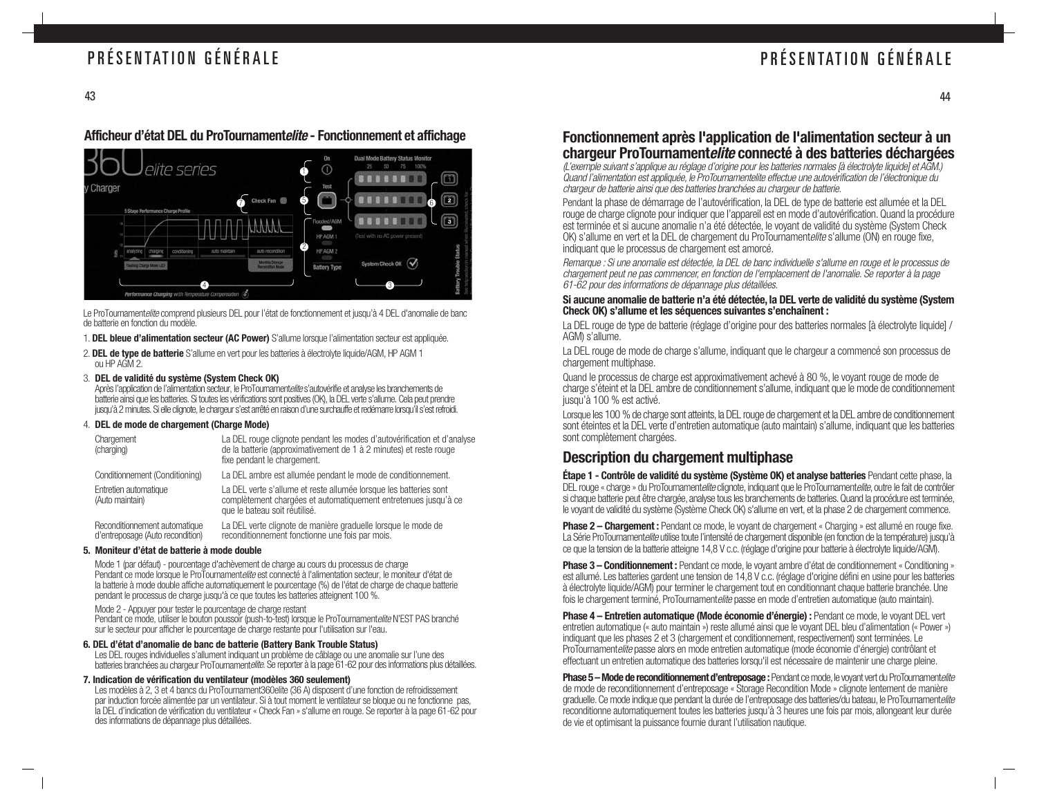## Afficheur d'état DEL du ProTournament*elite* - Fonctionnement et affichage

Le ProTournament*elite* comprend plusieurs DEL pour l'état de fonctionnement et jusqu'à 4 DEL d'anomalie de banc de batterie en fonction du modèle.

1. **DEL bleue d'alimentation secteur (AC Power)** S'allume lorsque l'alimentation secteur est appliquée.
2. **DEL de type de batterie** S'allume en vert pour les batteries à électrolyte liquide/AGM, HP AGM 1 ou HP AGM 2.
3. **DEL de validité du système (System Check OK)**
   Après l'application de l'alimentation secteur, le ProTournament*elite* s'autovérifie et analyse les branchements de batterie ainsi que les batteries. Si toutes les vérifications sont positives (OK), la DEL verte s'allume. Cela peut prendre jusqu'à 2 minutes. Si elle clignote, le chargeur s'est arrêté en raison d'une surchauffe et redémarre lorsqu'il s'est refroidi.
4. **DEL de mode de chargement (Charge Mode)**

| | |
|---|---|
| Chargement (charging) | La DEL rouge clignote pendant les modes d'autovérification et d'analyse de la batterie (approximativement de 1 à 2 minutes) et reste rouge fixe pendant le chargement. |
| Conditionnement (Conditioning) | La DEL ambre est allumée pendant le mode de conditionnement. |
| Entretien automatique (Auto maintain) | La DEL verte s'allume et reste allumée lorsque les batteries sont complètement chargées et automatiquement entretenues jusqu'à ce que le bateau soit réutilisé. |
| Reconditionnement automatique d'entreposage (Auto recondition) | La DEL verte clignote de manière graduelle lorsque le mode de reconditionnement fonctionne une fois par mois. |

5. **Moniteur d'état de batterie à mode double**
   Mode 1 (par défaut) - pourcentage d'achèvement de charge au cours du processus de charge
   Pendant ce mode lorsque le ProTournament*elite* est connecté à l'alimentation secteur, le moniteur d'état de la batterie à mode double affiche automatiquement le pourcentage (%) de l'état de charge de chaque batterie pendant le processus de charge jusqu'à ce que toutes les batteries atteignent 100 %.
   Mode 2 - Appuyer pour tester le pourcentage de charge restant
   Pendant ce mode, utiliser le bouton poussoir (push-to-test) lorsque le ProTournament*elite* N'EST PAS branché sur le secteur pour afficher le pourcentage de charge restante pour l'utilisation sur l'eau.
6. **DEL d'état d'anomalie de banc de batterie (Battery Bank Trouble Status)**
   Les DEL rouges individuelles s'allument indiquant un problème de câblage ou une anomalie sur l'une des batteries branchées au chargeur ProTournament*elite*. Se reporter à la page 61-62 pour des informations plus détaillées.
7. **Indication de vérification du ventilateur (modèles 360 seulement)**
   Les modèles à 2, 3 et 4 bancs du ProTournament360elite (36 A) disposent d'une fonction de refroidissement par induction forcée alimentée par un ventilateur. Si à tout moment le ventilateur se bloque ou ne fonctionne pas, la DEL d'indication de vérification du ventilateur « Check Fan » s'allume en rouge. Se reporter à la page 61-62 pour des informations de dépannage plus détaillées.

## Fonctionnement après l'application de l'alimentation secteur à un chargeur ProTournament*elite* connecté à des batteries déchargées

*(L'exemple suivant s'applique au réglage d'origine pour les batteries normales [à électrolyte liquide] et AGM.) Quand l'alimentation est appliquée, le ProTournamentelite effectue une autovérification de l'électronique du chargeur de batterie ainsi que des batteries branchées au chargeur de batterie.*

Pendant la phase de démarrage de l'autovérification, la DEL de type de batterie est allumée et la DEL rouge de charge clignote pour indiquer que l'appareil est en mode d'autovérification. Quand la procédure est terminée et si aucune anomalie n'a été détectée, le voyant de validité du système (System Check OK) s'allume en vert et la DEL de chargement du ProTournament*elite* s'allume (ON) en rouge fixe, indiquant que le processus de chargement est amorcé.

*Remarque : Si une anomalie est détectée, la DEL de banc individuelle s'allume en rouge et le processus de chargement peut ne pas commencer, en fonction de l'emplacement de l'anomalie. Se reporter à la page 61-62 pour des informations de dépannage plus détaillées.*

**Si aucune anomalie de batterie n'a été détectée, la DEL verte de validité du système (System Check OK) s'allume et les séquences suivantes s'enchaînent :**

La DEL rouge de type de batterie (réglage d'origine pour des batteries normales [à électrolyte liquide] / AGM) s'allume.

La DEL rouge de mode de charge s'allume, indiquant que le chargeur a commencé son processus de chargement multiphase.

Quand le processus de charge est approximativement achevé à 80 %, le voyant rouge de mode de charge s'éteint et la DEL ambre de conditionnement s'allume, indiquant que le mode de conditionnement jusqu'à 100 % est activé.

Lorsque les 100 % de charge sont atteints, la DEL rouge de chargement et la DEL ambre de conditionnement sont éteintes et la DEL verte d'entretien automatique (auto maintain) s'allume, indiquant que les batteries sont complètement chargées.

## Description du chargement multiphase

**Étape 1 - Contrôle de validité du système (Système OK) et analyse batteries** Pendant cette phase, la DEL rouge « charge » du ProTournament*elite* clignote, indiquant que le ProTournament*elite*, outre le fait de contrôler si chaque batterie peut être chargée, analyse tous les branchements de batteries. Quand la procédure est terminée, le voyant de validité du système (Système Check OK) s'allume en vert, et la phase 2 de chargement commence.

**Phase 2 – Chargement :** Pendant ce mode, le voyant de chargement « Charging » est allumé en rouge fixe. La Série ProTournament*elite* utilise toute l'intensité de chargement disponible (en fonction de la température) jusqu'à ce que la tension de la batterie atteigne 14,8 V c.c. (réglage d'origine pour batterie à électrolyte liquide/AGM).

**Phase 3 – Conditionnement :** Pendant ce mode, le voyant ambre d'état de conditionnement « Conditioning » est allumé. Les batteries gardent une tension de 14,8 V c.c. (réglage d'origine défini en usine pour les batteries à électrolyte liquide/AGM) pour terminer le chargement tout en conditionnant chaque batterie branchée. Une fois le chargement terminé, ProTournament*elite* passe en mode d'entretien automatique (auto maintain).

**Phase 4 – Entretien automatique (Mode économie d'énergie) :** Pendant ce mode, le voyant DEL vert entretien automatique (« auto maintain ») reste allumé ainsi que le voyant DEL bleu d'alimentation (« Power ») indiquant que les phases 2 et 3 (chargement et conditionnement, respectivement) sont terminées. Le ProTournament*elite* passe alors en mode entretien automatique (mode économie d'énergie) contrôlant et effectuant un entretien automatique des batteries lorsqu'il est nécessaire de maintenir une charge pleine.

**Phase 5 – Mode de reconditionnement d'entreposage :** Pendant ce mode, le voyant vert du ProTournament*elite* de mode de reconditionnement d'entreposage « Storage Recondition Mode » clignote lentement de manière graduelle. Ce mode indique que pendant la durée de l'entreposage des batteries/du bateau, le ProTournament*elite* reconditionne automatiquement toutes les batteries jusqu'à 3 heures une fois par mois, allongeant leur durée de vie et optimisant la puissance fournie durant l'utilisation nautique.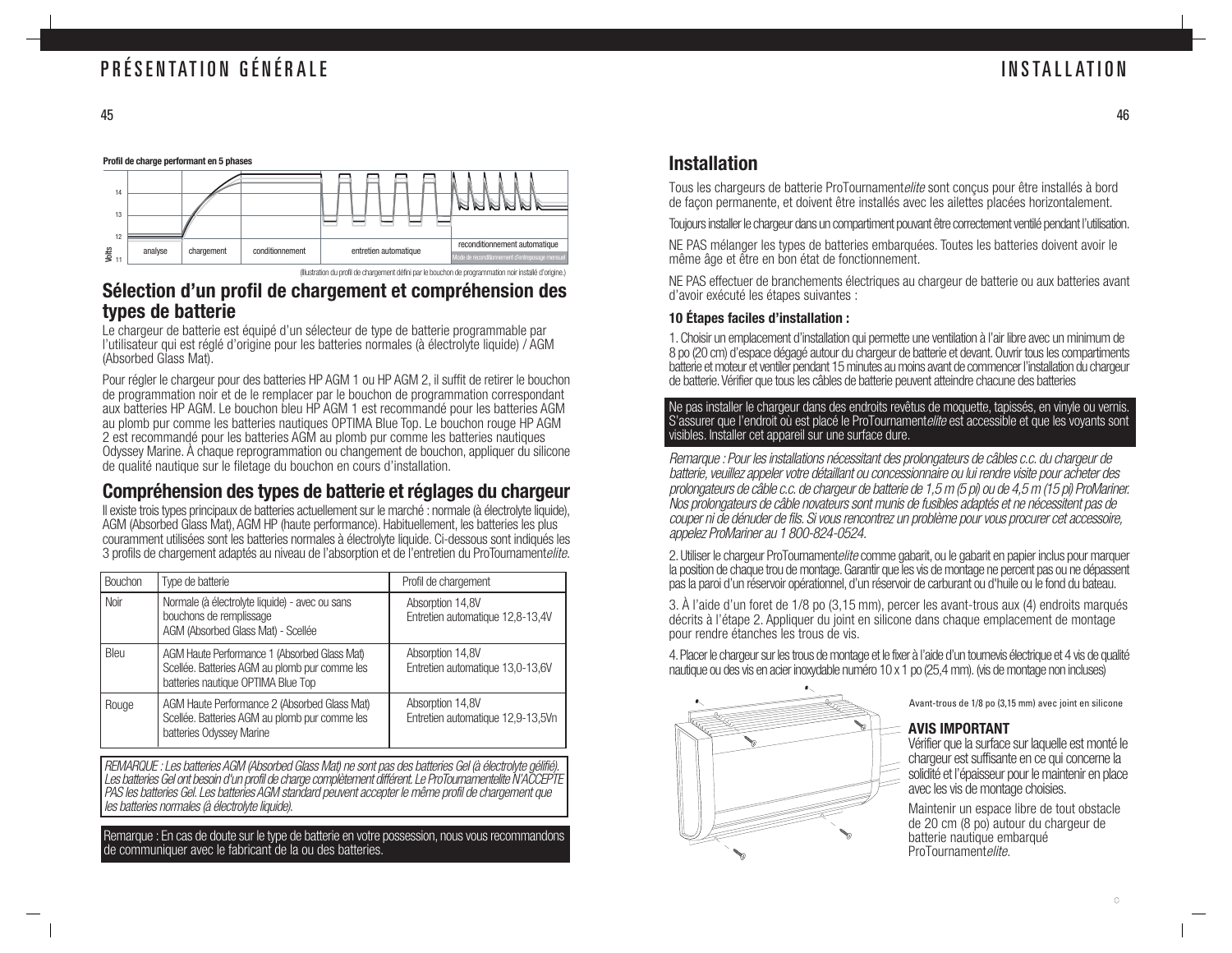**Profil de charge performant en 5 phases**

Volts: 11, 12, 13, 14 — analyse | chargement | conditionnement | entretien automatique | reconditionnement automatique / Mode de reconditionnement d'entreposage mensuel

(Illustration du profil de chargement défini par le bouchon de programmation noir installé d'origine.)

## Sélection d'un profil de chargement et compréhension des types de batterie

Le chargeur de batterie est équipé d'un sélecteur de type de batterie programmable par l'utilisateur qui est réglé d'origine pour les batteries normales (à électrolyte liquide) / AGM (Absorbed Glass Mat).

Pour régler le chargeur pour des batteries HP AGM 1 ou HP AGM 2, il suffit de retirer le bouchon de programmation noir et de le remplacer par le bouchon de programmation correspondant aux batteries HP AGM. Le bouchon bleu HP AGM 1 est recommandé pour les batteries AGM au plomb pur comme les batteries nautiques OPTIMA Blue Top. Le bouchon rouge HP AGM 2 est recommandé pour les batteries AGM au plomb pur comme les batteries nautiques Odyssey Marine. À chaque reprogrammation ou changement de bouchon, appliquer du silicone de qualité nautique sur le filetage du bouchon en cours d'installation.

## Compréhension des types de batterie et réglages du chargeur

Il existe trois types principaux de batteries actuellement sur le marché : normale (à électrolyte liquide), AGM (Absorbed Glass Mat), AGM HP (haute performance). Habituellement, les batteries les plus couramment utilisées sont les batteries normales à électrolyte liquide. Ci-dessous sont indiqués les 3 profils de chargement adaptés au niveau de l'absorption et de l'entretien du ProTournament*elite*.

| Bouchon | Type de batterie | Profil de chargement |
|---|---|---|
| Noir | Normale (à électrolyte liquide) - avec ou sans bouchons de remplissage<br>AGM (Absorbed Glass Mat) - Scellée | Absorption 14,8V<br>Entretien automatique 12,8-13,4V |
| Bleu | AGM Haute Performance 1 (Absorbed Glass Mat) Scellée. Batteries AGM au plomb pur comme les batteries nautique OPTIMA Blue Top | Absorption 14,8V<br>Entretien automatique 13,0-13,6V |
| Rouge | AGM Haute Performance 2 (Absorbed Glass Mat) Scellée. Batteries AGM au plomb pur comme les batteries Odyssey Marine | Absorption 14,8V<br>Entretien automatique 12,9-13,5Vn |

*REMARQUE : Les batteries AGM (Absorbed Glass Mat) ne sont pas des batteries Gel (à électrolyte gélifié). Les batteries Gel ont besoin d'un profil de charge complètement différent. Le ProTournamentelite N'ACCEPTE PAS les batteries Gel. Les batteries AGM standard peuvent accepter le même profil de chargement que les batteries normales (à électrolyte liquide).*

Remarque : En cas de doute sur le type de batterie en votre possession, nous vous recommandons de communiquer avec le fabricant de la ou des batteries.

# Installation

Tous les chargeurs de batterie ProTournament*elite* sont conçus pour être installés à bord de façon permanente, et doivent être installés avec les ailettes placées horizontalement.

Toujours installer le chargeur dans un compartiment pouvant être correctement ventilé pendant l'utilisation.

NE PAS mélanger les types de batteries embarquées. Toutes les batteries doivent avoir le même âge et être en bon état de fonctionnement.

NE PAS effectuer de branchements électriques au chargeur de batterie ou aux batteries avant d'avoir exécuté les étapes suivantes :

**10 Étapes faciles d'installation :**

1. Choisir un emplacement d'installation qui permette une ventilation à l'air libre avec un minimum de 8 po (20 cm) d'espace dégagé autour du chargeur de batterie et devant. Ouvrir tous les compartiments batterie et moteur et ventiler pendant 15 minutes au moins avant de commencer l'installation du chargeur de batterie. Vérifier que tous les câbles de batterie peuvent atteindre chacune des batteries

Ne pas installer le chargeur dans des endroits revêtus de moquette, tapissés, en vinyle ou vernis. S'assurer que l'endroit où est placé le ProTournament*elite* est accessible et que les voyants sont visibles. Installer cet appareil sur une surface dure.

*Remarque : Pour les installations nécessitant des prolongateurs de câbles c.c. du chargeur de batterie, veuillez appeler votre détaillant ou concessionnaire ou lui rendre visite pour acheter des prolongateurs de câble c.c. de chargeur de batterie de 1,5 m (5 pi) ou de 4,5 m (15 pi) ProMariner. Nos prolongateurs de câble novateurs sont munis de fusibles adaptés et ne nécessitent pas de couper ni de dénuder de fils. Si vous rencontrez un problème pour vous procurer cet accessoire, appelez ProMariner au 1 800-824-0524.*

2. Utiliser le chargeur ProTournament*elite* comme gabarit, ou le gabarit en papier inclus pour marquer la position de chaque trou de montage. Garantir que les vis de montage ne percent pas ou ne dépassent pas la paroi d'un réservoir opérationnel, d'un réservoir de carburant ou d'huile ou le fond du bateau.

3. À l'aide d'un foret de 1/8 po (3,15 mm), percer les avant-trous aux (4) endroits marqués décrits à l'étape 2. Appliquer du joint en silicone dans chaque emplacement de montage pour rendre étanches les trous de vis.

4. Placer le chargeur sur les trous de montage et le fixer à l'aide d'un tournevis électrique et 4 vis de qualité nautique ou des vis en acier inoxydable numéro 10 x 1 po (25,4 mm). (vis de montage non incluses)

Avant-trous de 1/8 po (3,15 mm) avec joint en silicone

**AVIS IMPORTANT**

Vérifier que la surface sur laquelle est monté le chargeur est suffisante en ce qui concerne la solidité et l'épaisseur pour le maintenir en place avec les vis de montage choisies.

Maintenir un espace libre de tout obstacle de 20 cm (8 po) autour du chargeur de batterie nautique embarqué ProTournament*elite*.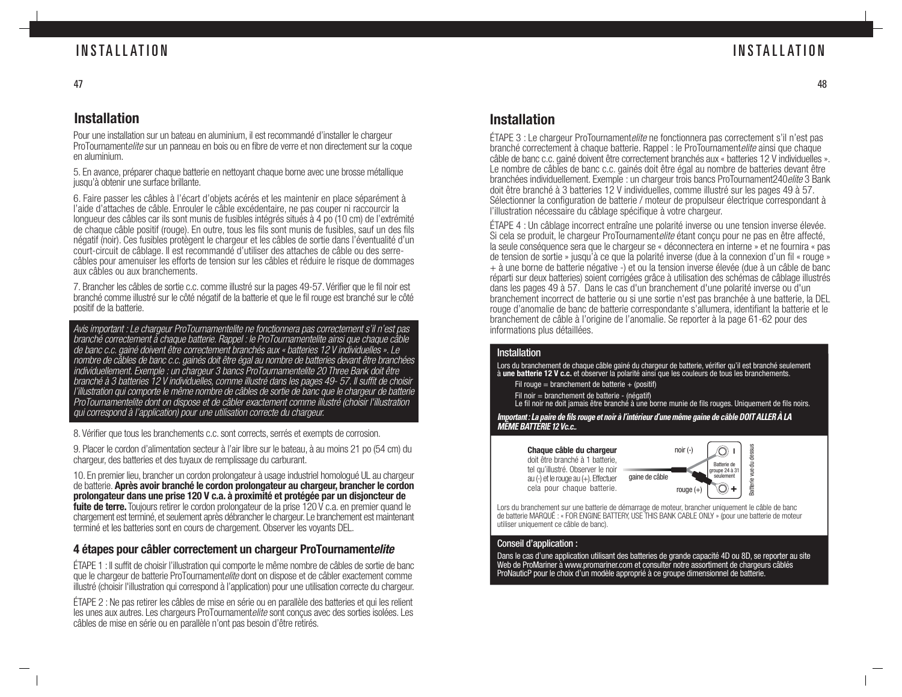## Installation

Pour une installation sur un bateau en aluminium, il est recommandé d'installer le chargeur ProTournament*elite* sur un panneau en bois ou en fibre de verre et non directement sur la coque en aluminium.

5. En avance, préparer chaque batterie en nettoyant chaque borne avec une brosse métallique jusqu'à obtenir une surface brillante.

6. Faire passer les câbles à l'écart d'objets acérés et les maintenir en place séparément à l'aide d'attaches de câble. Enrouler le câble excédentaire, ne pas couper ni raccourcir la longueur des câbles car ils sont munis de fusibles intégrés situés à 4 po (10 cm) de l'extrémité de chaque câble positif (rouge). En outre, tous les fils sont munis de fusibles, sauf un des fils négatif (noir). Ces fusibles protègent le chargeur et les câbles de sortie dans l'éventualité d'un court-circuit de câblage. Il est recommandé d'utiliser des attaches de câble ou des serre-câbles pour amenuiser les efforts de tension sur les câbles et réduire le risque de dommages aux câbles ou aux branchements.

7. Brancher les câbles de sortie c.c. comme illustré sur la pages 49-57. Vérifier que le fil noir est branché comme illustré sur le côté négatif de la batterie et que le fil rouge est branché sur le côté positif de la batterie.

*Avis important : Le chargeur ProTournamentelite ne fonctionnera pas correctement s'il n'est pas branché correctement à chaque batterie. Rappel : le ProTournamentelite ainsi que chaque câble de banc c.c. gainé doivent être correctement branchés aux « batteries 12 V individuelles ». Le nombre de câbles de banc c.c. gainés doit être égal au nombre de batteries devant être branchées individuellement. Exemple : un chargeur 3 bancs ProTournamentelite 20 Three Bank doit être branché à 3 batteries 12 V individuelles, comme illustré dans les pages 49- 57. Il suffit de choisir l'illustration qui comporte le même nombre de câbles de sortie de banc que le chargeur de batterie ProTournamentelite dont on dispose et de câbler exactement comme illustré (choisir l'illustration qui correspond à l'application) pour une utilisation correcte du chargeur.*

8. Vérifier que tous les branchements c.c. sont corrects, serrés et exempts de corrosion.

9. Placer le cordon d'alimentation secteur à l'air libre sur le bateau, à au moins 21 po (54 cm) du chargeur, des batteries et des tuyaux de remplissage du carburant.

10. En premier lieu, brancher un cordon prolongateur à usage industriel homologué UL au chargeur de batterie. **Après avoir branché le cordon prolongateur au chargeur, brancher le cordon prolongateur dans une prise 120 V c.a. à proximité et protégée par un disjoncteur de fuite de terre.** Toujours retirer le cordon prolongateur de la prise 120 V c.a. en premier quand le chargement est terminé, et seulement après débrancher le chargeur. Le branchement est maintenant terminé et les batteries sont en cours de chargement. Observer les voyants DEL.

### 4 étapes pour câbler correctement un chargeur ProTournament*elite*

ÉTAPE 1 : Il suffit de choisir l'illustration qui comporte le même nombre de câbles de sortie de banc que le chargeur de batterie ProTournament*elite* dont on dispose et de câbler exactement comme illustré (choisir l'illustration qui correspond à l'application) pour une utilisation correcte du chargeur.

ÉTAPE 2 : Ne pas retirer les câbles de mise en série ou en parallèle des batteries et qui les relient les unes aux autres. Les chargeurs ProTournament*elite* sont conçus avec des sorties isolées. Les câbles de mise en série ou en parallèle n'ont pas besoin d'être retirés.

## Installation

ÉTAPE 3 : Le chargeur ProTournament*elite* ne fonctionnera pas correctement s'il n'est pas branché correctement à chaque batterie. Rappel : le ProTournament*elite* ainsi que chaque câble de banc c.c. gainé doivent être correctement branchés aux « batteries 12 V individuelles ». Le nombre de câbles de banc c.c. gainés doit être égal au nombre de batteries devant être branchées individuellement. Exemple : un chargeur trois bancs ProTournament240*elite* 3 Bank doit être branché à 3 batteries 12 V individuelles, comme illustré sur les pages 49 à 57. Sélectionner la configuration de batterie / moteur de propulseur électrique correspondant à l'illustration nécessaire du câblage spécifique à votre chargeur.

ÉTAPE 4 : Un câblage incorrect entraîne une polarité inverse ou une tension inverse élevée. Si cela se produit, le chargeur ProTournament*elite* étant conçu pour ne pas en être affecté, la seule conséquence sera que le chargeur se « déconnectera en interne » et ne fournira « pas de tension de sortie » jusqu'à ce que la polarité inverse (due à la connexion d'un fil « rouge » + à une borne de batterie négative -) et ou la tension inverse élevée (due à un câble de banc réparti sur deux batteries) soient corrigées grâce à utilisation des schémas de câblage illustrés dans les pages 49 à 57. Dans le cas d'un branchement d'une polarité inverse ou d'un branchement incorrect de batterie ou si une sortie n'est pas branchée à une batterie, la DEL rouge d'anomalie de banc de batterie correspondante s'allumera, identifiant la batterie et le branchement de câble à l'origine de l'anomalie. Se reporter à la page 61-62 pour des informations plus détaillées.

### Installation

Lors du branchement de chaque câble gainé du chargeur de batterie, vérifier qu'il est branché seulement à **une batterie 12 V c.c.** et observer la polarité ainsi que les couleurs de tous les branchements.

Fil rouge = branchement de batterie + (positif)

Fil noir = branchement de batterie - (négatif)
Le fil noir ne doit jamais être branché à une borne munie de fils rouges. Uniquement de fils noirs.

***Important : La paire de fils rouge et noir à l'intérieur d'une même gaine de câble DOIT ALLER À LA MÊME BATTERIE 12 Vc.c..***

**Chaque câble du chargeur** doit être branché à 1 batterie, tel qu'illustré. Observer le noir au (-) et le rouge au (+). Effectuer cela pour chaque batterie.

noir (-)
gaine de câble
rouge (+)
Batterie de groupe 24 à 31 seulement
Batterie vue du dessus

Lors du branchement sur une batterie de démarrage de moteur, brancher uniquement le câble de banc de batterie MARQUÉ : « FOR ENGINE BATTERY, USE THIS BANK CABLE ONLY » (pour une batterie de moteur utiliser uniquement ce câble de banc).

### Conseil d'application :

Dans le cas d'une application utilisant des batteries de grande capacité 4D ou 8D, se reporter au site Web de ProMariner à www.promariner.com et consulter notre assortiment de chargeurs câblés ProNauticP pour le choix d'un modèle approprié à ce groupe dimensionnel de batterie.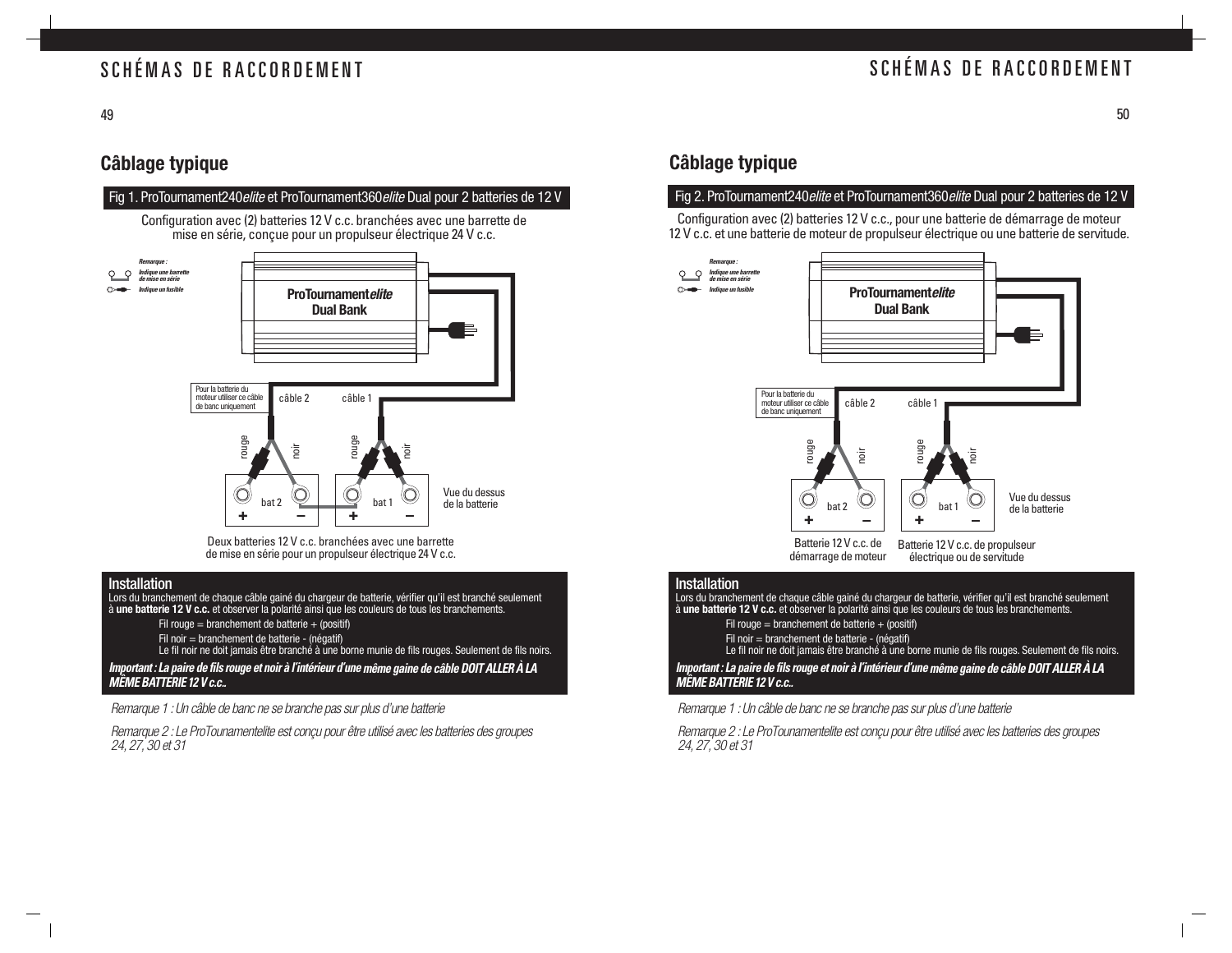## Câblage typique

**Fig 1. ProTournament240*elite* et ProTournament360*elite* Dual pour 2 batteries de 12 V**

Configuration avec (2) batteries 12 V c.c. branchées avec une barrette de mise en série, conçue pour un propulseur électrique 24 V c.c.

*Remarque :*
*Indique une barrette de mise en série*
*Indique un fusible*

ProTournament*elite* Dual Bank

Pour la batterie du moteur utiliser ce câble de banc uniquement

câble 2 câble 1

rouge noir rouge noir

bat 2 bat 1

Vue du dessus de la batterie

Deux batteries 12 V c.c. branchées avec une barrette de mise en série pour un propulseur électrique 24 V c.c.

### Installation

Lors du branchement de chaque câble gainé du chargeur de batterie, vérifier qu'il est branché seulement à **une batterie 12 V c.c.** et observer la polarité ainsi que les couleurs de tous les branchements.

Fil rouge = branchement de batterie + (positif)

Fil noir = branchement de batterie - (négatif)
Le fil noir ne doit jamais être branché à une borne munie de fils rouges. Seulement de fils noirs.

***Important : La paire de fils rouge et noir à l'intérieur d'une même gaine de câble DOIT ALLER À LA MÊME BATTERIE 12 V c.c..***

*Remarque 1 : Un câble de banc ne se branche pas sur plus d'une batterie*

*Remarque 2 : Le ProTounamentelite est conçu pour être utilisé avec les batteries des groupes 24, 27, 30 et 31*

## Câblage typique

**Fig 2. ProTournament240*elite* et ProTournament360*elite* Dual pour 2 batteries de 12 V**

Configuration avec (2) batteries 12 V c.c., pour une batterie de démarrage de moteur 12 V c.c. et une batterie de moteur de propulseur électrique ou une batterie de servitude.

*Remarque :*
*Indique une barrette de mise en série*
*Indique un fusible*

ProTournament*elite* Dual Bank

Pour la batterie du moteur utiliser ce câble de banc uniquement

câble 2 câble 1

rouge noir rouge noir

bat 2 bat 1

Vue du dessus de la batterie

Batterie 12 V c.c. de démarrage de moteur

Batterie 12 V c.c. de propulseur électrique ou de servitude

### Installation

Lors du branchement de chaque câble gainé du chargeur de batterie, vérifier qu'il est branché seulement à **une batterie 12 V c.c.** et observer la polarité ainsi que les couleurs de tous les branchements.

Fil rouge = branchement de batterie + (positif)

Fil noir = branchement de batterie - (négatif)
Le fil noir ne doit jamais être branché à une borne munie de fils rouges. Seulement de fils noirs.

***Important : La paire de fils rouge et noir à l'intérieur d'une même gaine de câble DOIT ALLER À LA MÊME BATTERIE 12 V c.c..***

*Remarque 1 : Un câble de banc ne se branche pas sur plus d'une batterie*

*Remarque 2 : Le ProTounamentelite est conçu pour être utilisé avec les batteries des groupes 24, 27, 30 et 31*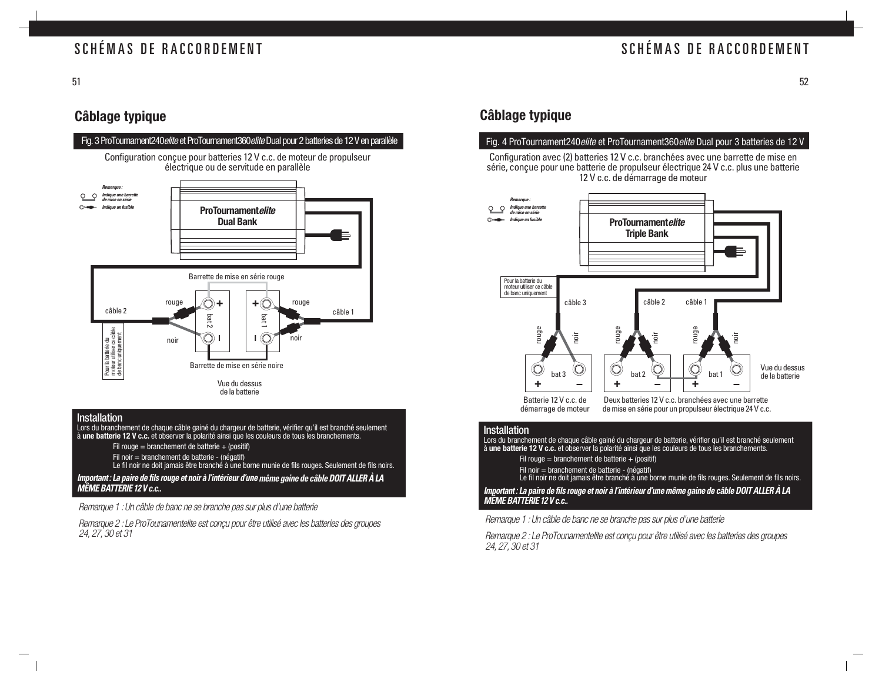## Câblage typique

**Fig. 3 ProTournament240*elite* et ProTournament360*elite* Dual pour 2 batteries de 12 V en parallèle**

Configuration conçue pour batteries 12 V c.c. de moteur de propulseur électrique ou de servitude en parallèle

*Remarque :*
*Indique une barrette de mise en série*
*Indique un fusible*

**ProTournament*elite***
**Dual Bank**

Barrette de mise en série rouge

câble 2 — rouge — noir — bat 2 — bat 1 — rouge — noir — câble 1

Pour la batterie du moteur utiliser ce câble de banc uniquement

Barrette de mise en série noire

Vue du dessus de la batterie

### Installation

Lors du branchement de chaque câble gainé du chargeur de batterie, vérifier qu'il est branché seulement à **une batterie 12 V c.c.** et observer la polarité ainsi que les couleurs de tous les branchements.

Fil rouge = branchement de batterie + (positif)

Fil noir = branchement de batterie - (négatif)
Le fil noir ne doit jamais être branché à une borne munie de fils rouges. Seulement de fils noirs.

***Important : La paire de fils rouge et noir à l'intérieur d'une même gaine de câble DOIT ALLER À LA MÊME BATTERIE 12 V c.c..***

*Remarque 1 : Un câble de banc ne se branche pas sur plus d'une batterie*

*Remarque 2 : Le ProTounamentelite est conçu pour être utilisé avec les batteries des groupes 24, 27, 30 et 31*

## Câblage typique

**Fig. 4 ProTournament240*elite* et ProTournament360*elite* Dual pour 3 batteries de 12 V**

Configuration avec (2) batteries 12 V c.c. branchées avec une barrette de mise en série, conçue pour une batterie de propulseur électrique 24 V c.c. plus une batterie 12 V c.c. de démarrage de moteur

*Remarque :*
*Indique une barrette de mise en série*
*Indique un fusible*

**ProTournament*elite***
**Triple Bank**

Pour la batterie du moteur utiliser ce câble de banc uniquement

câble 3 — câble 2 — câble 1

rouge — noir — rouge — noir — rouge — noir

bat 3 — bat 2 — bat 1

Vue du dessus de la batterie

Batterie 12 V c.c. de démarrage de moteur

Deux batteries 12 V c.c. branchées avec une barrette de mise en série pour un propulseur électrique 24 V c.c.

### Installation

Lors du branchement de chaque câble gainé du chargeur de batterie, vérifier qu'il est branché seulement à **une batterie 12 V c.c.** et observer la polarité ainsi que les couleurs de tous les branchements.

Fil rouge = branchement de batterie + (positif)

Fil noir = branchement de batterie - (négatif)
Le fil noir ne doit jamais être branché à une borne munie de fils rouges. Seulement de fils noirs.

***Important : La paire de fils rouge et noir à l'intérieur d'une même gaine de câble DOIT ALLER À LA MÊME BATTERIE 12 V c.c..***

*Remarque 1 : Un câble de banc ne se branche pas sur plus d'une batterie*

*Remarque 2 : Le ProTounamentelite est conçu pour être utilisé avec les batteries des groupes 24, 27, 30 et 31*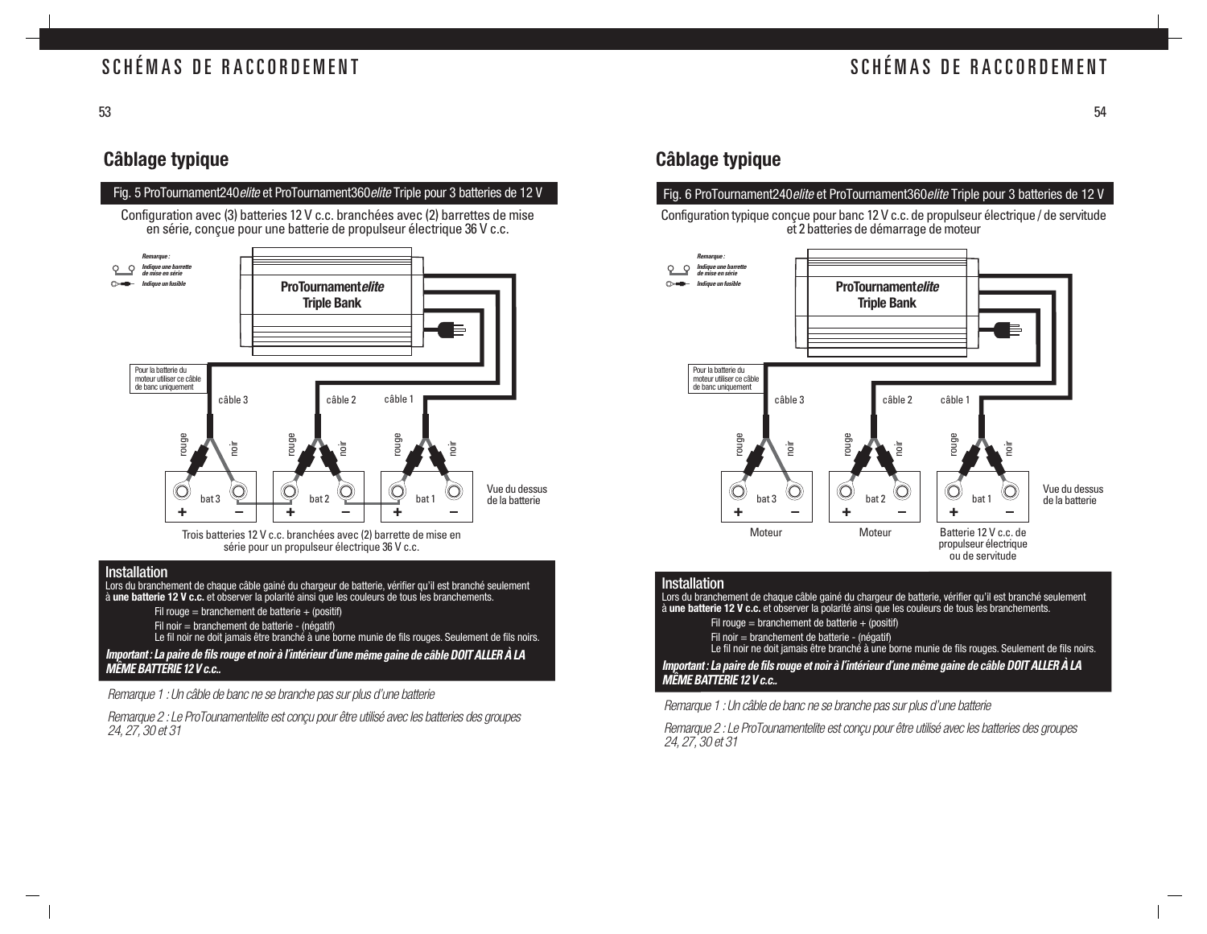## Câblage typique

**Fig. 5 ProTournament240*elite* et ProTournament360*elite* Triple pour 3 batteries de 12 V**

Configuration avec (3) batteries 12 V c.c. branchées avec (2) barrettes de mise en série, conçue pour une batterie de propulseur électrique 36 V c.c.

*Remarque :*
*Indique une barrette de mise en série*
*Indique un fusible*

**ProTournament*elite* Triple Bank**

Pour la batterie du moteur utiliser ce câble de banc uniquement

câble 3 câble 2 câble 1

rouge noir rouge noir rouge noir

bat 3 bat 2 bat 1

Vue du dessus de la batterie

Trois batteries 12 V c.c. branchées avec (2) barrette de mise en série pour un propulseur électrique 36 V c.c.

### Installation

Lors du branchement de chaque câble gainé du chargeur de batterie, vérifier qu'il est branché seulement à **une batterie 12 V c.c.** et observer la polarité ainsi que les couleurs de tous les branchements.

Fil rouge = branchement de batterie + (positif)

Fil noir = branchement de batterie - (négatif)
Le fil noir ne doit jamais être branché à une borne munie de fils rouges. Seulement de fils noirs.

***Important : La paire de fils rouge et noir à l'intérieur d'une même gaine de câble DOIT ALLER À LA MÊME BATTERIE 12 V c.c..***

*Remarque 1 : Un câble de banc ne se branche pas sur plus d'une batterie*

*Remarque 2 : Le ProTounamentelite est conçu pour être utilisé avec les batteries des groupes 24, 27, 30 et 31*

## Câblage typique

**Fig. 6 ProTournament240*elite* et ProTournament360*elite* Triple pour 3 batteries de 12 V**

Configuration typique conçue pour banc 12 V c.c. de propulseur électrique / de servitude et 2 batteries de démarrage de moteur

*Remarque :*
*Indique une barrette de mise en série*
*Indique un fusible*

**ProTournament*elite* Triple Bank**

Pour la batterie du moteur utiliser ce câble de banc uniquement

câble 3 câble 2 câble 1

rouge noir rouge noir rouge noir

bat 3 bat 2 bat 1

Vue du dessus de la batterie

Moteur Moteur Batterie 12 V c.c. de propulseur électrique ou de servitude

### Installation

Lors du branchement de chaque câble gainé du chargeur de batterie, vérifier qu'il est branché seulement à **une batterie 12 V c.c.** et observer la polarité ainsi que les couleurs de tous les branchements.

Fil rouge = branchement de batterie + (positif)

Fil noir = branchement de batterie - (négatif)
Le fil noir ne doit jamais être branché à une borne munie de fils rouges. Seulement de fils noirs.

***Important : La paire de fils rouge et noir à l'intérieur d'une même gaine de câble DOIT ALLER À LA MÊME BATTERIE 12 V c.c..***

*Remarque 1 : Un câble de banc ne se branche pas sur plus d'une batterie*

*Remarque 2 : Le ProTounamentelite est conçu pour être utilisé avec les batteries des groupes 24, 27, 30 et 31*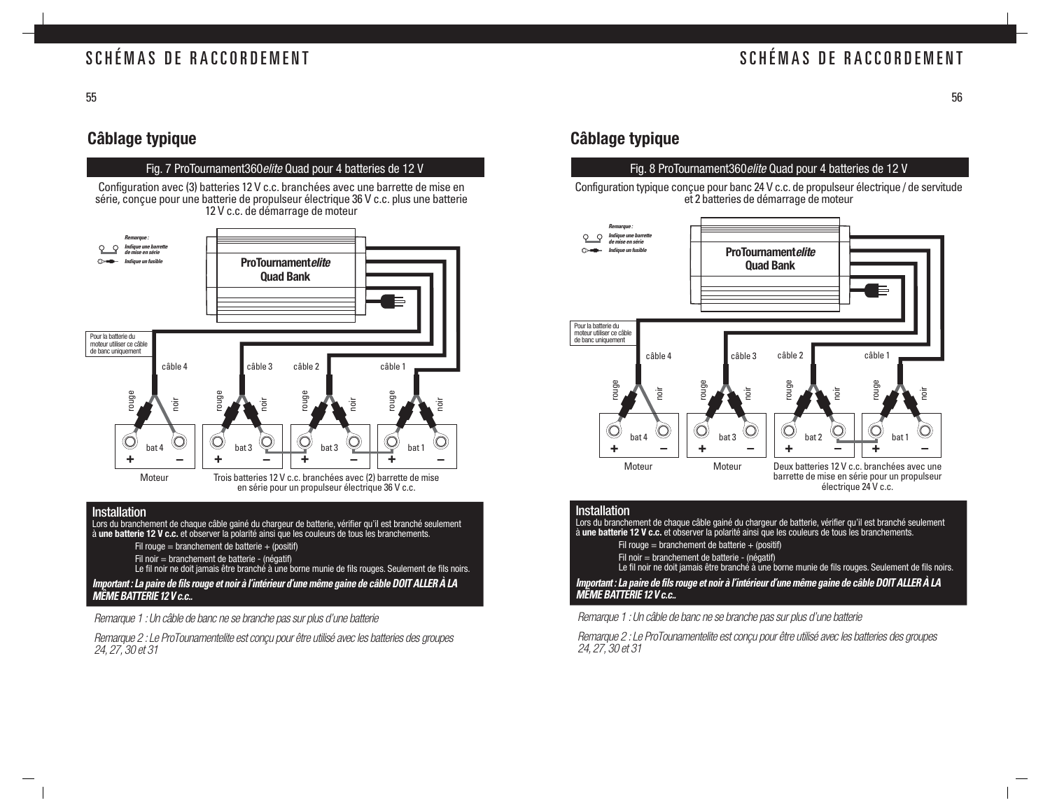# SCHÉMAS DE RACCORDEMENT

## Câblage typique

### Fig. 7 ProTournament360*elite* Quad pour 4 batteries de 12 V

Configuration avec (3) batteries 12 V c.c. branchées avec une barrette de mise en série, conçue pour une batterie de propulseur électrique 36 V c.c. plus une batterie 12 V c.c. de démarrage de moteur

*Remarque :*
*Indique une barrette de mise en série*
*Indique un fusible*

**ProTournament*elite***
**Quad Bank**

Pour la batterie du moteur utiliser ce câble de banc uniquement

câble 4 — câble 3 — câble 2 — câble 1

rouge — noir — rouge — noir — rouge — noir — rouge — noir

bat 4 + – | bat 3 + – | bat 3 + – | bat 1 + –

Moteur

Trois batteries 12 V c.c. branchées avec (2) barrette de mise en série pour un propulseur électrique 36 V c.c.

#### Installation

Lors du branchement de chaque câble gainé du chargeur de batterie, vérifier qu'il est branché seulement à **une batterie 12 V c.c.** et observer la polarité ainsi que les couleurs de tous les branchements.

Fil rouge = branchement de batterie + (positif)

Fil noir = branchement de batterie - (négatif)
Le fil noir ne doit jamais être branché à une borne munie de fils rouges. Seulement de fils noirs.

***Important : La paire de fils rouge et noir à l'intérieur d'une même gaine de câble DOIT ALLER À LA MÊME BATTERIE 12 V c.c..***

*Remarque 1 : Un câble de banc ne se branche pas sur plus d'une batterie*

*Remarque 2 : Le ProTounamentelite est conçu pour être utilisé avec les batteries des groupes 24, 27, 30 et 31*

# SCHÉMAS DE RACCORDEMENT

## Câblage typique

### Fig. 8 ProTournament360*elite* Quad pour 4 batteries de 12 V

Configuration typique conçue pour banc 24 V c.c. de propulseur électrique / de servitude et 2 batteries de démarrage de moteur

*Remarque :*
*Indique une barrette de mise en série*
*Indique un fusible*

**ProTournament*elite***
**Quad Bank**

Pour la batterie du moteur utiliser ce câble de banc uniquement

câble 4 — câble 3 — câble 2 — câble 1

rouge — noir — rouge — noir — rouge — noir — rouge — noir

bat 4 + – | bat 3 + – | bat 2 + – | bat 1 + –

Moteur — Moteur

Deux batteries 12 V c.c. branchées avec une barrette de mise en série pour un propulseur électrique 24 V c.c.

#### Installation

Lors du branchement de chaque câble gainé du chargeur de batterie, vérifier qu'il est branché seulement à **une batterie 12 V c.c.** et observer la polarité ainsi que les couleurs de tous les branchements.

Fil rouge = branchement de batterie + (positif)

Fil noir = branchement de batterie - (négatif)
Le fil noir ne doit jamais être branché à une borne munie de fils rouges. Seulement de fils noirs.

***Important : La paire de fils rouge et noir à l'intérieur d'une même gaine de câble DOIT ALLER À LA MÊME BATTERIE 12 V c.c..***

*Remarque 1 : Un câble de banc ne se branche pas sur plus d'une batterie*

*Remarque 2 : Le ProTounamentelite est conçu pour être utilisé avec les batteries des groupes 24, 27, 30 et 31*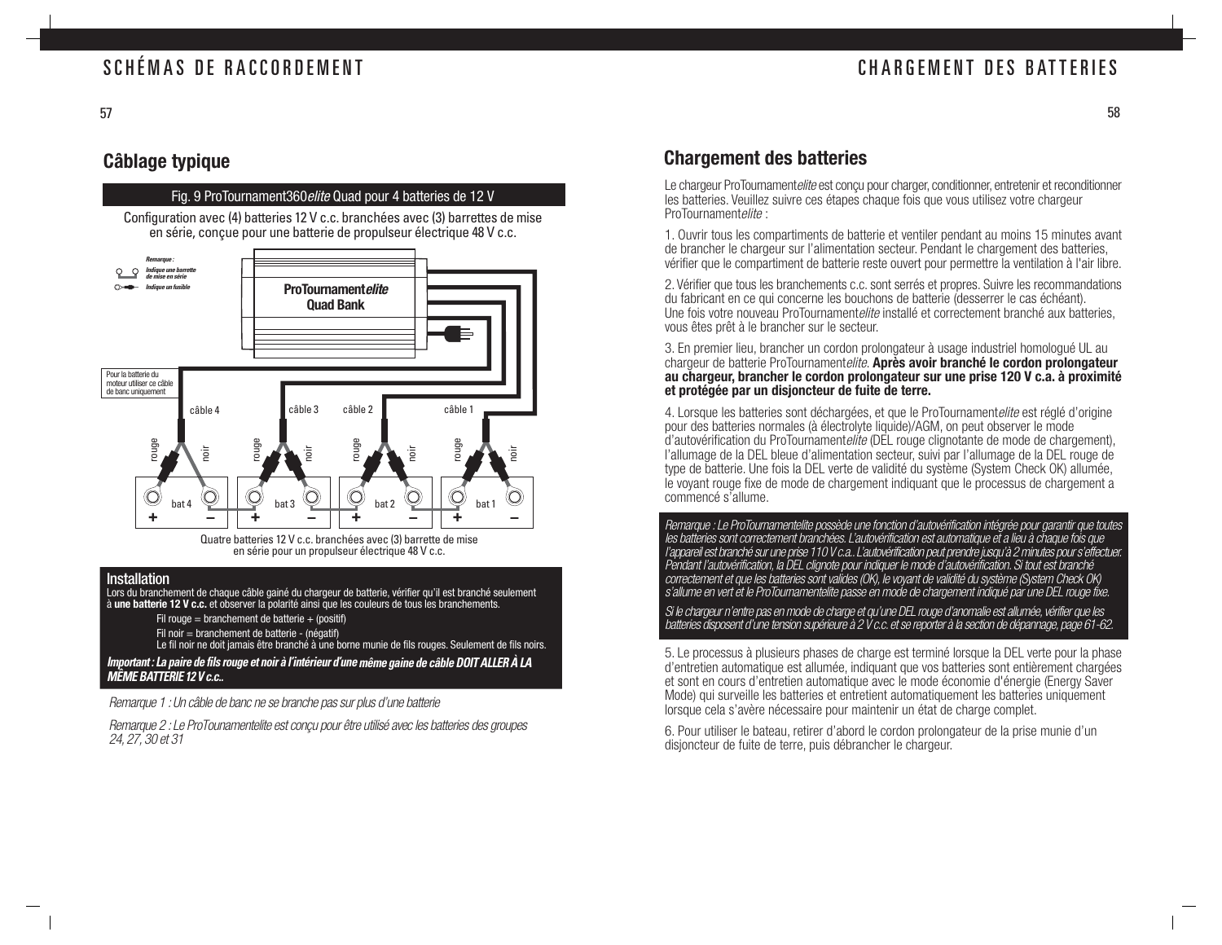## Câblage typique

Fig. 9 ProTournament360*elite* Quad pour 4 batteries de 12 V

Configuration avec (4) batteries 12 V c.c. branchées avec (3) barrettes de mise en série, conçue pour une batterie de propulseur électrique 48 V c.c.

*Remarque :*
*Indique une barrette de mise en série*
*Indique un fusible*

ProTournament*elite* Quad Bank

Pour la batterie du moteur utiliser ce câble de banc uniquement

câble 4 | câble 3 | câble 2 | câble 1

rouge | noir | rouge | noir | rouge | noir | rouge | noir

bat 4 | bat 3 | bat 2 | bat 1

Quatre batteries 12 V c.c. branchées avec (3) barrette de mise en série pour un propulseur électrique 48 V c.c.

### Installation

Lors du branchement de chaque câble gainé du chargeur de batterie, vérifier qu'il est branché seulement à **une batterie 12 V c.c.** et observer la polarité ainsi que les couleurs de tous les branchements.

Fil rouge = branchement de batterie + (positif)

Fil noir = branchement de batterie - (négatif)

Le fil noir ne doit jamais être branché à une borne munie de fils rouges. Seulement de fils noirs.

***Important : La paire de fils rouge et noir à l'intérieur d'une même gaine de câble DOIT ALLER À LA MÊME BATTERIE 12 V c.c..***

*Remarque 1 : Un câble de banc ne se branche pas sur plus d'une batterie*

*Remarque 2 : Le ProTounamentelite est conçu pour être utilisé avec les batteries des groupes 24, 27, 30 et 31*

## Chargement des batteries

Le chargeur ProTournament*elite* est conçu pour charger, conditionner, entretenir et reconditionner les batteries. Veuillez suivre ces étapes chaque fois que vous utilisez votre chargeur ProTournament*elite* :

1. Ouvrir tous les compartiments de batterie et ventiler pendant au moins 15 minutes avant de brancher le chargeur sur l'alimentation secteur. Pendant le chargement des batteries, vérifier que le compartiment de batterie reste ouvert pour permettre la ventilation à l'air libre.

2. Vérifier que tous les branchements c.c. sont serrés et propres. Suivre les recommandations du fabricant en ce qui concerne les bouchons de batterie (desserrer le cas échéant). Une fois votre nouveau ProTournament*elite* installé et correctement branché aux batteries, vous êtes prêt à le brancher sur le secteur.

3. En premier lieu, brancher un cordon prolongateur à usage industriel homologué UL au chargeur de batterie ProTournament*elite*. **Après avoir branché le cordon prolongateur au chargeur, brancher le cordon prolongateur sur une prise 120 V c.a. à proximité et protégée par un disjoncteur de fuite de terre.**

4. Lorsque les batteries sont déchargées, et que le ProTournament*elite* est réglé d'origine pour des batteries normales (à électrolyte liquide)/AGM, on peut observer le mode d'autovérification du ProTournament*elite* (DEL rouge clignotante de mode de chargement), l'allumage de la DEL bleue d'alimentation secteur, suivi par l'allumage de la DEL rouge de type de batterie. Une fois la DEL verte de validité du système (System Check OK) allumée, le voyant rouge fixe de mode de chargement indiquant que le processus de chargement a commencé s'allume.

*Remarque : Le ProTournamentelite possède une fonction d'autovérification intégrée pour garantir que toutes les batteries sont correctement branchées. L'autovérification est automatique et a lieu à chaque fois que l'appareil est branché sur une prise 110 V c.a.. L'autovérification peut prendre jusqu'à 2 minutes pour s'effectuer. Pendant l'autovérification, la DEL clignote pour indiquer le mode d'autovérification. Si tout est branché correctement et que les batteries sont valides (OK), le voyant de validité du système (System Check OK) s'allume en vert et le ProTournamentelite passe en mode de chargement indiqué par une DEL rouge fixe.*

*Si le chargeur n'entre pas en mode de charge et qu'une DEL rouge d'anomalie est allumée, vérifier que les batteries disposent d'une tension supérieure à 2 V c.c. et se reporter à la section de dépannage, page 61-62.*

5. Le processus à plusieurs phases de charge est terminé lorsque la DEL verte pour la phase d'entretien automatique est allumée, indiquant que vos batteries sont entièrement chargées et sont en cours d'entretien automatique avec le mode économie d'énergie (Energy Saver Mode) qui surveille les batteries et entretient automatiquement les batteries uniquement lorsque cela s'avère nécessaire pour maintenir un état de charge complet.

6. Pour utiliser le bateau, retirer d'abord le cordon prolongateur de la prise munie d'un disjoncteur de fuite de terre, puis débrancher le chargeur.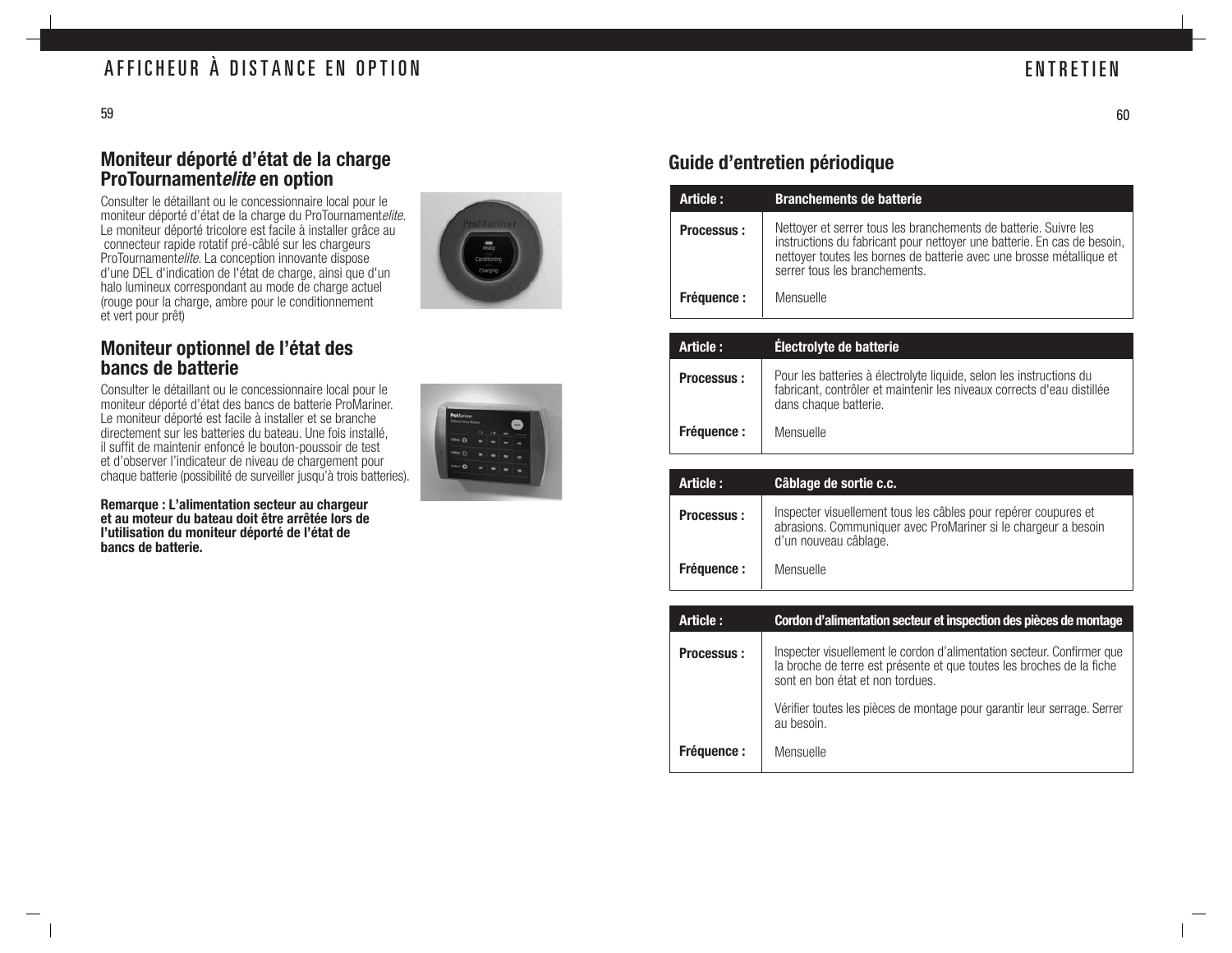# AFFICHEUR À DISTANCE EN OPTION

## Moniteur déporté d'état de la charge ProTournament*elite* en option

Consulter le détaillant ou le concessionnaire local pour le moniteur déporté d'état de la charge du ProTournament*elite*. Le moniteur déporté tricolore est facile à installer grâce au connecteur rapide rotatif pré-câblé sur les chargeurs ProTournament*elite*. La conception innovante dispose d'une DEL d'indication de l'état de charge, ainsi que d'un halo lumineux correspondant au mode de charge actuel (rouge pour la charge, ambre pour le conditionnement et vert pour prêt)

## Moniteur optionnel de l'état des bancs de batterie

Consulter le détaillant ou le concessionnaire local pour le moniteur déporté d'état des bancs de batterie ProMariner. Le moniteur déporté est facile à installer et se branche directement sur les batteries du bateau. Une fois installé, il suffit de maintenir enfoncé le bouton-poussoir de test et d'observer l'indicateur de niveau de chargement pour chaque batterie (possibilité de surveiller jusqu'à trois batteries).

**Remarque : L'alimentation secteur au chargeur et au moteur du bateau doit être arrêtée lors de l'utilisation du moniteur déporté de l'état de bancs de batterie.**

# ENTRETIEN

## Guide d'entretien périodique

| **Article :** | **Branchements de batterie** |
|---|---|
| **Processus :** | Nettoyer et serrer tous les branchements de batterie. Suivre les instructions du fabricant pour nettoyer une batterie. En cas de besoin, nettoyer toutes les bornes de batterie avec une brosse métallique et serrer tous les branchements. |
| **Fréquence :** | Mensuelle |

| **Article :** | **Électrolyte de batterie** |
|---|---|
| **Processus :** | Pour les batteries à électrolyte liquide, selon les instructions du fabricant, contrôler et maintenir les niveaux corrects d'eau distillée dans chaque batterie. |
| **Fréquence :** | Mensuelle |

| **Article :** | **Câblage de sortie c.c.** |
|---|---|
| **Processus :** | Inspecter visuellement tous les câbles pour repérer coupures et abrasions. Communiquer avec ProMariner si le chargeur a besoin d'un nouveau câblage. |
| **Fréquence :** | Mensuelle |

| **Article :** | **Cordon d'alimentation secteur et inspection des pièces de montage** |
|---|---|
| **Processus :** | Inspecter visuellement le cordon d'alimentation secteur. Confirmer que la broche de terre est présente et que toutes les broches de la fiche sont en bon état et non tordues.<br><br>Vérifier toutes les pièces de montage pour garantir leur serrage. Serrer au besoin. |
| **Fréquence :** | Mensuelle |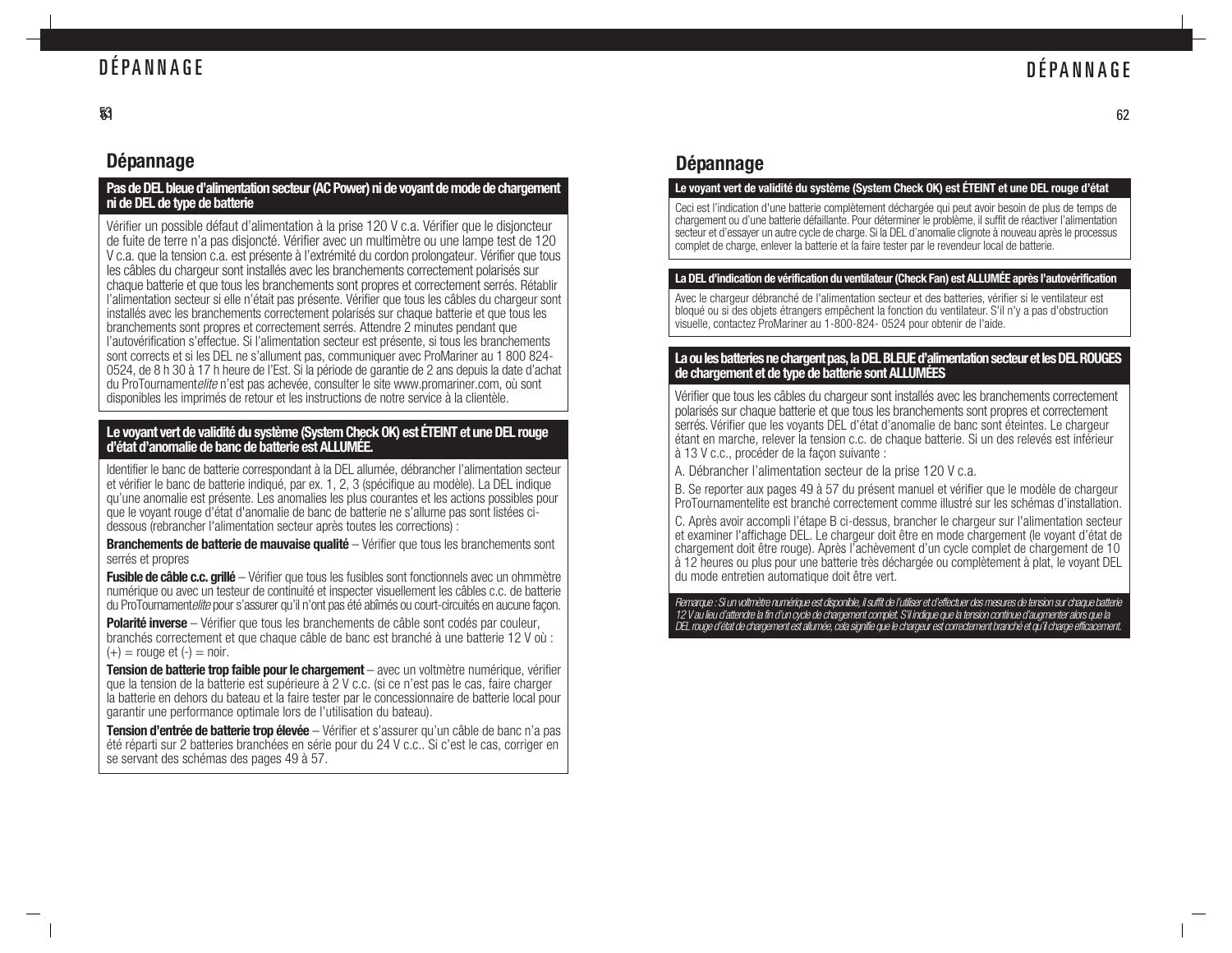## Dépannage

### Pas de DEL bleue d'alimentation secteur (AC Power) ni de voyant de mode de chargement ni de DEL de type de batterie

Vérifier un possible défaut d'alimentation à la prise 120 V c.a. Vérifier que le disjoncteur de fuite de terre n'a pas disjoncté. Vérifier avec un multimètre ou une lampe test de 120 V c.a. que la tension c.a. est présente à l'extrémité du cordon prolongateur. Vérifier que tous les câbles du chargeur sont installés avec les branchements correctement polarisés sur chaque batterie et que tous les branchements sont propres et correctement serrés. Rétablir l'alimentation secteur si elle n'était pas présente. Vérifier que tous les câbles du chargeur sont installés avec les branchements correctement polarisés sur chaque batterie et que tous les branchements sont propres et correctement serrés. Attendre 2 minutes pendant que l'autovérification s'effectue. Si l'alimentation secteur est présente, si tous les branchements sont corrects et si les DEL ne s'allument pas, communiquer avec ProMariner au 1 800 824-0524, de 8 h 30 à 17 h heure de l'Est. Si la période de garantie de 2 ans depuis la date d'achat du ProTournament*elite* n'est pas achevée, consulter le site www.promariner.com, où sont disponibles les imprimés de retour et les instructions de notre service à la clientèle.

### Le voyant vert de validité du système (System Check OK) est ÉTEINT et une DEL rouge d'état d'anomalie de banc de batterie est ALLUMÉE.

Identifier le banc de batterie correspondant à la DEL allumée, débrancher l'alimentation secteur et vérifier le banc de batterie indiqué, par ex. 1, 2, 3 (spécifique au modèle). La DEL indique qu'une anomalie est présente. Les anomalies les plus courantes et les actions possibles pour que le voyant rouge d'état d'anomalie de banc de batterie ne s'allume pas sont listées ci-dessous (rebrancher l'alimentation secteur après toutes les corrections) :

**Branchements de batterie de mauvaise qualité** – Vérifier que tous les branchements sont serrés et propres

**Fusible de câble c.c. grillé** – Vérifier que tous les fusibles sont fonctionnels avec un ohmmètre numérique ou avec un testeur de continuité et inspecter visuellement les câbles c.c. de batterie du ProTournament*elite* pour s'assurer qu'il n'ont pas été abîmés ou court-circuités en aucune façon.

**Polarité inverse** – Vérifier que tous les branchements de câble sont codés par couleur, branchés correctement et que chaque câble de banc est branché à une batterie 12 V où : (+) = rouge et (-) = noir.

**Tension de batterie trop faible pour le chargement** – avec un voltmètre numérique, vérifier que la tension de la batterie est supérieure à 2 V c.c. (si ce n'est pas le cas, faire charger la batterie en dehors du bateau et la faire tester par le concessionnaire de batterie local pour garantir une performance optimale lors de l'utilisation du bateau).

**Tension d'entrée de batterie trop élevée** – Vérifier et s'assurer qu'un câble de banc n'a pas été réparti sur 2 batteries branchées en série pour du 24 V c.c.. Si c'est le cas, corriger en se servant des schémas des pages 49 à 57.

## Dépannage

### Le voyant vert de validité du système (System Check OK) est ÉTEINT et une DEL rouge d'état

Ceci est l'indication d'une batterie complètement déchargée qui peut avoir besoin de plus de temps de chargement ou d'une batterie défaillante. Pour déterminer le problème, il suffit de réactiver l'alimentation secteur et d'essayer un autre cycle de charge. Si la DEL d'anomalie clignote à nouveau après le processus complet de charge, enlever la batterie et la faire tester par le revendeur local de batterie.

### La DEL d'indication de vérification du ventilateur (Check Fan) est ALLUMÉE après l'autovérification

Avec le chargeur débranché de l'alimentation secteur et des batteries, vérifier si le ventilateur est bloqué ou si des objets étrangers empêchent la fonction du ventilateur. S'il n'y a pas d'obstruction visuelle, contactez ProMariner au 1-800-824- 0524 pour obtenir de l'aide.

### La ou les batteries ne chargent pas, la DEL BLEUE d'alimentation secteur et les DEL ROUGES de chargement et de type de batterie sont ALLUMÉES

Vérifier que tous les câbles du chargeur sont installés avec les branchements correctement polarisés sur chaque batterie et que tous les branchements sont propres et correctement serrés. Vérifier que les voyants DEL d'état d'anomalie de banc sont éteintes. Le chargeur étant en marche, relever la tension c.c. de chaque batterie. Si un des relevés est inférieur à 13 V c.c., procéder de la façon suivante :

A. Débrancher l'alimentation secteur de la prise 120 V c.a.

B. Se reporter aux pages 49 à 57 du présent manuel et vérifier que le modèle de chargeur ProTournamentelite est branché correctement comme illustré sur les schémas d'installation.

C. Après avoir accompli l'étape B ci-dessus, brancher le chargeur sur l'alimentation secteur et examiner l'affichage DEL. Le chargeur doit être en mode chargement (le voyant d'état de chargement doit être rouge). Après l'achèvement d'un cycle complet de chargement de 10 à 12 heures ou plus pour une batterie très déchargée ou complètement à plat, le voyant DEL du mode entretien automatique doit être vert.

*Remarque : Si un voltmètre numérique est disponible, il suffit de l'utiliser et d'effectuer des mesures de tension sur chaque batterie 12 V au lieu d'attendre la fin d'un cycle de chargement complet. S'il indique que la tension continue d'augmenter alors que la DEL rouge d'état de chargement est allumée, cela signifie que le chargeur est correctement branché et qu'il charge efficacement.*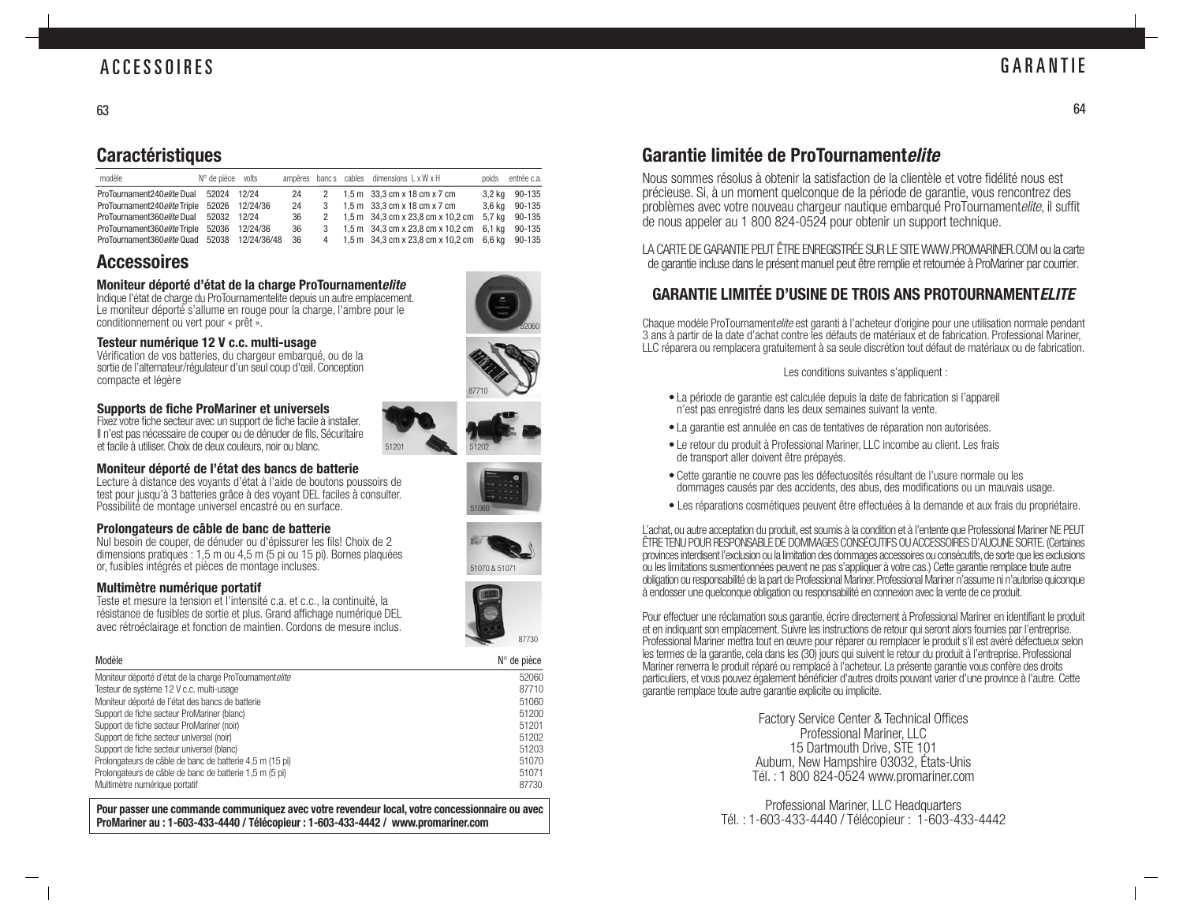# ACCESSOIRES

## Caractéristiques

| modèle | N° de pièce | volts | ampères | banc s | cables | dimensions L x W x H | poids | entrée c.a. |
|---|---|---|---|---|---|---|---|---|
| ProTournament240*elite* Dual | 52024 | 12/24 | 24 | 2 | 1,5 m | 33,3 cm x 18 cm x 7 cm | 3,2 kg | 90-135 |
| ProTournament240*elite* Triple | 52026 | 12/24/36 | 24 | 3 | 1,5 m | 33,3 cm x 18 cm x 7 cm | 3,6 kg | 90-135 |
| ProTournament360*elite* Dual | 52032 | 12/24 | 36 | 2 | 1,5 m | 34,3 cm x 23,8 cm x 10,2 cm | 5,7 kg | 90-135 |
| ProTournament360*elite* Triple | 52036 | 12/24/36 | 36 | 3 | 1,5 m | 34,3 cm x 23,8 cm x 10,2 cm | 6,1 kg | 90-135 |
| ProTournament360*elite* Quad | 52038 | 12/24/36/48 | 36 | 4 | 1,5 m | 34,3 cm x 23,8 cm x 10,2 cm | 6,6 kg | 90-135 |

## Accessoires

### Moniteur déporté d'état de la charge ProTournament*elite*

Indique l'état de charge du ProTournamentelite depuis un autre emplacement. Le moniteur déporté s'allume en rouge pour la charge, l'ambre pour le conditionnement ou vert pour « prêt ».

52060

### Testeur numérique 12 V c.c. multi-usage

Vérification de vos batteries, du chargeur embarqué, ou de la sortie de l'alternateur/régulateur d'un seul coup d'œil. Conception compacte et légère

87710

### Supports de fiche ProMariner et universels

Fixez votre fiche secteur avec un support de fiche facile à installer. Il n'est pas nécessaire de couper ou de dénuder de fils. Sécuritaire et facile à utiliser. Choix de deux couleurs, noir ou blanc.

51201 51202

### Moniteur déporté de l'état des bancs de batterie

Lecture à distance des voyants d'état à l'aide de boutons poussoirs de test pour jusqu'à 3 batteries grâce à des voyant DEL faciles à consulter. Possibilité de montage universel encastré ou en surface.

51060

### Prolongateurs de câble de banc de batterie

Nul besoin de couper, de dénuder ou d'épissurer les fils! Choix de 2 dimensions pratiques : 1,5 m ou 4,5 m (5 pi ou 15 pi). Bornes plaquées or, fusibles intégrés et pièces de montage incluses.

51070 & 51071

### Multimètre numérique portatif

Teste et mesure la tension et l'intensité c.a. et c.c., la continuité, la résistance de fusibles de sortie et plus. Grand affichage numérique DEL avec rétroéclairage et fonction de maintien. Cordons de mesure inclus.

87730

| Modèle | N° de pièce |
|---|---|
| Moniteur déporté d'état de la charge ProTournament*elite* | 52060 |
| Testeur de système 12 V c.c. multi-usage | 87710 |
| Moniteur déporté de l'état des bancs de batterie | 51060 |
| Support de fiche secteur ProMariner (blanc) | 51200 |
| Support de fiche secteur ProMariner (noir) | 51201 |
| Support de fiche secteur universel (noir) | 51202 |
| Support de fiche secteur universel (blanc) | 51203 |
| Prolongateurs de câble de banc de batterie 4,5 m (15 pi) | 51070 |
| Prolongateurs de câble de banc de batterie 1,5 m (5 pi) | 51071 |
| Multimètre numérique portatif | 87730 |

**Pour passer une commande communiquez avec votre revendeur local, votre concessionnaire ou avec ProMariner au : 1-603-433-4440 / Télécopieur : 1-603-433-4442 / www.promariner.com**

# GARANTIE

## Garantie limitée de ProTournament*elite*

Nous sommes résolus à obtenir la satisfaction de la clientèle et votre fidélité nous est précieuse. Si, à un moment quelconque de la période de garantie, vous rencontrez des problèmes avec votre nouveau chargeur nautique embarqué ProTournament*elite*, il suffit de nous appeler au 1 800 824-0524 pour obtenir un support technique.

LA CARTE DE GARANTIE PEUT ÊTRE ENREGISTRÉE SUR LE SITE WWW.PROMARINER.COM ou la carte de garantie incluse dans le présent manuel peut être remplie et retournée à ProMariner par courrier.

### GARANTIE LIMITÉE D'USINE DE TROIS ANS PROTOURNAMENT*ELITE*

Chaque modèle ProTournament*elite* est garanti à l'acheteur d'origine pour une utilisation normale pendant 3 ans à partir de la date d'achat contre les défauts de matériaux et de fabrication. Professional Mariner, LLC réparera ou remplacera gratuitement à sa seule discrétion tout défaut de matériaux ou de fabrication.

Les conditions suivantes s'appliquent :

- La période de garantie est calculée depuis la date de fabrication si l'appareil n'est pas enregistré dans les deux semaines suivant la vente.
- La garantie est annulée en cas de tentatives de réparation non autorisées.
- Le retour du produit à Professional Mariner, LLC incombe au client. Les frais de transport aller doivent être prépayés.
- Cette garantie ne couvre pas les défectuosités résultant de l'usure normale ou les dommages causés par des accidents, des abus, des modifications ou un mauvais usage.
- Les réparations cosmétiques peuvent être effectuées à la demande et aux frais du propriétaire.

L'achat, ou autre acceptation du produit, est soumis à la condition et à l'entente que Professional Mariner NE PEUT ÊTRE TENU POUR RESPONSABLE DE DOMMAGES CONSÉCUTIFS OU ACCESSOIRES D'AUCUNE SORTE. (Certaines provinces interdisent l'exclusion ou la limitation des dommages accessoires ou consécutifs, de sorte que les exclusions ou les limitations susmentionnées peuvent ne pas s'appliquer à votre cas.) Cette garantie remplace toute autre obligation ou responsabilité de la part de Professional Mariner. Professional Mariner n'assume ni n'autorise quiconque à endosser une quelconque obligation ou responsabilité en connexion avec la vente de ce produit.

Pour effectuer une réclamation sous garantie, écrire directement à Professional Mariner en identifiant le produit et en indiquant son emplacement. Suivre les instructions de retour qui seront alors fournies par l'entreprise. Professional Mariner mettra tout en œuvre pour réparer ou remplacer le produit s'il est avéré défectueux selon les termes de la garantie, cela dans les (30) jours qui suivent le retour du produit à l'entreprise. Professional Mariner renverra le produit réparé ou remplacé à l'acheteur. La présente garantie vous confère des droits particuliers, et vous pouvez également bénéficier d'autres droits pouvant varier d'une province à l'autre. Cette garantie remplace toute autre garantie explicite ou implicite.

Factory Service Center & Technical Offices
Professional Mariner, LLC
15 Dartmouth Drive, STE 101
Auburn, New Hampshire 03032, États-Unis
Tél. : 1 800 824-0524 www.promariner.com

Professional Mariner, LLC Headquarters
Tél. : 1-603-433-4440 / Télécopieur : 1-603-433-4442